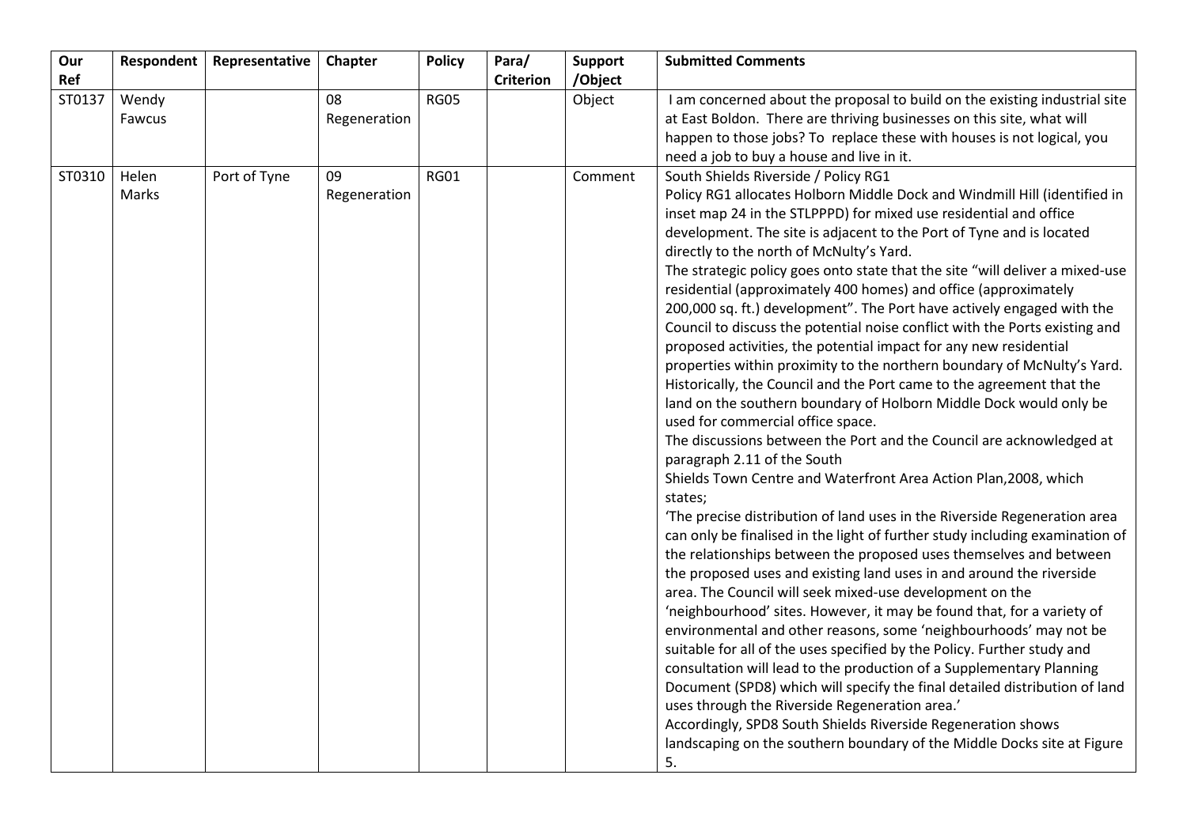| Our Ref | Respondent | Representative | Chapter | Policy | Para/ Criterion | Support /Object | Submitted Comments |
|---|---|---|---|---|---|---|---|
| ST0137 | Wendy Fawcus | | 08 Regeneration | RG05 | | Object | I am concerned about the proposal to build on the existing industrial site at East Boldon. There are thriving businesses on this site, what will happen to those jobs? To replace these with houses is not logical, you need a job to buy a house and live in it. |
| ST0310 | Helen Marks | Port of Tyne | 09 Regeneration | RG01 | | Comment | South Shields Riverside / Policy RG1<br>Policy RG1 allocates Holborn Middle Dock and Windmill Hill (identified in inset map 24 in the STLPPPD) for mixed use residential and office development. The site is adjacent to the Port of Tyne and is located directly to the north of McNulty's Yard.<br>The strategic policy goes onto state that the site "will deliver a mixed-use residential (approximately 400 homes) and office (approximately 200,000 sq. ft.) development". The Port have actively engaged with the Council to discuss the potential noise conflict with the Ports existing and proposed activities, the potential impact for any new residential properties within proximity to the northern boundary of McNulty's Yard. Historically, the Council and the Port came to the agreement that the land on the southern boundary of Holborn Middle Dock would only be used for commercial office space.<br>The discussions between the Port and the Council are acknowledged at paragraph 2.11 of the South Shields Town Centre and Waterfront Area Action Plan,2008, which states;<br>'The precise distribution of land uses in the Riverside Regeneration area can only be finalised in the light of further study including examination of the relationships between the proposed uses themselves and between the proposed uses and existing land uses in and around the riverside area. The Council will seek mixed-use development on the 'neighbourhood' sites. However, it may be found that, for a variety of environmental and other reasons, some 'neighbourhoods' may not be suitable for all of the uses specified by the Policy. Further study and consultation will lead to the production of a Supplementary Planning Document (SPD8) which will specify the final detailed distribution of land uses through the Riverside Regeneration area.'<br>Accordingly, SPD8 South Shields Riverside Regeneration shows landscaping on the southern boundary of the Middle Docks site at Figure 5. |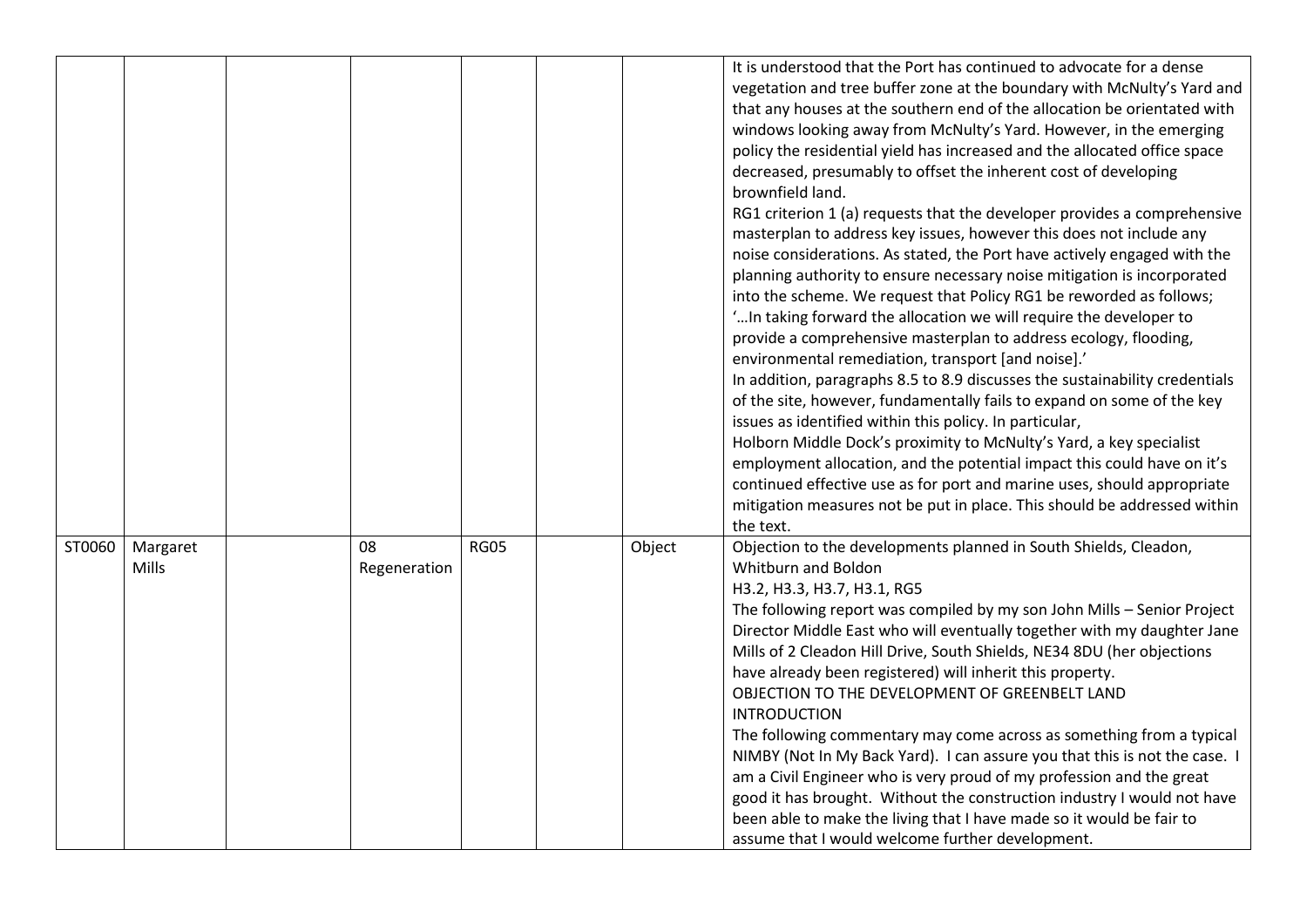|  |  |  |  |  |  |  |  |
|---|---|---|---|---|---|---|---|
|  |  |  |  |  |  |  | It is understood that the Port has continued to advocate for a dense vegetation and tree buffer zone at the boundary with McNulty's Yard and that any houses at the southern end of the allocation be orientated with windows looking away from McNulty's Yard. However, in the emerging policy the residential yield has increased and the allocated office space decreased, presumably to offset the inherent cost of developing brownfield land.<br>RG1 criterion 1 (a) requests that the developer provides a comprehensive masterplan to address key issues, however this does not include any noise considerations. As stated, the Port have actively engaged with the planning authority to ensure necessary noise mitigation is incorporated into the scheme. We request that Policy RG1 be reworded as follows;<br>'…In taking forward the allocation we will require the developer to provide a comprehensive masterplan to address ecology, flooding, environmental remediation, transport [and noise].'<br>In addition, paragraphs 8.5 to 8.9 discusses the sustainability credentials of the site, however, fundamentally fails to expand on some of the key issues as identified within this policy. In particular,<br>Holborn Middle Dock's proximity to McNulty's Yard, a key specialist employment allocation, and the potential impact this could have on it's continued effective use as for port and marine uses, should appropriate mitigation measures not be put in place. This should be addressed within the text. |
| ST0060 | Margaret Mills |  | 08 Regeneration | RG05 |  | Object | Objection to the developments planned in South Shields, Cleadon, Whitburn and Boldon<br>H3.2, H3.3, H3.7, H3.1, RG5<br>The following report was compiled by my son John Mills – Senior Project Director Middle East who will eventually together with my daughter Jane Mills of 2 Cleadon Hill Drive, South Shields, NE34 8DU (her objections have already been registered) will inherit this property.<br>OBJECTION TO THE DEVELOPMENT OF GREENBELT LAND<br>INTRODUCTION<br>The following commentary may come across as something from a typical NIMBY (Not In My Back Yard). I can assure you that this is not the case. I am a Civil Engineer who is very proud of my profession and the great good it has brought. Without the construction industry I would not have been able to make the living that I have made so it would be fair to assume that I would welcome further development. |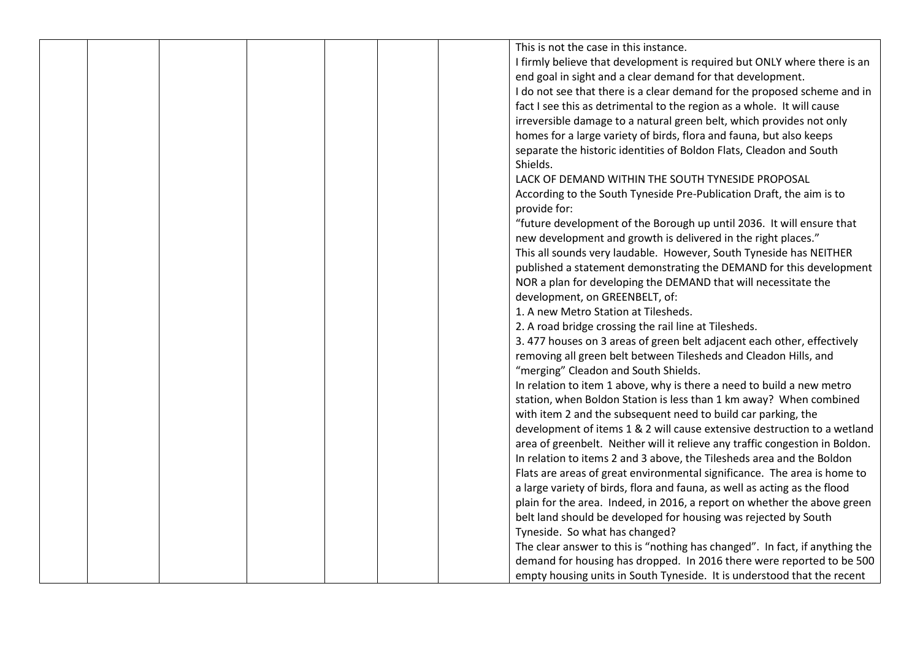| | | | | | | | |
|---|---|---|---|---|---|---|---|
| | | | | | | | This is not the case in this instance.<br>I firmly believe that development is required but ONLY where there is an end goal in sight and a clear demand for that development.<br>I do not see that there is a clear demand for the proposed scheme and in fact I see this as detrimental to the region as a whole. It will cause irreversible damage to a natural green belt, which provides not only homes for a large variety of birds, flora and fauna, but also keeps separate the historic identities of Boldon Flats, Cleadon and South Shields.<br>LACK OF DEMAND WITHIN THE SOUTH TYNESIDE PROPOSAL<br>According to the South Tyneside Pre-Publication Draft, the aim is to provide for:<br>"future development of the Borough up until 2036. It will ensure that new development and growth is delivered in the right places."<br>This all sounds very laudable. However, South Tyneside has NEITHER published a statement demonstrating the DEMAND for this development NOR a plan for developing the DEMAND that will necessitate the development, on GREENBELT, of:<br>1. A new Metro Station at Tilesheds.<br>2. A road bridge crossing the rail line at Tilesheds.<br>3. 477 houses on 3 areas of green belt adjacent each other, effectively removing all green belt between Tilesheds and Cleadon Hills, and "merging" Cleadon and South Shields.<br>In relation to item 1 above, why is there a need to build a new metro station, when Boldon Station is less than 1 km away? When combined with item 2 and the subsequent need to build car parking, the development of items 1 & 2 will cause extensive destruction to a wetland area of greenbelt. Neither will it relieve any traffic congestion in Boldon.<br>In relation to items 2 and 3 above, the Tilesheds area and the Boldon Flats are areas of great environmental significance. The area is home to a large variety of birds, flora and fauna, as well as acting as the flood plain for the area. Indeed, in 2016, a report on whether the above green belt land should be developed for housing was rejected by South Tyneside. So what has changed?<br>The clear answer to this is "nothing has changed". In fact, if anything the demand for housing has dropped. In 2016 there were reported to be 500 empty housing units in South Tyneside. It is understood that the recent |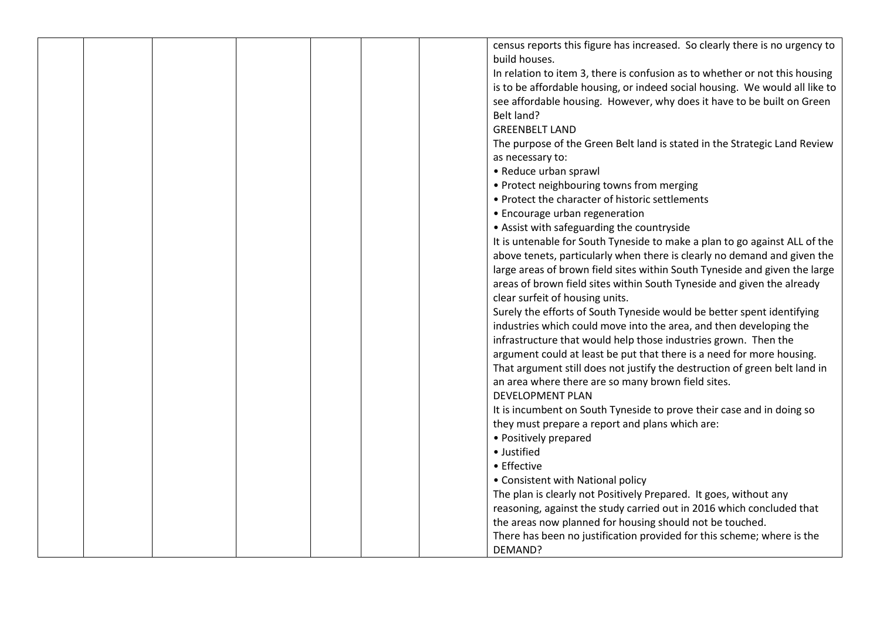| | | | | | | | |
|---|---|---|---|---|---|---|---|
| | | | | | | | census reports this figure has increased. So clearly there is no urgency to build houses.<br>In relation to item 3, there is confusion as to whether or not this housing is to be affordable housing, or indeed social housing. We would all like to see affordable housing. However, why does it have to be built on Green Belt land?<br>GREENBELT LAND<br>The purpose of the Green Belt land is stated in the Strategic Land Review as necessary to:<br>• Reduce urban sprawl<br>• Protect neighbouring towns from merging<br>• Protect the character of historic settlements<br>• Encourage urban regeneration<br>• Assist with safeguarding the countryside<br>It is untenable for South Tyneside to make a plan to go against ALL of the above tenets, particularly when there is clearly no demand and given the large areas of brown field sites within South Tyneside and given the large areas of brown field sites within South Tyneside and given the already clear surfeit of housing units.<br>Surely the efforts of South Tyneside would be better spent identifying industries which could move into the area, and then developing the infrastructure that would help those industries grown. Then the argument could at least be put that there is a need for more housing. That argument still does not justify the destruction of green belt land in an area where there are so many brown field sites.<br>DEVELOPMENT PLAN<br>It is incumbent on South Tyneside to prove their case and in doing so they must prepare a report and plans which are:<br>• Positively prepared<br>• Justified<br>• Effective<br>• Consistent with National policy<br>The plan is clearly not Positively Prepared. It goes, without any reasoning, against the study carried out in 2016 which concluded that the areas now planned for housing should not be touched.<br>There has been no justification provided for this scheme; where is the DEMAND? |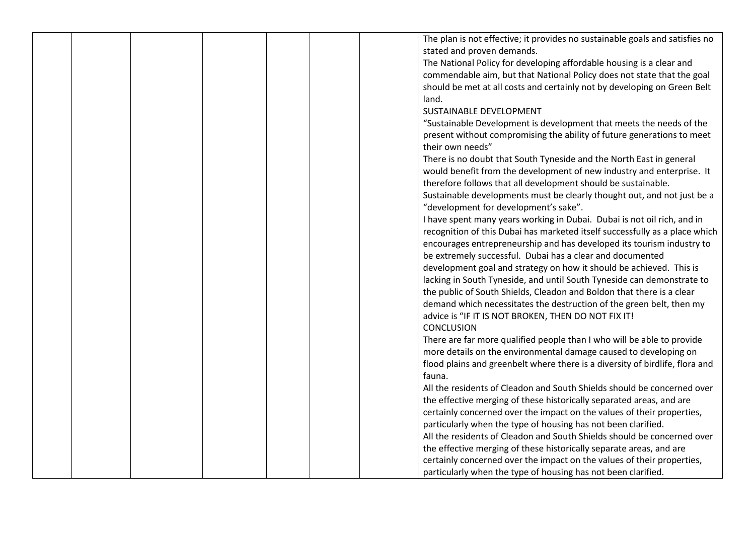| | | | | | | | The plan is not effective; it provides no sustainable goals and satisfies no stated and proven demands.<br>The National Policy for developing affordable housing is a clear and commendable aim, but that National Policy does not state that the goal should be met at all costs and certainly not by developing on Green Belt land.<br>SUSTAINABLE DEVELOPMENT<br>"Sustainable Development is development that meets the needs of the present without compromising the ability of future generations to meet their own needs"<br>There is no doubt that South Tyneside and the North East in general would benefit from the development of new industry and enterprise. It therefore follows that all development should be sustainable.<br>Sustainable developments must be clearly thought out, and not just be a "development for development's sake".<br>I have spent many years working in Dubai. Dubai is not oil rich, and in recognition of this Dubai has marketed itself successfully as a place which encourages entrepreneurship and has developed its tourism industry to be extremely successful. Dubai has a clear and documented development goal and strategy on how it should be achieved. This is lacking in South Tyneside, and until South Tyneside can demonstrate to the public of South Shields, Cleadon and Boldon that there is a clear demand which necessitates the destruction of the green belt, then my advice is "IF IT IS NOT BROKEN, THEN DO NOT FIX IT!<br>CONCLUSION<br>There are far more qualified people than I who will be able to provide more details on the environmental damage caused to developing on flood plains and greenbelt where there is a diversity of birdlife, flora and fauna.<br>All the residents of Cleadon and South Shields should be concerned over the effective merging of these historically separated areas, and are certainly concerned over the impact on the values of their properties, particularly when the type of housing has not been clarified.<br>All the residents of Cleadon and South Shields should be concerned over the effective merging of these historically separate areas, and are certainly concerned over the impact on the values of their properties, particularly when the type of housing has not been clarified. |
|---|---|---|---|---|---|---|---|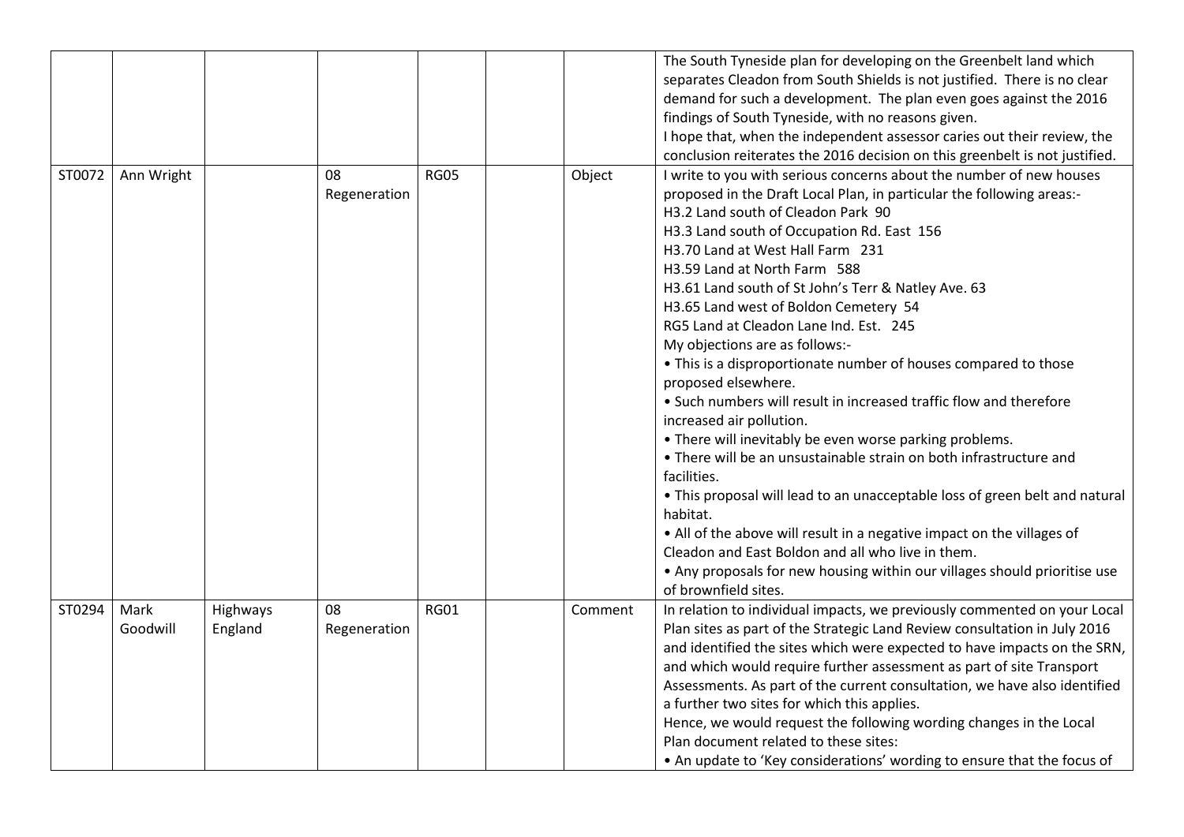|  |  |  |  |  |  |  |  |
|---|---|---|---|---|---|---|---|
|  |  |  |  |  |  |  | The South Tyneside plan for developing on the Greenbelt land which separates Cleadon from South Shields is not justified. There is no clear demand for such a development. The plan even goes against the 2016 findings of South Tyneside, with no reasons given.<br>I hope that, when the independent assessor caries out their review, the conclusion reiterates the 2016 decision on this greenbelt is not justified. |
| ST0072 | Ann Wright |  | 08 Regeneration | RG05 |  | Object | I write to you with serious concerns about the number of new houses proposed in the Draft Local Plan, in particular the following areas:-<br>H3.2 Land south of Cleadon Park 90<br>H3.3 Land south of Occupation Rd. East 156<br>H3.70 Land at West Hall Farm 231<br>H3.59 Land at North Farm 588<br>H3.61 Land south of St John's Terr & Natley Ave. 63<br>H3.65 Land west of Boldon Cemetery 54<br>RG5 Land at Cleadon Lane Ind. Est. 245<br>My objections are as follows:-<br>• This is a disproportionate number of houses compared to those proposed elsewhere.<br>• Such numbers will result in increased traffic flow and therefore increased air pollution.<br>• There will inevitably be even worse parking problems.<br>• There will be an unsustainable strain on both infrastructure and facilities.<br>• This proposal will lead to an unacceptable loss of green belt and natural habitat.<br>• All of the above will result in a negative impact on the villages of Cleadon and East Boldon and all who live in them.<br>• Any proposals for new housing within our villages should prioritise use of brownfield sites. |
| ST0294 | Mark Goodwill | Highways England | 08 Regeneration | RG01 |  | Comment | In relation to individual impacts, we previously commented on your Local Plan sites as part of the Strategic Land Review consultation in July 2016 and identified the sites which were expected to have impacts on the SRN, and which would require further assessment as part of site Transport Assessments. As part of the current consultation, we have also identified a further two sites for which this applies.<br>Hence, we would request the following wording changes in the Local Plan document related to these sites:<br>• An update to 'Key considerations' wording to ensure that the focus of |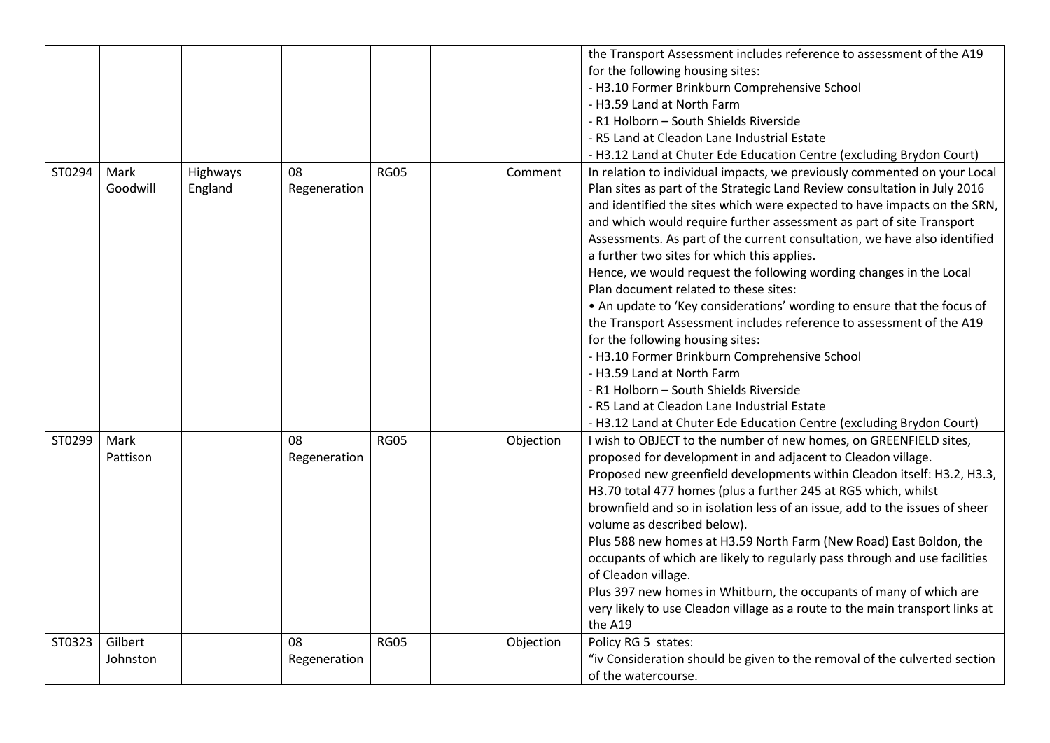| | | | | | | | |
|---|---|---|---|---|---|---|---|
| | | | | | | | the Transport Assessment includes reference to assessment of the A19 for the following housing sites:<br>- H3.10 Former Brinkburn Comprehensive School<br>- H3.59 Land at North Farm<br>- R1 Holborn – South Shields Riverside<br>- R5 Land at Cleadon Lane Industrial Estate<br>- H3.12 Land at Chuter Ede Education Centre (excluding Brydon Court) |
| ST0294 | Mark Goodwill | Highways England | 08 Regeneration | RG05 | | Comment | In relation to individual impacts, we previously commented on your Local Plan sites as part of the Strategic Land Review consultation in July 2016 and identified the sites which were expected to have impacts on the SRN, and which would require further assessment as part of site Transport Assessments. As part of the current consultation, we have also identified a further two sites for which this applies.<br>Hence, we would request the following wording changes in the Local Plan document related to these sites:<br>• An update to 'Key considerations' wording to ensure that the focus of the Transport Assessment includes reference to assessment of the A19 for the following housing sites:<br>- H3.10 Former Brinkburn Comprehensive School<br>- H3.59 Land at North Farm<br>- R1 Holborn – South Shields Riverside<br>- R5 Land at Cleadon Lane Industrial Estate<br>- H3.12 Land at Chuter Ede Education Centre (excluding Brydon Court) |
| ST0299 | Mark Pattison | | 08 Regeneration | RG05 | | Objection | I wish to OBJECT to the number of new homes, on GREENFIELD sites, proposed for development in and adjacent to Cleadon village.<br>Proposed new greenfield developments within Cleadon itself: H3.2, H3.3, H3.70 total 477 homes (plus a further 245 at RG5 which, whilst brownfield and so in isolation less of an issue, add to the issues of sheer volume as described below).<br>Plus 588 new homes at H3.59 North Farm (New Road) East Boldon, the occupants of which are likely to regularly pass through and use facilities of Cleadon village.<br>Plus 397 new homes in Whitburn, the occupants of many of which are very likely to use Cleadon village as a route to the main transport links at the A19 |
| ST0323 | Gilbert Johnston | | 08 Regeneration | RG05 | | Objection | Policy RG 5 states:<br>"iv Consideration should be given to the removal of the culverted section of the watercourse. |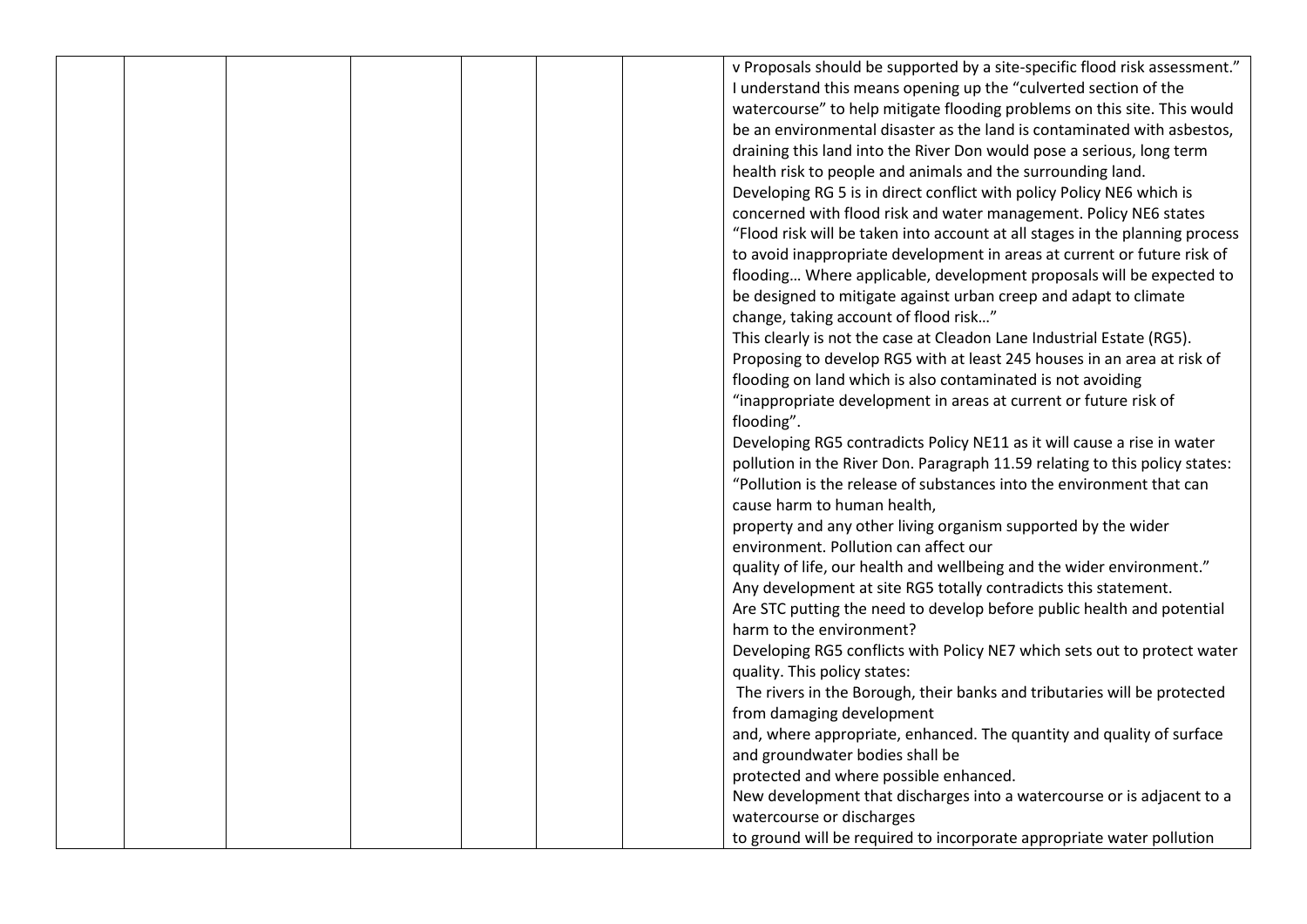| | | | | | | | |
|---|---|---|---|---|---|---|---|
| | | | | | | | v Proposals should be supported by a site-specific flood risk assessment." I understand this means opening up the "culverted section of the watercourse" to help mitigate flooding problems on this site. This would be an environmental disaster as the land is contaminated with asbestos, draining this land into the River Don would pose a serious, long term health risk to people and animals and the surrounding land. Developing RG 5 is in direct conflict with policy Policy NE6 which is concerned with flood risk and water management. Policy NE6 states "Flood risk will be taken into account at all stages in the planning process to avoid inappropriate development in areas at current or future risk of flooding… Where applicable, development proposals will be expected to be designed to mitigate against urban creep and adapt to climate change, taking account of flood risk…" This clearly is not the case at Cleadon Lane Industrial Estate (RG5). Proposing to develop RG5 with at least 245 houses in an area at risk of flooding on land which is also contaminated is not avoiding "inappropriate development in areas at current or future risk of flooding". Developing RG5 contradicts Policy NE11 as it will cause a rise in water pollution in the River Don. Paragraph 11.59 relating to this policy states: "Pollution is the release of substances into the environment that can cause harm to human health, property and any other living organism supported by the wider environment. Pollution can affect our quality of life, our health and wellbeing and the wider environment." Any development at site RG5 totally contradicts this statement. Are STC putting the need to develop before public health and potential harm to the environment? Developing RG5 conflicts with Policy NE7 which sets out to protect water quality. This policy states: The rivers in the Borough, their banks and tributaries will be protected from damaging development and, where appropriate, enhanced. The quantity and quality of surface and groundwater bodies shall be protected and where possible enhanced. New development that discharges into a watercourse or is adjacent to a watercourse or discharges to ground will be required to incorporate appropriate water pollution |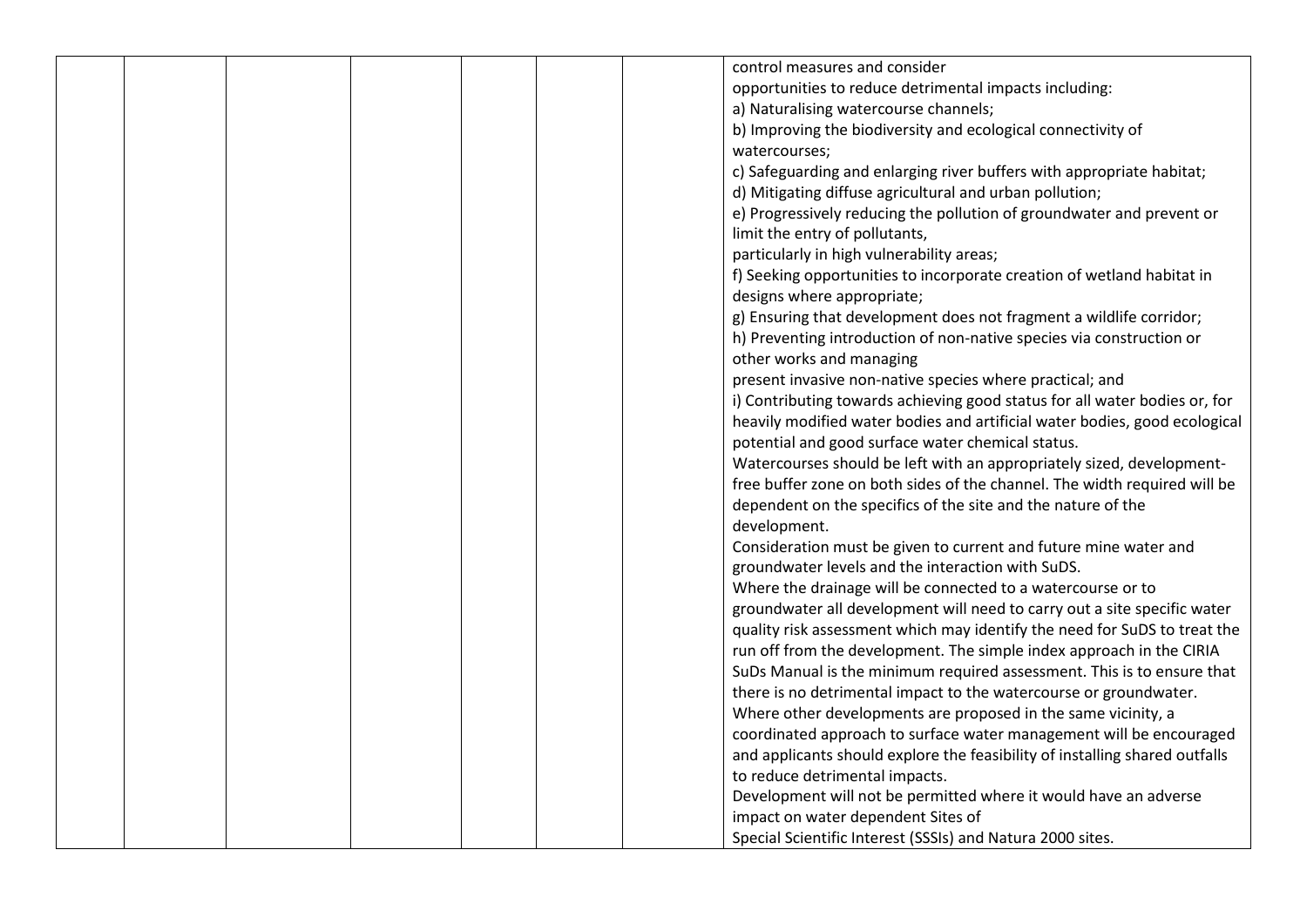|  |  |  |  |  |  |  | control measures and consider<br>opportunities to reduce detrimental impacts including:<br>a) Naturalising watercourse channels;<br>b) Improving the biodiversity and ecological connectivity of watercourses;<br>c) Safeguarding and enlarging river buffers with appropriate habitat;<br>d) Mitigating diffuse agricultural and urban pollution;<br>e) Progressively reducing the pollution of groundwater and prevent or limit the entry of pollutants,<br>particularly in high vulnerability areas;<br>f) Seeking opportunities to incorporate creation of wetland habitat in designs where appropriate;<br>g) Ensuring that development does not fragment a wildlife corridor;<br>h) Preventing introduction of non-native species via construction or other works and managing<br>present invasive non-native species where practical; and<br>i) Contributing towards achieving good status for all water bodies or, for heavily modified water bodies and artificial water bodies, good ecological potential and good surface water chemical status.<br>Watercourses should be left with an appropriately sized, development-free buffer zone on both sides of the channel. The width required will be dependent on the specifics of the site and the nature of the development.<br>Consideration must be given to current and future mine water and groundwater levels and the interaction with SuDS.<br>Where the drainage will be connected to a watercourse or to groundwater all development will need to carry out a site specific water quality risk assessment which may identify the need for SuDS to treat the run off from the development. The simple index approach in the CIRIA SuDs Manual is the minimum required assessment. This is to ensure that there is no detrimental impact to the watercourse or groundwater.<br>Where other developments are proposed in the same vicinity, a coordinated approach to surface water management will be encouraged and applicants should explore the feasibility of installing shared outfalls to reduce detrimental impacts.<br>Development will not be permitted where it would have an adverse impact on water dependent Sites of<br>Special Scientific Interest (SSSIs) and Natura 2000 sites. |
|---|---|---|---|---|---|---|---|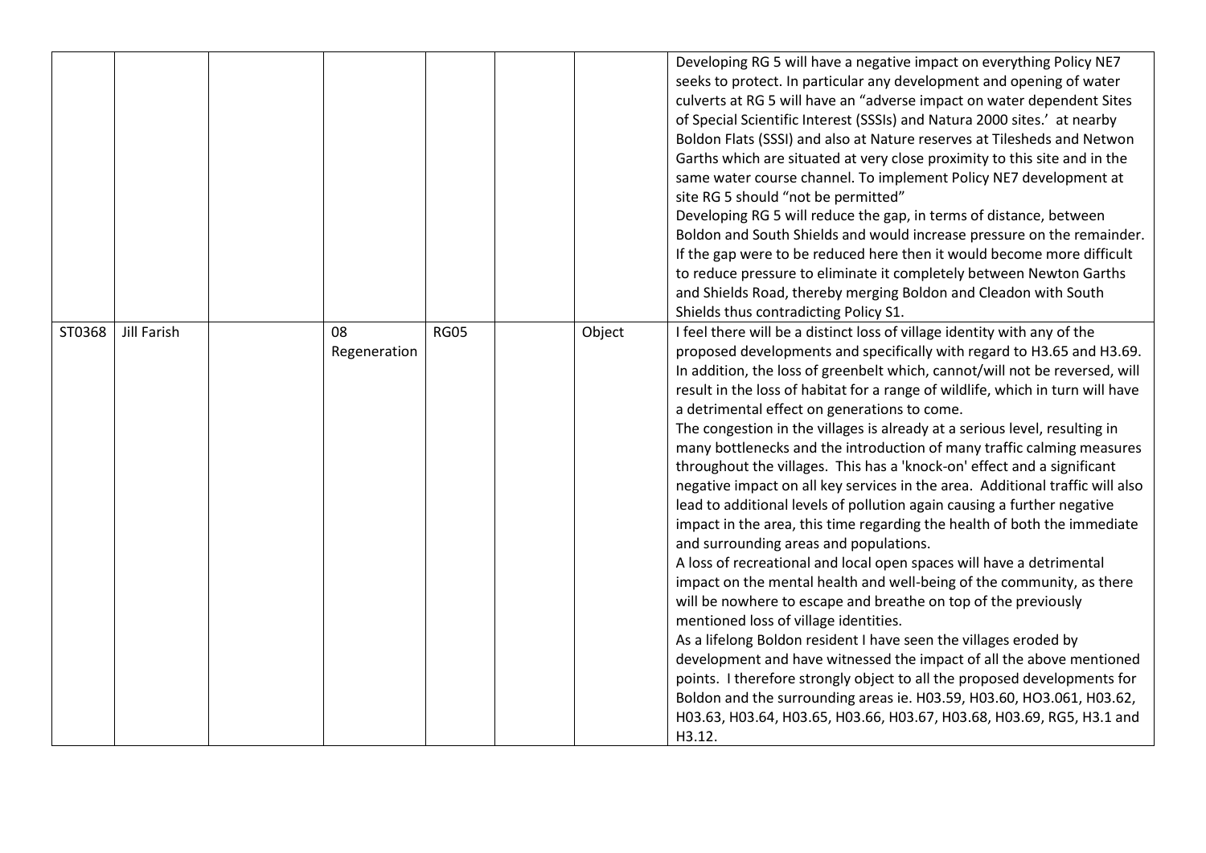| | | | | | | | |
|---|---|---|---|---|---|---|---|
| | | | | | | | Developing RG 5 will have a negative impact on everything Policy NE7 seeks to protect. In particular any development and opening of water culverts at RG 5 will have an "adverse impact on water dependent Sites of Special Scientific Interest (SSSIs) and Natura 2000 sites.' at nearby Boldon Flats (SSSI) and also at Nature reserves at Tilesheds and Netwon Garths which are situated at very close proximity to this site and in the same water course channel. To implement Policy NE7 development at site RG 5 should "not be permitted"<br>Developing RG 5 will reduce the gap, in terms of distance, between Boldon and South Shields and would increase pressure on the remainder. If the gap were to be reduced here then it would become more difficult to reduce pressure to eliminate it completely between Newton Garths and Shields Road, thereby merging Boldon and Cleadon with South Shields thus contradicting Policy S1. |
| ST0368 | Jill Farish | | 08 Regeneration | RG05 | | Object | I feel there will be a distinct loss of village identity with any of the proposed developments and specifically with regard to H3.65 and H3.69. In addition, the loss of greenbelt which, cannot/will not be reversed, will result in the loss of habitat for a range of wildlife, which in turn will have a detrimental effect on generations to come.<br>The congestion in the villages is already at a serious level, resulting in many bottlenecks and the introduction of many traffic calming measures throughout the villages. This has a 'knock-on' effect and a significant negative impact on all key services in the area. Additional traffic will also lead to additional levels of pollution again causing a further negative impact in the area, this time regarding the health of both the immediate and surrounding areas and populations.<br>A loss of recreational and local open spaces will have a detrimental impact on the mental health and well-being of the community, as there will be nowhere to escape and breathe on top of the previously mentioned loss of village identities.<br>As a lifelong Boldon resident I have seen the villages eroded by development and have witnessed the impact of all the above mentioned points. I therefore strongly object to all the proposed developments for Boldon and the surrounding areas ie. H03.59, H03.60, HO3.061, H03.62, H03.63, H03.64, H03.65, H03.66, H03.67, H03.68, H03.69, RG5, H3.1 and H3.12. |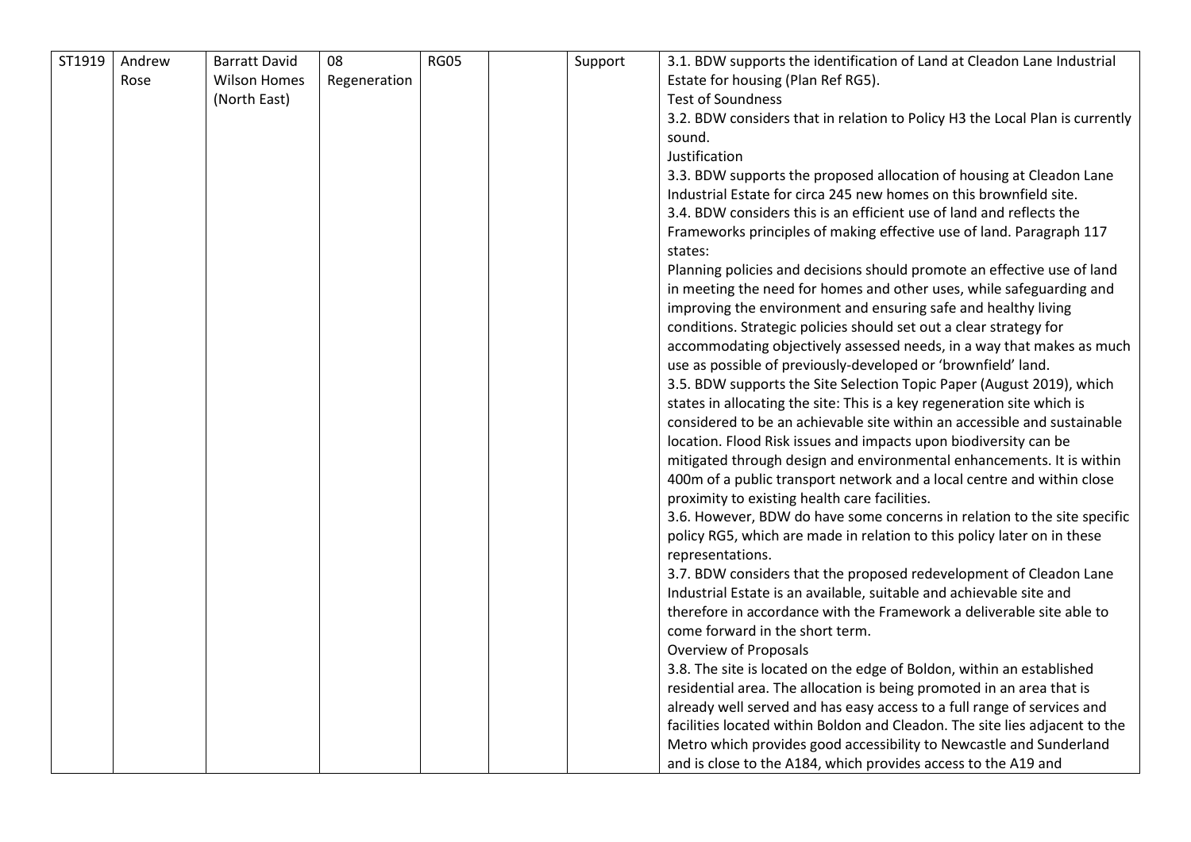| ST1919 | Andrew Rose | Barratt David Wilson Homes (North East) | 08 Regeneration | RG05 | | Support | 3.1. BDW supports the identification of Land at Cleadon Lane Industrial Estate for housing (Plan Ref RG5).<br>Test of Soundness<br>3.2. BDW considers that in relation to Policy H3 the Local Plan is currently sound.<br>Justification<br>3.3. BDW supports the proposed allocation of housing at Cleadon Lane Industrial Estate for circa 245 new homes on this brownfield site.<br>3.4. BDW considers this is an efficient use of land and reflects the Frameworks principles of making effective use of land. Paragraph 117 states:<br>Planning policies and decisions should promote an effective use of land in meeting the need for homes and other uses, while safeguarding and improving the environment and ensuring safe and healthy living conditions. Strategic policies should set out a clear strategy for accommodating objectively assessed needs, in a way that makes as much use as possible of previously-developed or 'brownfield' land.<br>3.5. BDW supports the Site Selection Topic Paper (August 2019), which states in allocating the site: This is a key regeneration site which is considered to be an achievable site within an accessible and sustainable location. Flood Risk issues and impacts upon biodiversity can be mitigated through design and environmental enhancements. It is within 400m of a public transport network and a local centre and within close proximity to existing health care facilities.<br>3.6. However, BDW do have some concerns in relation to the site specific policy RG5, which are made in relation to this policy later on in these representations.<br>3.7. BDW considers that the proposed redevelopment of Cleadon Lane Industrial Estate is an available, suitable and achievable site and therefore in accordance with the Framework a deliverable site able to come forward in the short term.<br>Overview of Proposals<br>3.8. The site is located on the edge of Boldon, within an established residential area. The allocation is being promoted in an area that is already well served and has easy access to a full range of services and facilities located within Boldon and Cleadon. The site lies adjacent to the Metro which provides good accessibility to Newcastle and Sunderland and is close to the A184, which provides access to the A19 and |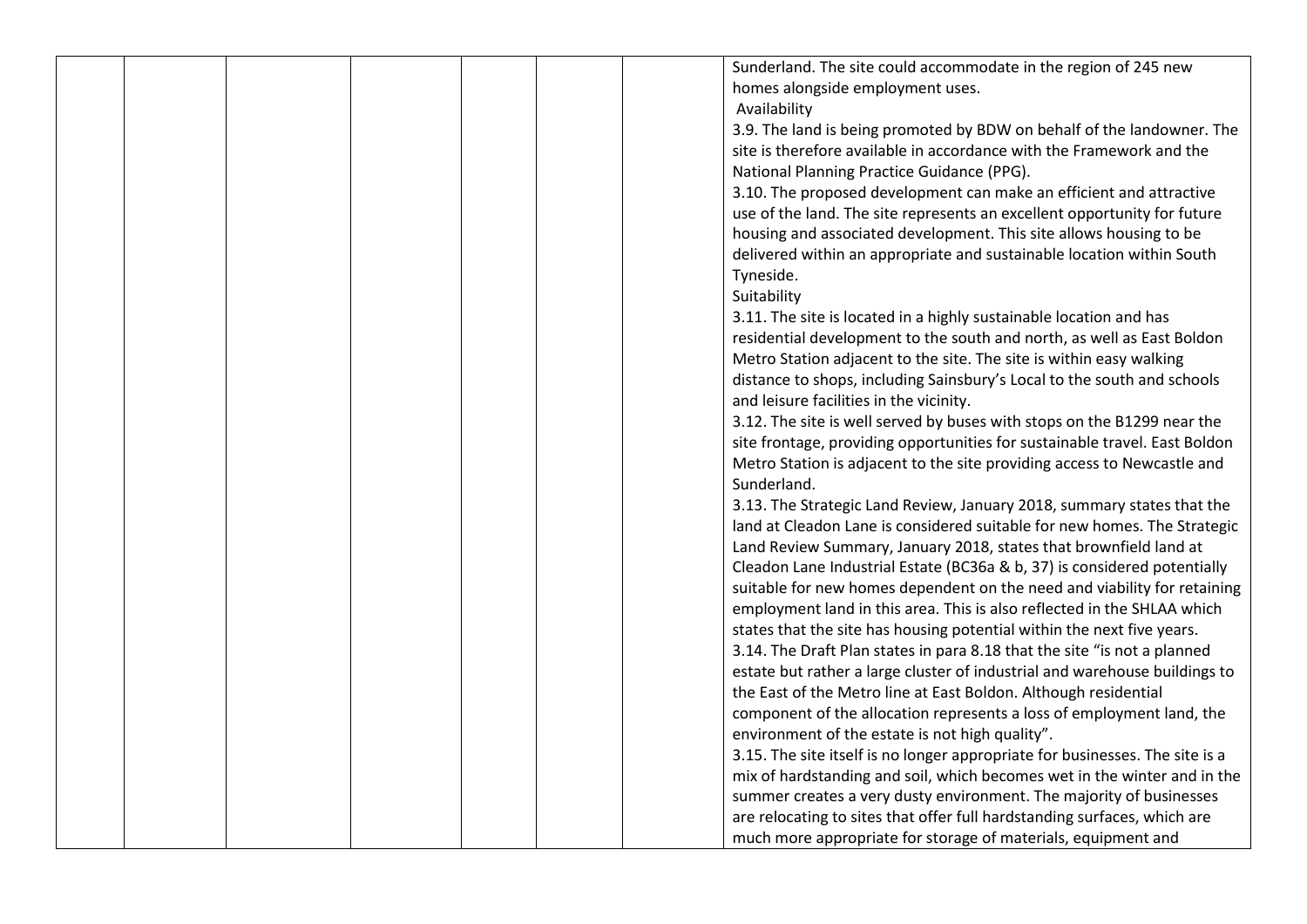|  |  |  |  |  |  |  | Sunderland. The site could accommodate in the region of 245 new homes alongside employment uses.<br>Availability<br>3.9. The land is being promoted by BDW on behalf of the landowner. The site is therefore available in accordance with the Framework and the National Planning Practice Guidance (PPG).<br>3.10. The proposed development can make an efficient and attractive use of the land. The site represents an excellent opportunity for future housing and associated development. This site allows housing to be delivered within an appropriate and sustainable location within South Tyneside.<br>Suitability<br>3.11. The site is located in a highly sustainable location and has residential development to the south and north, as well as East Boldon Metro Station adjacent to the site. The site is within easy walking distance to shops, including Sainsbury's Local to the south and schools and leisure facilities in the vicinity.<br>3.12. The site is well served by buses with stops on the B1299 near the site frontage, providing opportunities for sustainable travel. East Boldon Metro Station is adjacent to the site providing access to Newcastle and Sunderland.<br>3.13. The Strategic Land Review, January 2018, summary states that the land at Cleadon Lane is considered suitable for new homes. The Strategic Land Review Summary, January 2018, states that brownfield land at Cleadon Lane Industrial Estate (BC36a & b, 37) is considered potentially suitable for new homes dependent on the need and viability for retaining employment land in this area. This is also reflected in the SHLAA which states that the site has housing potential within the next five years.<br>3.14. The Draft Plan states in para 8.18 that the site "is not a planned estate but rather a large cluster of industrial and warehouse buildings to the East of the Metro line at East Boldon. Although residential component of the allocation represents a loss of employment land, the environment of the estate is not high quality".<br>3.15. The site itself is no longer appropriate for businesses. The site is a mix of hardstanding and soil, which becomes wet in the winter and in the summer creates a very dusty environment. The majority of businesses are relocating to sites that offer full hardstanding surfaces, which are much more appropriate for storage of materials, equipment and |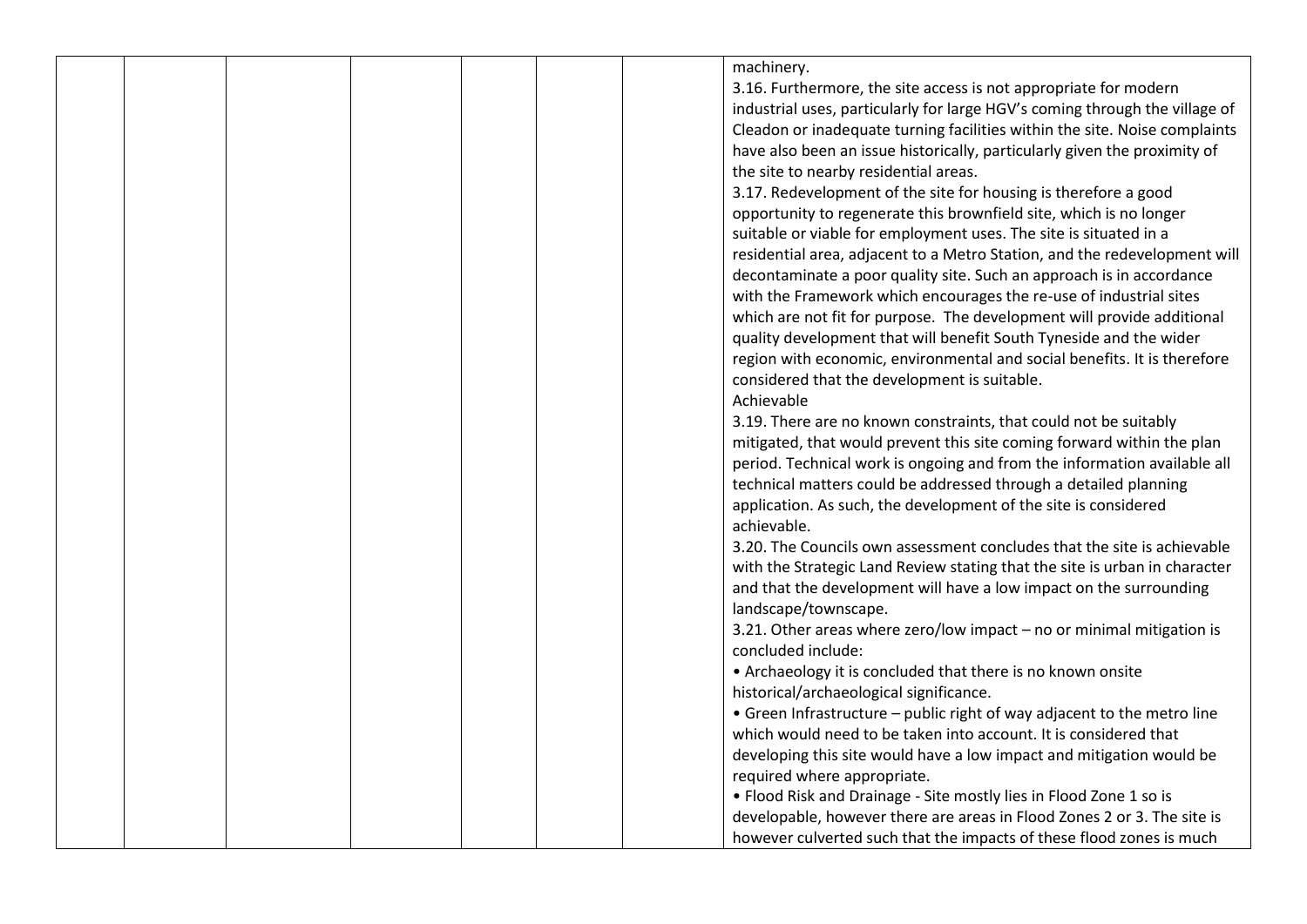| | | | | | | | machinery.<br>3.16. Furthermore, the site access is not appropriate for modern industrial uses, particularly for large HGV's coming through the village of Cleadon or inadequate turning facilities within the site. Noise complaints have also been an issue historically, particularly given the proximity of the site to nearby residential areas.<br>3.17. Redevelopment of the site for housing is therefore a good opportunity to regenerate this brownfield site, which is no longer suitable or viable for employment uses. The site is situated in a residential area, adjacent to a Metro Station, and the redevelopment will decontaminate a poor quality site. Such an approach is in accordance with the Framework which encourages the re-use of industrial sites which are not fit for purpose. The development will provide additional quality development that will benefit South Tyneside and the wider region with economic, environmental and social benefits. It is therefore considered that the development is suitable.<br>Achievable<br>3.19. There are no known constraints, that could not be suitably mitigated, that would prevent this site coming forward within the plan period. Technical work is ongoing and from the information available all technical matters could be addressed through a detailed planning application. As such, the development of the site is considered achievable.<br>3.20. The Councils own assessment concludes that the site is achievable with the Strategic Land Review stating that the site is urban in character and that the development will have a low impact on the surrounding landscape/townscape.<br>3.21. Other areas where zero/low impact – no or minimal mitigation is concluded include:<br>• Archaeology it is concluded that there is no known onsite historical/archaeological significance.<br>• Green Infrastructure – public right of way adjacent to the metro line which would need to be taken into account. It is considered that developing this site would have a low impact and mitigation would be required where appropriate.<br>• Flood Risk and Drainage - Site mostly lies in Flood Zone 1 so is developable, however there are areas in Flood Zones 2 or 3. The site is however culverted such that the impacts of these flood zones is much |
|---|---|---|---|---|---|---|---|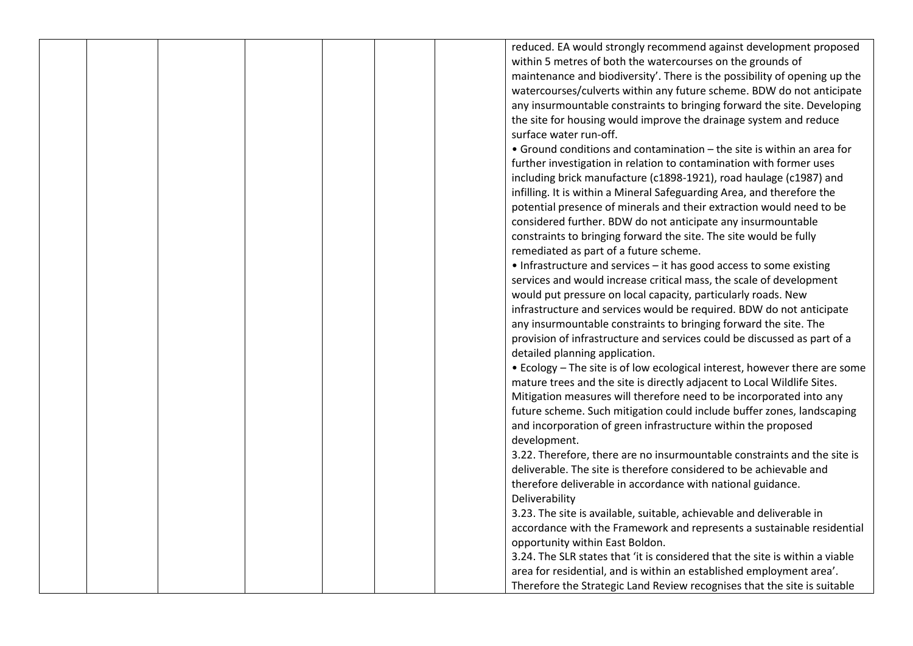|  |  |  |  |  |  |  | reduced. EA would strongly recommend against development proposed within 5 metres of both the watercourses on the grounds of maintenance and biodiversity'. There is the possibility of opening up the watercourses/culverts within any future scheme. BDW do not anticipate any insurmountable constraints to bringing forward the site. Developing the site for housing would improve the drainage system and reduce surface water run-off.<br>• Ground conditions and contamination – the site is within an area for further investigation in relation to contamination with former uses including brick manufacture (c1898-1921), road haulage (c1987) and infilling. It is within a Mineral Safeguarding Area, and therefore the potential presence of minerals and their extraction would need to be considered further. BDW do not anticipate any insurmountable constraints to bringing forward the site. The site would be fully remediated as part of a future scheme.<br>• Infrastructure and services – it has good access to some existing services and would increase critical mass, the scale of development would put pressure on local capacity, particularly roads. New infrastructure and services would be required. BDW do not anticipate any insurmountable constraints to bringing forward the site. The provision of infrastructure and services could be discussed as part of a detailed planning application.<br>• Ecology – The site is of low ecological interest, however there are some mature trees and the site is directly adjacent to Local Wildlife Sites. Mitigation measures will therefore need to be incorporated into any future scheme. Such mitigation could include buffer zones, landscaping and incorporation of green infrastructure within the proposed development.<br>3.22. Therefore, there are no insurmountable constraints and the site is deliverable. The site is therefore considered to be achievable and therefore deliverable in accordance with national guidance.<br>Deliverability<br>3.23. The site is available, suitable, achievable and deliverable in accordance with the Framework and represents a sustainable residential opportunity within East Boldon.<br>3.24. The SLR states that 'it is considered that the site is within a viable area for residential, and is within an established employment area'. Therefore the Strategic Land Review recognises that the site is suitable |
|---|---|---|---|---|---|---|---|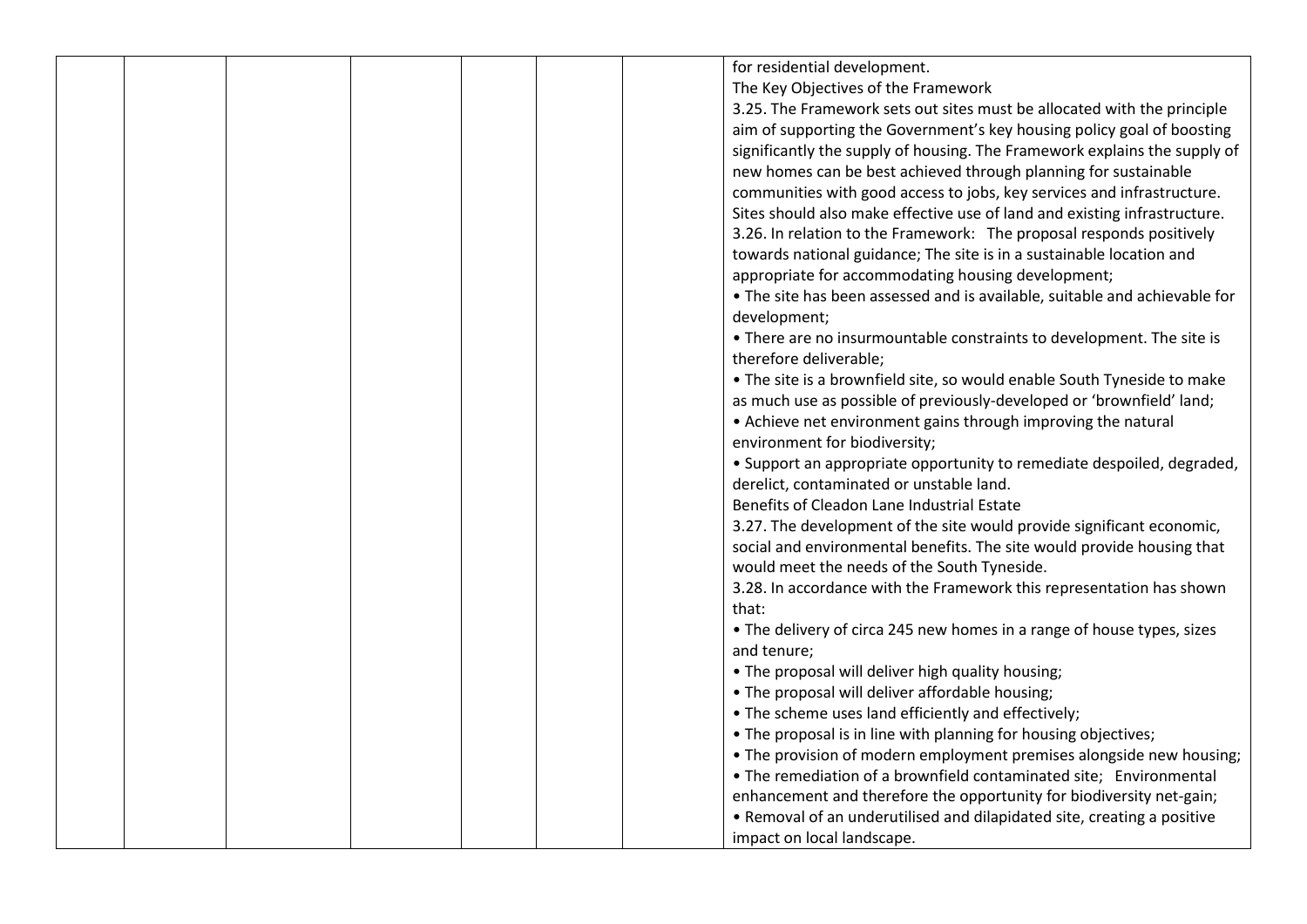| | | | | | | | for residential development.<br>The Key Objectives of the Framework<br>3.25. The Framework sets out sites must be allocated with the principle aim of supporting the Government's key housing policy goal of boosting significantly the supply of housing. The Framework explains the supply of new homes can be best achieved through planning for sustainable communities with good access to jobs, key services and infrastructure. Sites should also make effective use of land and existing infrastructure.<br>3.26. In relation to the Framework: The proposal responds positively towards national guidance; The site is in a sustainable location and appropriate for accommodating housing development;<br>• The site has been assessed and is available, suitable and achievable for development;<br>• There are no insurmountable constraints to development. The site is therefore deliverable;<br>• The site is a brownfield site, so would enable South Tyneside to make as much use as possible of previously-developed or 'brownfield' land;<br>• Achieve net environment gains through improving the natural environment for biodiversity;<br>• Support an appropriate opportunity to remediate despoiled, degraded, derelict, contaminated or unstable land.<br>Benefits of Cleadon Lane Industrial Estate<br>3.27. The development of the site would provide significant economic, social and environmental benefits. The site would provide housing that would meet the needs of the South Tyneside.<br>3.28. In accordance with the Framework this representation has shown that:<br>• The delivery of circa 245 new homes in a range of house types, sizes and tenure;<br>• The proposal will deliver high quality housing;<br>• The proposal will deliver affordable housing;<br>• The scheme uses land efficiently and effectively;<br>• The proposal is in line with planning for housing objectives;<br>• The provision of modern employment premises alongside new housing;<br>• The remediation of a brownfield contaminated site; Environmental enhancement and therefore the opportunity for biodiversity net-gain;<br>• Removal of an underutilised and dilapidated site, creating a positive impact on local landscape. |
|---|---|---|---|---|---|---|---|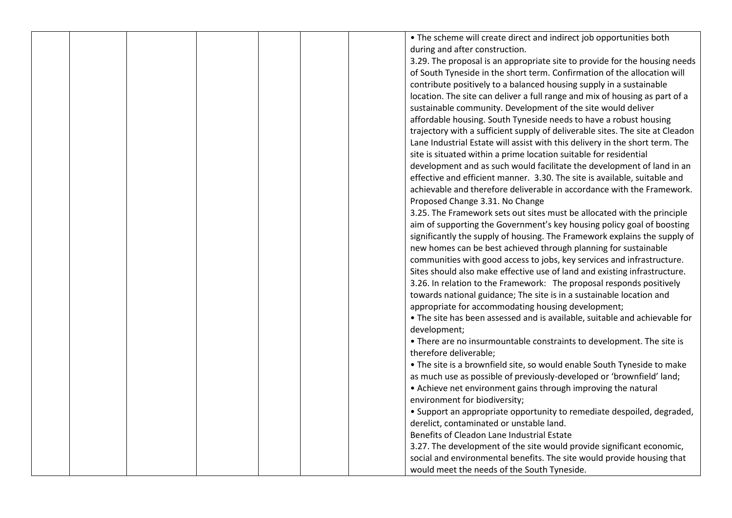| | | | | | | | |
|---|---|---|---|---|---|---|---|
| | | | | | | | • The scheme will create direct and indirect job opportunities both during and after construction.<br>3.29. The proposal is an appropriate site to provide for the housing needs of South Tyneside in the short term. Confirmation of the allocation will contribute positively to a balanced housing supply in a sustainable location. The site can deliver a full range and mix of housing as part of a sustainable community. Development of the site would deliver affordable housing. South Tyneside needs to have a robust housing trajectory with a sufficient supply of deliverable sites. The site at Cleadon Lane Industrial Estate will assist with this delivery in the short term. The site is situated within a prime location suitable for residential development and as such would facilitate the development of land in an effective and efficient manner. 3.30. The site is available, suitable and achievable and therefore deliverable in accordance with the Framework.<br>Proposed Change 3.31. No Change<br>3.25. The Framework sets out sites must be allocated with the principle aim of supporting the Government's key housing policy goal of boosting significantly the supply of housing. The Framework explains the supply of new homes can be best achieved through planning for sustainable communities with good access to jobs, key services and infrastructure. Sites should also make effective use of land and existing infrastructure.<br>3.26. In relation to the Framework: The proposal responds positively towards national guidance; The site is in a sustainable location and appropriate for accommodating housing development;<br>• The site has been assessed and is available, suitable and achievable for development;<br>• There are no insurmountable constraints to development. The site is therefore deliverable;<br>• The site is a brownfield site, so would enable South Tyneside to make as much use as possible of previously-developed or 'brownfield' land;<br>• Achieve net environment gains through improving the natural environment for biodiversity;<br>• Support an appropriate opportunity to remediate despoiled, degraded, derelict, contaminated or unstable land.<br>Benefits of Cleadon Lane Industrial Estate<br>3.27. The development of the site would provide significant economic, social and environmental benefits. The site would provide housing that would meet the needs of the South Tyneside. |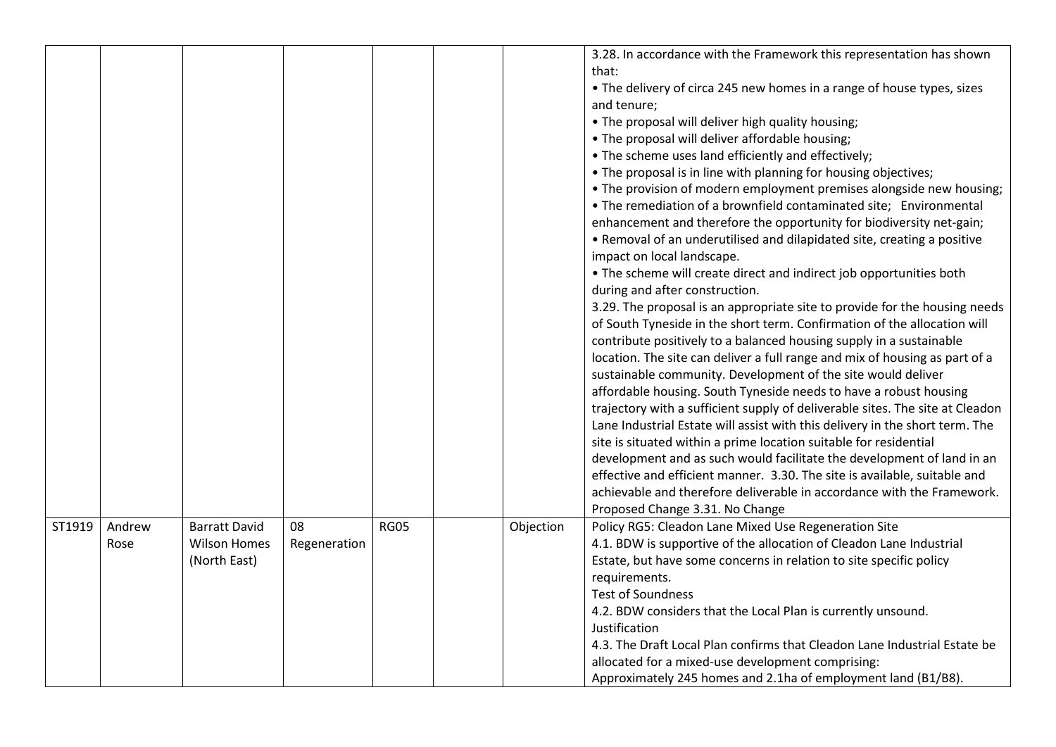| | | | | | | | |
|---|---|---|---|---|---|---|---|
| | | | | | | | 3.28. In accordance with the Framework this representation has shown that:<br>• The delivery of circa 245 new homes in a range of house types, sizes and tenure;<br>• The proposal will deliver high quality housing;<br>• The proposal will deliver affordable housing;<br>• The scheme uses land efficiently and effectively;<br>• The proposal is in line with planning for housing objectives;<br>• The provision of modern employment premises alongside new housing;<br>• The remediation of a brownfield contaminated site; Environmental enhancement and therefore the opportunity for biodiversity net-gain;<br>• Removal of an underutilised and dilapidated site, creating a positive impact on local landscape.<br>• The scheme will create direct and indirect job opportunities both during and after construction.<br>3.29. The proposal is an appropriate site to provide for the housing needs of South Tyneside in the short term. Confirmation of the allocation will contribute positively to a balanced housing supply in a sustainable location. The site can deliver a full range and mix of housing as part of a sustainable community. Development of the site would deliver affordable housing. South Tyneside needs to have a robust housing trajectory with a sufficient supply of deliverable sites. The site at Cleadon Lane Industrial Estate will assist with this delivery in the short term. The site is situated within a prime location suitable for residential development and as such would facilitate the development of land in an effective and efficient manner. 3.30. The site is available, suitable and achievable and therefore deliverable in accordance with the Framework.<br>Proposed Change 3.31. No Change |
| ST1919 | Andrew Rose | Barratt David Wilson Homes (North East) | 08 Regeneration | RG05 | | Objection | Policy RG5: Cleadon Lane Mixed Use Regeneration Site<br>4.1. BDW is supportive of the allocation of Cleadon Lane Industrial Estate, but have some concerns in relation to site specific policy requirements.<br>Test of Soundness<br>4.2. BDW considers that the Local Plan is currently unsound.<br>Justification<br>4.3. The Draft Local Plan confirms that Cleadon Lane Industrial Estate be allocated for a mixed-use development comprising:<br>Approximately 245 homes and 2.1ha of employment land (B1/B8). |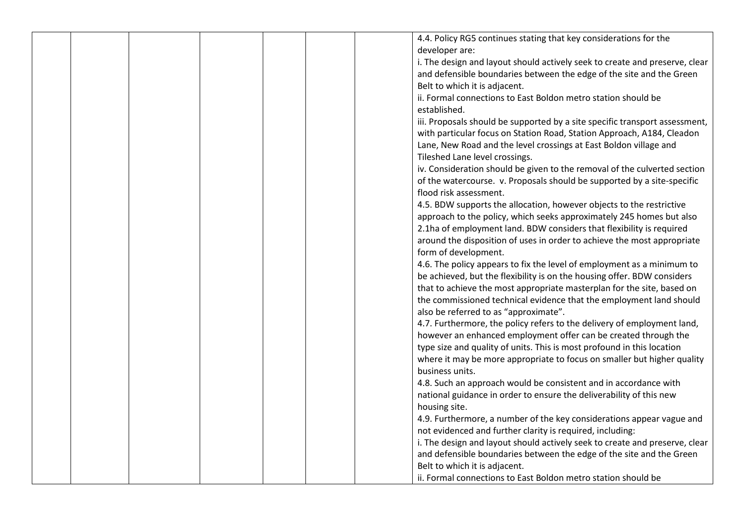| | | | | | | | |
|---|---|---|---|---|---|---|---|
| | | | | | | | 4.4. Policy RG5 continues stating that key considerations for the developer are:<br>i. The design and layout should actively seek to create and preserve, clear and defensible boundaries between the edge of the site and the Green Belt to which it is adjacent.<br>ii. Formal connections to East Boldon metro station should be established.<br>iii. Proposals should be supported by a site specific transport assessment, with particular focus on Station Road, Station Approach, A184, Cleadon Lane, New Road and the level crossings at East Boldon village and Tileshed Lane level crossings.<br>iv. Consideration should be given to the removal of the culverted section of the watercourse. v. Proposals should be supported by a site-specific flood risk assessment.<br>4.5. BDW supports the allocation, however objects to the restrictive approach to the policy, which seeks approximately 245 homes but also 2.1ha of employment land. BDW considers that flexibility is required around the disposition of uses in order to achieve the most appropriate form of development.<br>4.6. The policy appears to fix the level of employment as a minimum to be achieved, but the flexibility is on the housing offer. BDW considers that to achieve the most appropriate masterplan for the site, based on the commissioned technical evidence that the employment land should also be referred to as "approximate".<br>4.7. Furthermore, the policy refers to the delivery of employment land, however an enhanced employment offer can be created through the type size and quality of units. This is most profound in this location where it may be more appropriate to focus on smaller but higher quality business units.<br>4.8. Such an approach would be consistent and in accordance with national guidance in order to ensure the deliverability of this new housing site.<br>4.9. Furthermore, a number of the key considerations appear vague and not evidenced and further clarity is required, including:<br>i. The design and layout should actively seek to create and preserve, clear and defensible boundaries between the edge of the site and the Green Belt to which it is adjacent.<br>ii. Formal connections to East Boldon metro station should be |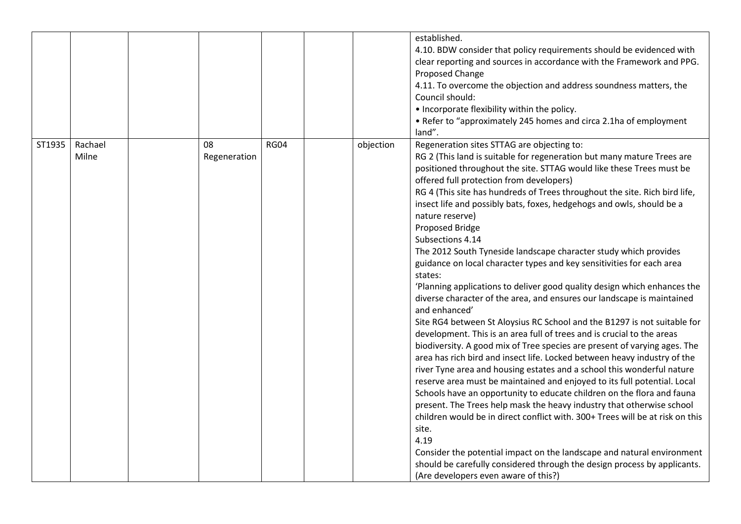|  |  |  |  |  |  |  |  |
|---|---|---|---|---|---|---|---|
|  |  |  |  |  |  |  | established.<br>4.10. BDW consider that policy requirements should be evidenced with clear reporting and sources in accordance with the Framework and PPG.<br>Proposed Change<br>4.11. To overcome the objection and address soundness matters, the Council should:<br>• Incorporate flexibility within the policy.<br>• Refer to "approximately 245 homes and circa 2.1ha of employment land". |
| ST1935 | Rachael Milne |  | 08 Regeneration | RG04 |  | objection | Regeneration sites STTAG are objecting to:<br>RG 2 (This land is suitable for regeneration but many mature Trees are positioned throughout the site. STTAG would like these Trees must be offered full protection from developers)<br>RG 4 (This site has hundreds of Trees throughout the site. Rich bird life, insect life and possibly bats, foxes, hedgehogs and owls, should be a nature reserve)<br>Proposed Bridge<br>Subsections 4.14<br>The 2012 South Tyneside landscape character study which provides guidance on local character types and key sensitivities for each area states:<br>'Planning applications to deliver good quality design which enhances the diverse character of the area, and ensures our landscape is maintained and enhanced'<br>Site RG4 between St Aloysius RC School and the B1297 is not suitable for development. This is an area full of trees and is crucial to the areas biodiversity. A good mix of Tree species are present of varying ages. The area has rich bird and insect life. Locked between heavy industry of the river Tyne area and housing estates and a school this wonderful nature reserve area must be maintained and enjoyed to its full potential. Local Schools have an opportunity to educate children on the flora and fauna present. The Trees help mask the heavy industry that otherwise school children would be in direct conflict with. 300+ Trees will be at risk on this site.<br>4.19<br>Consider the potential impact on the landscape and natural environment should be carefully considered through the design process by applicants. (Are developers even aware of this?) |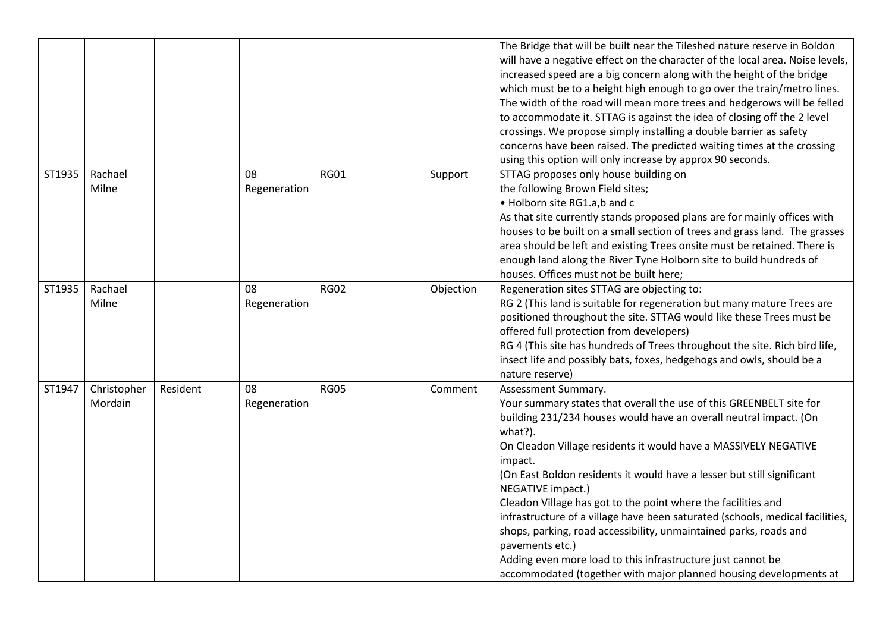|  |  |  |  |  |  |  |  |
|---|---|---|---|---|---|---|---|
|  |  |  |  |  |  |  | The Bridge that will be built near the Tileshed nature reserve in Boldon will have a negative effect on the character of the local area. Noise levels, increased speed are a big concern along with the height of the bridge which must be to a height high enough to go over the train/metro lines. The width of the road will mean more trees and hedgerows will be felled to accommodate it. STTAG is against the idea of closing off the 2 level crossings. We propose simply installing a double barrier as safety concerns have been raised. The predicted waiting times at the crossing using this option will only increase by approx 90 seconds. |
| ST1935 | Rachael Milne |  | 08 Regeneration | RG01 |  | Support | STTAG proposes only house building on the following Brown Field sites;<br>• Holborn site RG1.a,b and c<br>As that site currently stands proposed plans are for mainly offices with houses to be built on a small section of trees and grass land. The grasses area should be left and existing Trees onsite must be retained. There is enough land along the River Tyne Holborn site to build hundreds of houses. Offices must not be built here; |
| ST1935 | Rachael Milne |  | 08 Regeneration | RG02 |  | Objection | Regeneration sites STTAG are objecting to:<br>RG 2 (This land is suitable for regeneration but many mature Trees are positioned throughout the site. STTAG would like these Trees must be offered full protection from developers)<br>RG 4 (This site has hundreds of Trees throughout the site. Rich bird life, insect life and possibly bats, foxes, hedgehogs and owls, should be a nature reserve) |
| ST1947 | Christopher Mordain | Resident | 08 Regeneration | RG05 |  | Comment | Assessment Summary.<br>Your summary states that overall the use of this GREENBELT site for building 231/234 houses would have an overall neutral impact. (On what?).<br>On Cleadon Village residents it would have a MASSIVELY NEGATIVE impact.<br>(On East Boldon residents it would have a lesser but still significant NEGATIVE impact.)<br>Cleadon Village has got to the point where the facilities and infrastructure of a village have been saturated (schools, medical facilities, shops, parking, road accessibility, unmaintained parks, roads and pavements etc.)<br>Adding even more load to this infrastructure just cannot be accommodated (together with major planned housing developments at |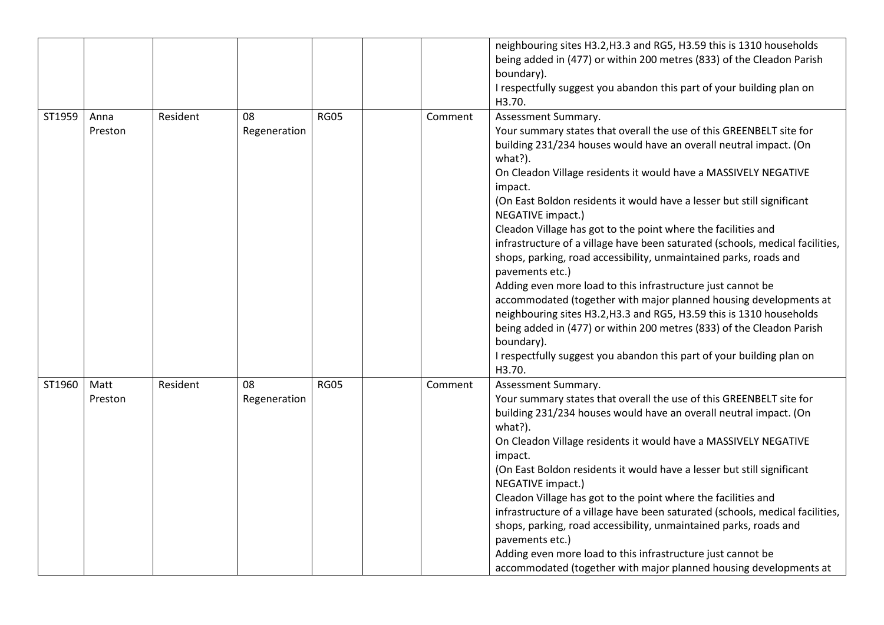| | | | | | | | |
|---|---|---|---|---|---|---|---|
| | | | | | | | neighbouring sites H3.2,H3.3 and RG5, H3.59 this is 1310 households being added in (477) or within 200 metres (833) of the Cleadon Parish boundary).<br>I respectfully suggest you abandon this part of your building plan on H3.70. |
| ST1959 | Anna Preston | Resident | 08 Regeneration | RG05 | | Comment | Assessment Summary.<br>Your summary states that overall the use of this GREENBELT site for building 231/234 houses would have an overall neutral impact. (On what?).<br>On Cleadon Village residents it would have a MASSIVELY NEGATIVE impact.<br>(On East Boldon residents it would have a lesser but still significant NEGATIVE impact.)<br>Cleadon Village has got to the point where the facilities and infrastructure of a village have been saturated (schools, medical facilities, shops, parking, road accessibility, unmaintained parks, roads and pavements etc.)<br>Adding even more load to this infrastructure just cannot be accommodated (together with major planned housing developments at neighbouring sites H3.2,H3.3 and RG5, H3.59 this is 1310 households being added in (477) or within 200 metres (833) of the Cleadon Parish boundary).<br>I respectfully suggest you abandon this part of your building plan on H3.70. |
| ST1960 | Matt Preston | Resident | 08 Regeneration | RG05 | | Comment | Assessment Summary.<br>Your summary states that overall the use of this GREENBELT site for building 231/234 houses would have an overall neutral impact. (On what?).<br>On Cleadon Village residents it would have a MASSIVELY NEGATIVE impact.<br>(On East Boldon residents it would have a lesser but still significant NEGATIVE impact.)<br>Cleadon Village has got to the point where the facilities and infrastructure of a village have been saturated (schools, medical facilities, shops, parking, road accessibility, unmaintained parks, roads and pavements etc.)<br>Adding even more load to this infrastructure just cannot be accommodated (together with major planned housing developments at |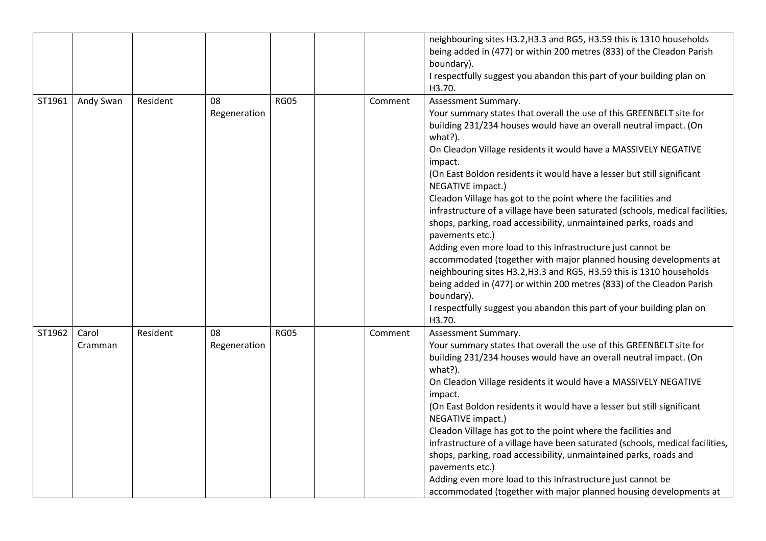| | | | | | | | |
|---|---|---|---|---|---|---|---|
| | | | | | | | neighbouring sites H3.2,H3.3 and RG5, H3.59 this is 1310 households being added in (477) or within 200 metres (833) of the Cleadon Parish boundary).<br>I respectfully suggest you abandon this part of your building plan on H3.70. |
| ST1961 | Andy Swan | Resident | 08 Regeneration | RG05 | | Comment | Assessment Summary.<br>Your summary states that overall the use of this GREENBELT site for building 231/234 houses would have an overall neutral impact. (On what?).<br>On Cleadon Village residents it would have a MASSIVELY NEGATIVE impact.<br>(On East Boldon residents it would have a lesser but still significant NEGATIVE impact.)<br>Cleadon Village has got to the point where the facilities and infrastructure of a village have been saturated (schools, medical facilities, shops, parking, road accessibility, unmaintained parks, roads and pavements etc.)<br>Adding even more load to this infrastructure just cannot be accommodated (together with major planned housing developments at neighbouring sites H3.2,H3.3 and RG5, H3.59 this is 1310 households being added in (477) or within 200 metres (833) of the Cleadon Parish boundary).<br>I respectfully suggest you abandon this part of your building plan on H3.70. |
| ST1962 | Carol Cramman | Resident | 08 Regeneration | RG05 | | Comment | Assessment Summary.<br>Your summary states that overall the use of this GREENBELT site for building 231/234 houses would have an overall neutral impact. (On what?).<br>On Cleadon Village residents it would have a MASSIVELY NEGATIVE impact.<br>(On East Boldon residents it would have a lesser but still significant NEGATIVE impact.)<br>Cleadon Village has got to the point where the facilities and infrastructure of a village have been saturated (schools, medical facilities, shops, parking, road accessibility, unmaintained parks, roads and pavements etc.)<br>Adding even more load to this infrastructure just cannot be accommodated (together with major planned housing developments at |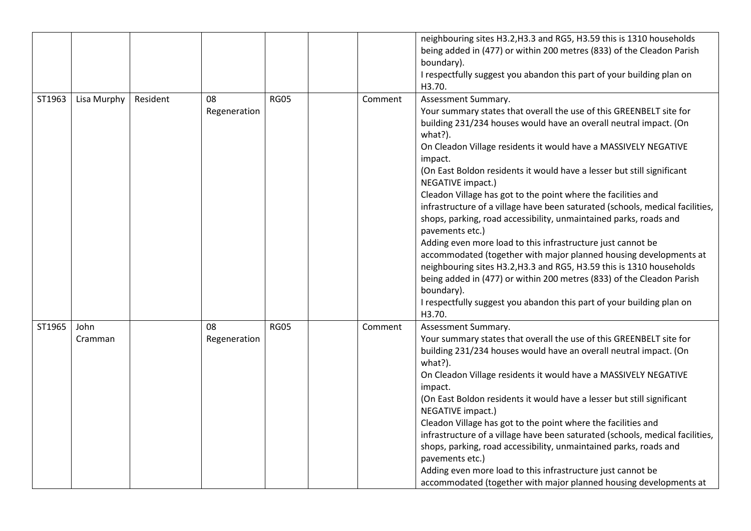|  |  |  |  |  |  |  | neighbouring sites H3.2,H3.3 and RG5, H3.59 this is 1310 households being added in (477) or within 200 metres (833) of the Cleadon Parish boundary).<br>I respectfully suggest you abandon this part of your building plan on H3.70. |
|---|---|---|---|---|---|---|---|
| ST1963 | Lisa Murphy | Resident | 08 Regeneration | RG05 |  | Comment | Assessment Summary.<br>Your summary states that overall the use of this GREENBELT site for building 231/234 houses would have an overall neutral impact. (On what?).<br>On Cleadon Village residents it would have a MASSIVELY NEGATIVE impact.<br>(On East Boldon residents it would have a lesser but still significant NEGATIVE impact.)<br>Cleadon Village has got to the point where the facilities and infrastructure of a village have been saturated (schools, medical facilities, shops, parking, road accessibility, unmaintained parks, roads and pavements etc.)<br>Adding even more load to this infrastructure just cannot be accommodated (together with major planned housing developments at neighbouring sites H3.2,H3.3 and RG5, H3.59 this is 1310 households being added in (477) or within 200 metres (833) of the Cleadon Parish boundary).<br>I respectfully suggest you abandon this part of your building plan on H3.70. |
| ST1965 | John Cramman |  | 08 Regeneration | RG05 |  | Comment | Assessment Summary.<br>Your summary states that overall the use of this GREENBELT site for building 231/234 houses would have an overall neutral impact. (On what?).<br>On Cleadon Village residents it would have a MASSIVELY NEGATIVE impact.<br>(On East Boldon residents it would have a lesser but still significant NEGATIVE impact.)<br>Cleadon Village has got to the point where the facilities and infrastructure of a village have been saturated (schools, medical facilities, shops, parking, road accessibility, unmaintained parks, roads and pavements etc.)<br>Adding even more load to this infrastructure just cannot be accommodated (together with major planned housing developments at |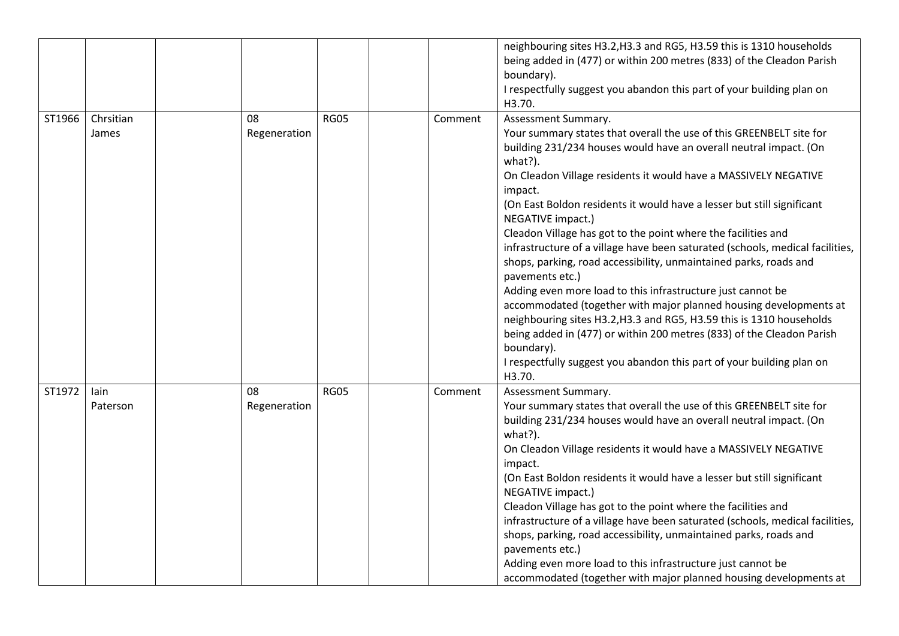| | | | | | | | |
|---|---|---|---|---|---|---|---|
| | | | | | | | neighbouring sites H3.2,H3.3 and RG5, H3.59 this is 1310 households being added in (477) or within 200 metres (833) of the Cleadon Parish boundary).<br>I respectfully suggest you abandon this part of your building plan on H3.70. |
| ST1966 | Chrsitian James | | 08 Regeneration | RG05 | | Comment | Assessment Summary.<br>Your summary states that overall the use of this GREENBELT site for building 231/234 houses would have an overall neutral impact. (On what?).<br>On Cleadon Village residents it would have a MASSIVELY NEGATIVE impact.<br>(On East Boldon residents it would have a lesser but still significant NEGATIVE impact.)<br>Cleadon Village has got to the point where the facilities and infrastructure of a village have been saturated (schools, medical facilities, shops, parking, road accessibility, unmaintained parks, roads and pavements etc.)<br>Adding even more load to this infrastructure just cannot be accommodated (together with major planned housing developments at neighbouring sites H3.2,H3.3 and RG5, H3.59 this is 1310 households being added in (477) or within 200 metres (833) of the Cleadon Parish boundary).<br>I respectfully suggest you abandon this part of your building plan on H3.70. |
| ST1972 | Iain Paterson | | 08 Regeneration | RG05 | | Comment | Assessment Summary.<br>Your summary states that overall the use of this GREENBELT site for building 231/234 houses would have an overall neutral impact. (On what?).<br>On Cleadon Village residents it would have a MASSIVELY NEGATIVE impact.<br>(On East Boldon residents it would have a lesser but still significant NEGATIVE impact.)<br>Cleadon Village has got to the point where the facilities and infrastructure of a village have been saturated (schools, medical facilities, shops, parking, road accessibility, unmaintained parks, roads and pavements etc.)<br>Adding even more load to this infrastructure just cannot be accommodated (together with major planned housing developments at |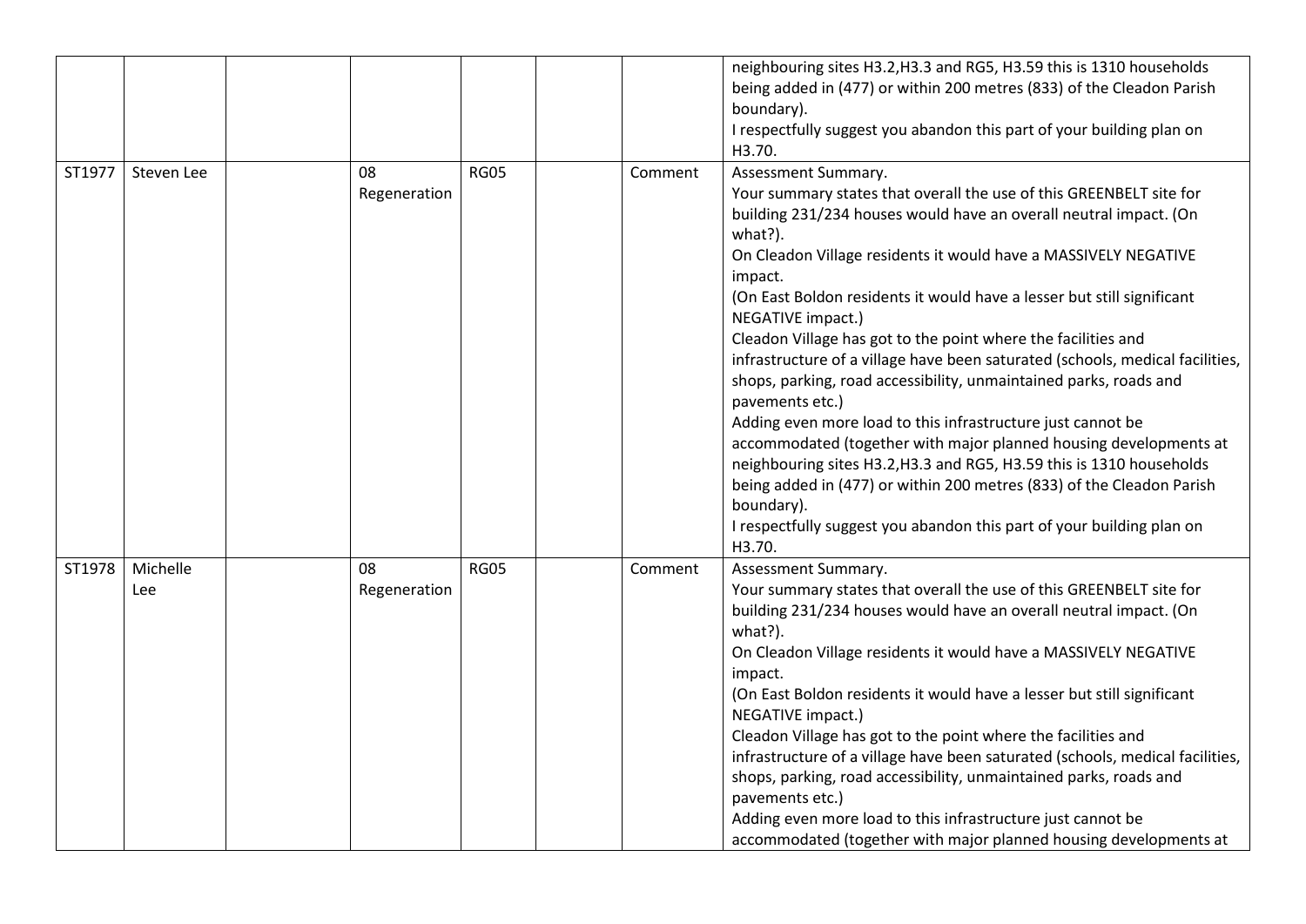|  |  |  |  |  |  |  |  |
|---|---|---|---|---|---|---|---|
|  |  |  |  |  |  |  | neighbouring sites H3.2,H3.3 and RG5, H3.59 this is 1310 households being added in (477) or within 200 metres (833) of the Cleadon Parish boundary).<br>I respectfully suggest you abandon this part of your building plan on H3.70. |
| ST1977 | Steven Lee |  | 08 Regeneration | RG05 |  | Comment | Assessment Summary.<br>Your summary states that overall the use of this GREENBELT site for building 231/234 houses would have an overall neutral impact. (On what?).<br>On Cleadon Village residents it would have a MASSIVELY NEGATIVE impact.<br>(On East Boldon residents it would have a lesser but still significant NEGATIVE impact.)<br>Cleadon Village has got to the point where the facilities and infrastructure of a village have been saturated (schools, medical facilities, shops, parking, road accessibility, unmaintained parks, roads and pavements etc.)<br>Adding even more load to this infrastructure just cannot be accommodated (together with major planned housing developments at neighbouring sites H3.2,H3.3 and RG5, H3.59 this is 1310 households being added in (477) or within 200 metres (833) of the Cleadon Parish boundary).<br>I respectfully suggest you abandon this part of your building plan on H3.70. |
| ST1978 | Michelle Lee |  | 08 Regeneration | RG05 |  | Comment | Assessment Summary.<br>Your summary states that overall the use of this GREENBELT site for building 231/234 houses would have an overall neutral impact. (On what?).<br>On Cleadon Village residents it would have a MASSIVELY NEGATIVE impact.<br>(On East Boldon residents it would have a lesser but still significant NEGATIVE impact.)<br>Cleadon Village has got to the point where the facilities and infrastructure of a village have been saturated (schools, medical facilities, shops, parking, road accessibility, unmaintained parks, roads and pavements etc.)<br>Adding even more load to this infrastructure just cannot be accommodated (together with major planned housing developments at |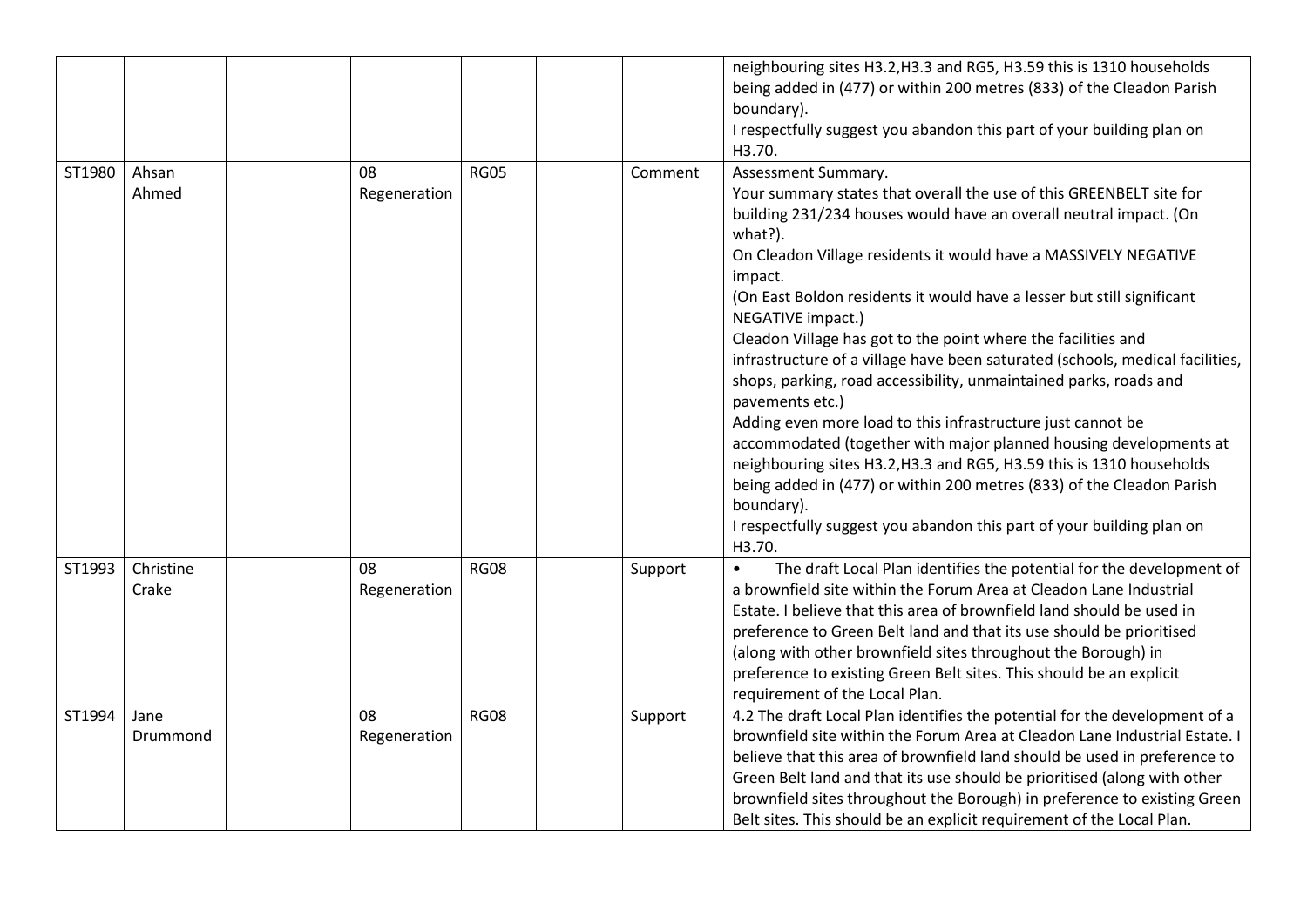|  |  |  |  |  |  |  |  |
|---|---|---|---|---|---|---|---|
|  |  |  |  |  |  |  | neighbouring sites H3.2,H3.3 and RG5, H3.59 this is 1310 households being added in (477) or within 200 metres (833) of the Cleadon Parish boundary).<br>I respectfully suggest you abandon this part of your building plan on H3.70. |
| ST1980 | Ahsan Ahmed |  | 08 Regeneration | RG05 |  | Comment | Assessment Summary.<br>Your summary states that overall the use of this GREENBELT site for building 231/234 houses would have an overall neutral impact. (On what?).<br>On Cleadon Village residents it would have a MASSIVELY NEGATIVE impact.<br>(On East Boldon residents it would have a lesser but still significant NEGATIVE impact.)<br>Cleadon Village has got to the point where the facilities and infrastructure of a village have been saturated (schools, medical facilities, shops, parking, road accessibility, unmaintained parks, roads and pavements etc.)<br>Adding even more load to this infrastructure just cannot be accommodated (together with major planned housing developments at neighbouring sites H3.2,H3.3 and RG5, H3.59 this is 1310 households being added in (477) or within 200 metres (833) of the Cleadon Parish boundary).<br>I respectfully suggest you abandon this part of your building plan on H3.70. |
| ST1993 | Christine Crake |  | 08 Regeneration | RG08 |  | Support | • The draft Local Plan identifies the potential for the development of a brownfield site within the Forum Area at Cleadon Lane Industrial Estate. I believe that this area of brownfield land should be used in preference to Green Belt land and that its use should be prioritised (along with other brownfield sites throughout the Borough) in preference to existing Green Belt sites. This should be an explicit requirement of the Local Plan. |
| ST1994 | Jane Drummond |  | 08 Regeneration | RG08 |  | Support | 4.2 The draft Local Plan identifies the potential for the development of a brownfield site within the Forum Area at Cleadon Lane Industrial Estate. I believe that this area of brownfield land should be used in preference to Green Belt land and that its use should be prioritised (along with other brownfield sites throughout the Borough) in preference to existing Green Belt sites. This should be an explicit requirement of the Local Plan. |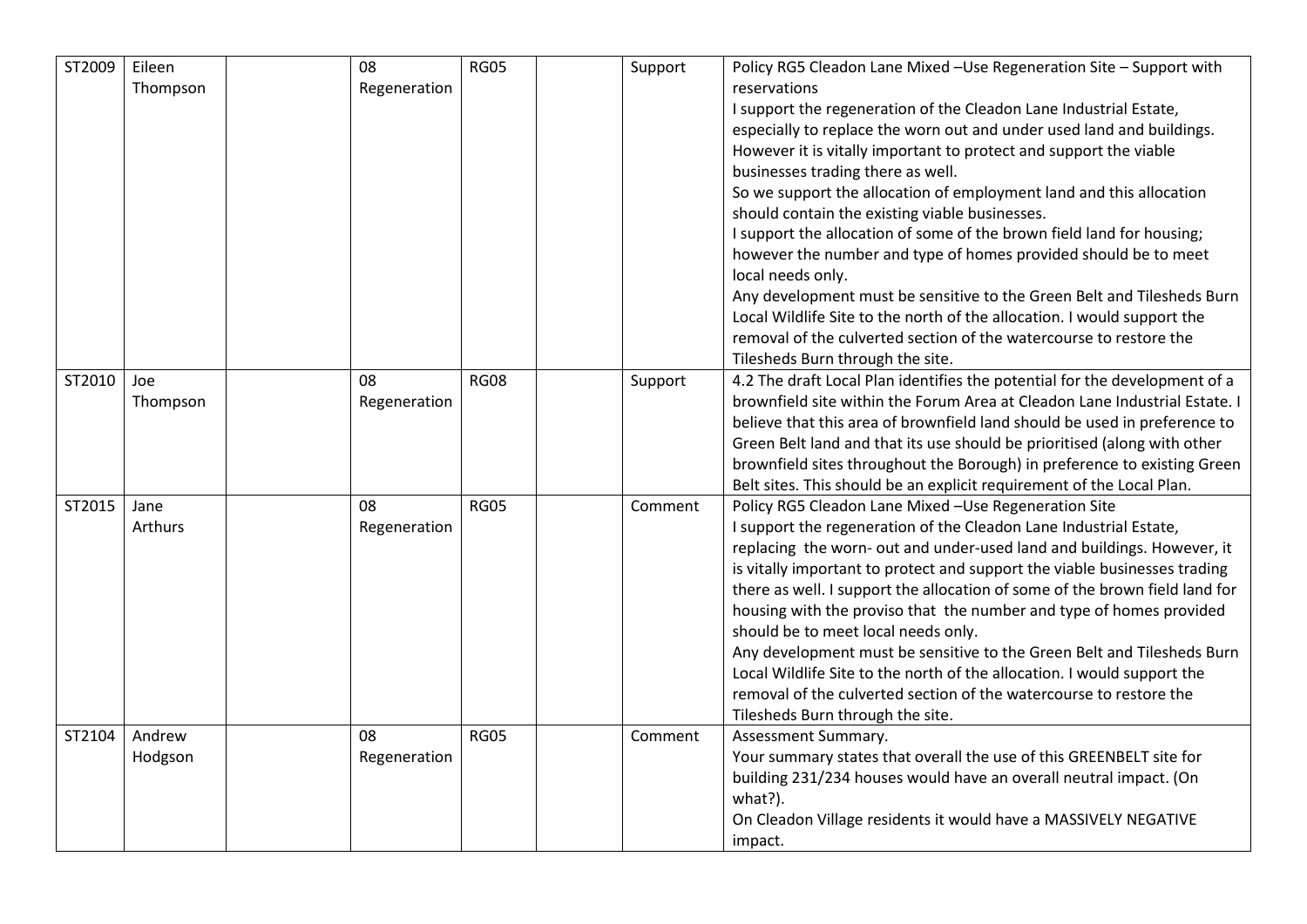| | | | | | | | |
|---|---|---|---|---|---|---|---|
| ST2009 | Eileen Thompson | | 08 Regeneration | RG05 | | Support | Policy RG5 Cleadon Lane Mixed –Use Regeneration Site – Support with reservations<br>I support the regeneration of the Cleadon Lane Industrial Estate, especially to replace the worn out and under used land and buildings. However it is vitally important to protect and support the viable businesses trading there as well.<br>So we support the allocation of employment land and this allocation should contain the existing viable businesses.<br>I support the allocation of some of the brown field land for housing; however the number and type of homes provided should be to meet local needs only.<br>Any development must be sensitive to the Green Belt and Tilesheds Burn Local Wildlife Site to the north of the allocation. I would support the removal of the culverted section of the watercourse to restore the Tilesheds Burn through the site. |
| ST2010 | Joe Thompson | | 08 Regeneration | RG08 | | Support | 4.2 The draft Local Plan identifies the potential for the development of a brownfield site within the Forum Area at Cleadon Lane Industrial Estate. I believe that this area of brownfield land should be used in preference to Green Belt land and that its use should be prioritised (along with other brownfield sites throughout the Borough) in preference to existing Green Belt sites. This should be an explicit requirement of the Local Plan. |
| ST2015 | Jane Arthurs | | 08 Regeneration | RG05 | | Comment | Policy RG5 Cleadon Lane Mixed –Use Regeneration Site<br>I support the regeneration of the Cleadon Lane Industrial Estate, replacing the worn- out and under-used land and buildings. However, it is vitally important to protect and support the viable businesses trading there as well. I support the allocation of some of the brown field land for housing with the proviso that the number and type of homes provided should be to meet local needs only.<br>Any development must be sensitive to the Green Belt and Tilesheds Burn Local Wildlife Site to the north of the allocation. I would support the removal of the culverted section of the watercourse to restore the Tilesheds Burn through the site. |
| ST2104 | Andrew Hodgson | | 08 Regeneration | RG05 | | Comment | Assessment Summary.<br>Your summary states that overall the use of this GREENBELT site for building 231/234 houses would have an overall neutral impact. (On what?).<br>On Cleadon Village residents it would have a MASSIVELY NEGATIVE impact. |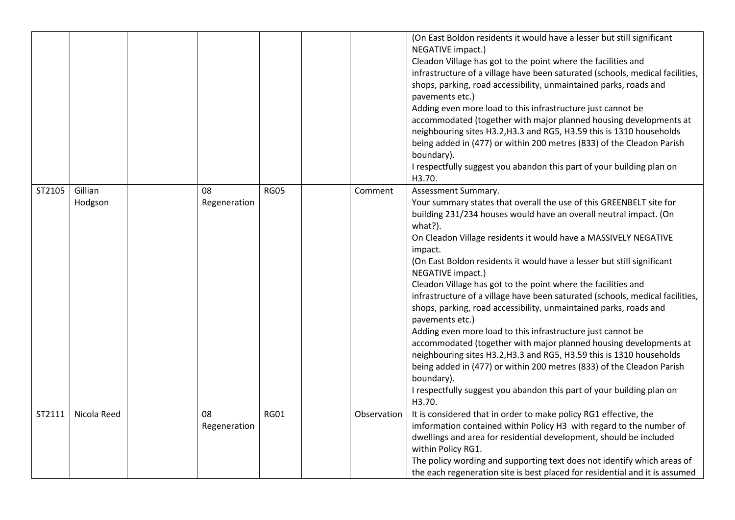| | | | | | | | |
|---|---|---|---|---|---|---|---|
| | | | | | | | (On East Boldon residents it would have a lesser but still significant NEGATIVE impact.)<br>Cleadon Village has got to the point where the facilities and infrastructure of a village have been saturated (schools, medical facilities, shops, parking, road accessibility, unmaintained parks, roads and pavements etc.)<br>Adding even more load to this infrastructure just cannot be accommodated (together with major planned housing developments at neighbouring sites H3.2,H3.3 and RG5, H3.59 this is 1310 households being added in (477) or within 200 metres (833) of the Cleadon Parish boundary).<br>I respectfully suggest you abandon this part of your building plan on H3.70. |
| ST2105 | Gillian Hodgson | | 08 Regeneration | RG05 | | Comment | Assessment Summary.<br>Your summary states that overall the use of this GREENBELT site for building 231/234 houses would have an overall neutral impact. (On what?).<br>On Cleadon Village residents it would have a MASSIVELY NEGATIVE impact.<br>(On East Boldon residents it would have a lesser but still significant NEGATIVE impact.)<br>Cleadon Village has got to the point where the facilities and infrastructure of a village have been saturated (schools, medical facilities, shops, parking, road accessibility, unmaintained parks, roads and pavements etc.)<br>Adding even more load to this infrastructure just cannot be accommodated (together with major planned housing developments at neighbouring sites H3.2,H3.3 and RG5, H3.59 this is 1310 households being added in (477) or within 200 metres (833) of the Cleadon Parish boundary).<br>I respectfully suggest you abandon this part of your building plan on H3.70. |
| ST2111 | Nicola Reed | | 08 Regeneration | RG01 | | Observation | It is considered that in order to make policy RG1 effective, the imformation contained within Policy H3 with regard to the number of dwellings and area for residential development, should be included within Policy RG1.<br>The policy wording and supporting text does not identify which areas of the each regeneration site is best placed for residential and it is assumed |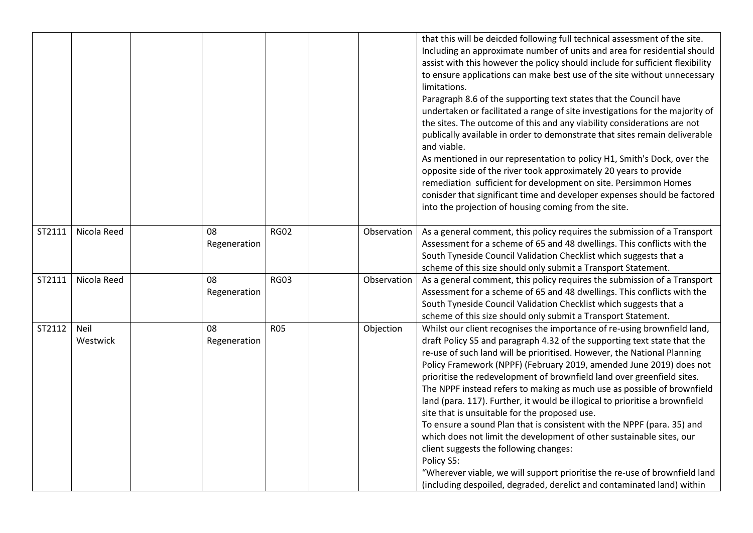| | | | | | | | |
|---|---|---|---|---|---|---|---|
| | | | | | | | that this will be deicded following full technical assessment of the site. Including an approximate number of units and area for residential should assist with this however the policy should include for sufficient flexibility to ensure applications can make best use of the site without unnecessary limitations.<br>Paragraph 8.6 of the supporting text states that the Council have undertaken or facilitated a range of site investigations for the majority of the sites. The outcome of this and any viability considerations are not publically available in order to demonstrate that sites remain deliverable and viable.<br>As mentioned in our representation to policy H1, Smith's Dock, over the opposite side of the river took approximately 20 years to provide remediation sufficient for development on site. Persimmon Homes conisder that significant time and developer expenses should be factored into the projection of housing coming from the site. |
| ST2111 | Nicola Reed | | 08 Regeneration | RG02 | | Observation | As a general comment, this policy requires the submission of a Transport Assessment for a scheme of 65 and 48 dwellings. This conflicts with the South Tyneside Council Validation Checklist which suggests that a scheme of this size should only submit a Transport Statement. |
| ST2111 | Nicola Reed | | 08 Regeneration | RG03 | | Observation | As a general comment, this policy requires the submission of a Transport Assessment for a scheme of 65 and 48 dwellings. This conflicts with the South Tyneside Council Validation Checklist which suggests that a scheme of this size should only submit a Transport Statement. |
| ST2112 | Neil Westwick | | 08 Regeneration | R05 | | Objection | Whilst our client recognises the importance of re-using brownfield land, draft Policy S5 and paragraph 4.32 of the supporting text state that the re-use of such land will be prioritised. However, the National Planning Policy Framework (NPPF) (February 2019, amended June 2019) does not prioritise the redevelopment of brownfield land over greenfield sites. The NPPF instead refers to making as much use as possible of brownfield land (para. 117). Further, it would be illogical to prioritise a brownfield site that is unsuitable for the proposed use.<br>To ensure a sound Plan that is consistent with the NPPF (para. 35) and which does not limit the development of other sustainable sites, our client suggests the following changes:<br>Policy S5:<br>"Wherever viable, we will support prioritise the re-use of brownfield land (including despoiled, degraded, derelict and contaminated land) within |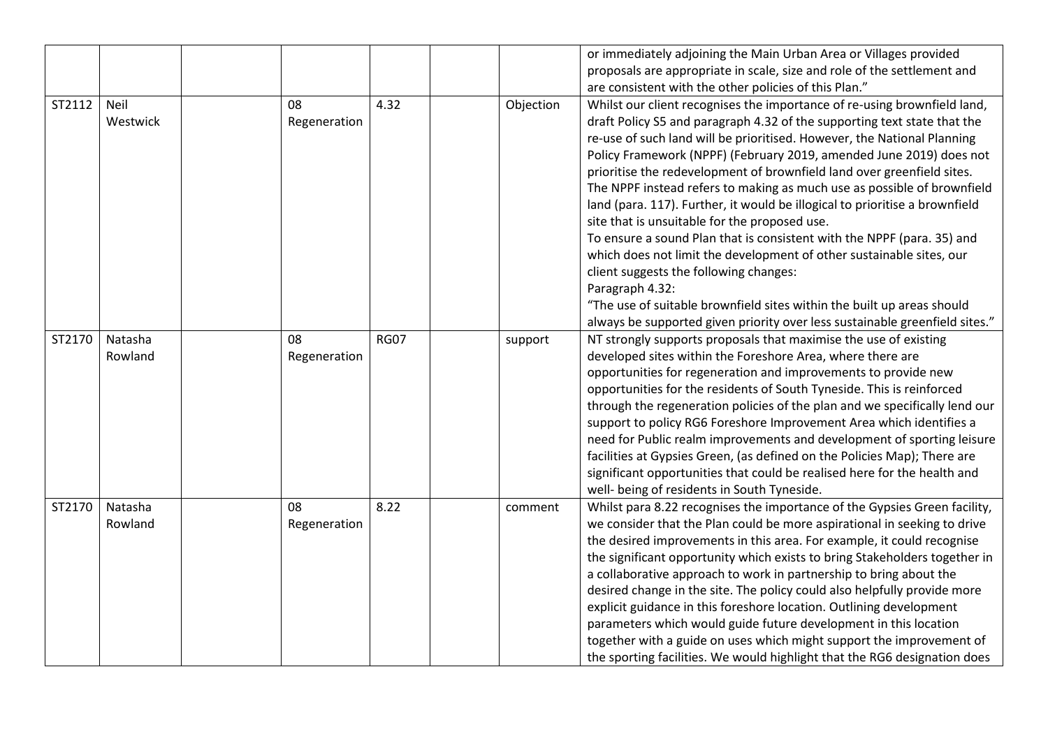|  |  |  |  |  |  |  |  |
|---|---|---|---|---|---|---|---|
|  |  |  |  |  |  |  | or immediately adjoining the Main Urban Area or Villages provided proposals are appropriate in scale, size and role of the settlement and are consistent with the other policies of this Plan." |
| ST2112 | Neil Westwick |  | 08 Regeneration | 4.32 |  | Objection | Whilst our client recognises the importance of re-using brownfield land, draft Policy S5 and paragraph 4.32 of the supporting text state that the re-use of such land will be prioritised. However, the National Planning Policy Framework (NPPF) (February 2019, amended June 2019) does not prioritise the redevelopment of brownfield land over greenfield sites. The NPPF instead refers to making as much use as possible of brownfield land (para. 117). Further, it would be illogical to prioritise a brownfield site that is unsuitable for the proposed use.<br>To ensure a sound Plan that is consistent with the NPPF (para. 35) and which does not limit the development of other sustainable sites, our client suggests the following changes:<br>Paragraph 4.32:<br>"The use of suitable brownfield sites within the built up areas should always be supported given priority over less sustainable greenfield sites." |
| ST2170 | Natasha Rowland |  | 08 Regeneration | RG07 |  | support | NT strongly supports proposals that maximise the use of existing developed sites within the Foreshore Area, where there are opportunities for regeneration and improvements to provide new opportunities for the residents of South Tyneside. This is reinforced through the regeneration policies of the plan and we specifically lend our support to policy RG6 Foreshore Improvement Area which identifies a need for Public realm improvements and development of sporting leisure facilities at Gypsies Green, (as defined on the Policies Map); There are significant opportunities that could be realised here for the health and well- being of residents in South Tyneside. |
| ST2170 | Natasha Rowland |  | 08 Regeneration | 8.22 |  | comment | Whilst para 8.22 recognises the importance of the Gypsies Green facility, we consider that the Plan could be more aspirational in seeking to drive the desired improvements in this area. For example, it could recognise the significant opportunity which exists to bring Stakeholders together in a collaborative approach to work in partnership to bring about the desired change in the site. The policy could also helpfully provide more explicit guidance in this foreshore location. Outlining development parameters which would guide future development in this location together with a guide on uses which might support the improvement of the sporting facilities. We would highlight that the RG6 designation does |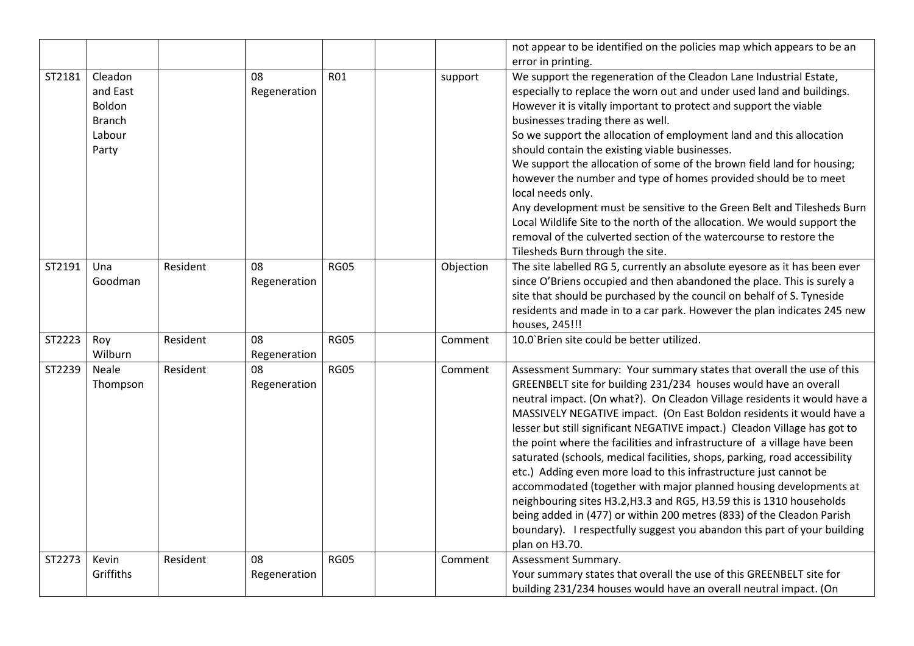|  |  |  |  |  |  |  |  |
|---|---|---|---|---|---|---|---|
|  |  |  |  |  |  |  | not appear to be identified on the policies map which appears to be an error in printing. |
| ST2181 | Cleadon and East Boldon Branch Labour Party |  | 08 Regeneration | R01 |  | support | We support the regeneration of the Cleadon Lane Industrial Estate, especially to replace the worn out and under used land and buildings. However it is vitally important to protect and support the viable businesses trading there as well.<br>So we support the allocation of employment land and this allocation should contain the existing viable businesses.<br>We support the allocation of some of the brown field land for housing; however the number and type of homes provided should be to meet local needs only.<br>Any development must be sensitive to the Green Belt and Tilesheds Burn Local Wildlife Site to the north of the allocation. We would support the removal of the culverted section of the watercourse to restore the Tilesheds Burn through the site. |
| ST2191 | Una Goodman | Resident | 08 Regeneration | RG05 |  | Objection | The site labelled RG 5, currently an absolute eyesore as it has been ever since O'Briens occupied and then abandoned the place. This is surely a site that should be purchased by the council on behalf of S. Tyneside residents and made in to a car park. However the plan indicates 245 new houses, 245!!! |
| ST2223 | Roy Wilburn | Resident | 08 Regeneration | RG05 |  | Comment | 10.0`Brien site could be better utilized. |
| ST2239 | Neale Thompson | Resident | 08 Regeneration | RG05 |  | Comment | Assessment Summary: Your summary states that overall the use of this GREENBELT site for building 231/234 houses would have an overall neutral impact. (On what?). On Cleadon Village residents it would have a MASSIVELY NEGATIVE impact. (On East Boldon residents it would have a lesser but still significant NEGATIVE impact.) Cleadon Village has got to the point where the facilities and infrastructure of a village have been saturated (schools, medical facilities, shops, parking, road accessibility etc.) Adding even more load to this infrastructure just cannot be accommodated (together with major planned housing developments at neighbouring sites H3.2,H3.3 and RG5, H3.59 this is 1310 households being added in (477) or within 200 metres (833) of the Cleadon Parish boundary). I respectfully suggest you abandon this part of your building plan on H3.70. |
| ST2273 | Kevin Griffiths | Resident | 08 Regeneration | RG05 |  | Comment | Assessment Summary.<br>Your summary states that overall the use of this GREENBELT site for building 231/234 houses would have an overall neutral impact. (On |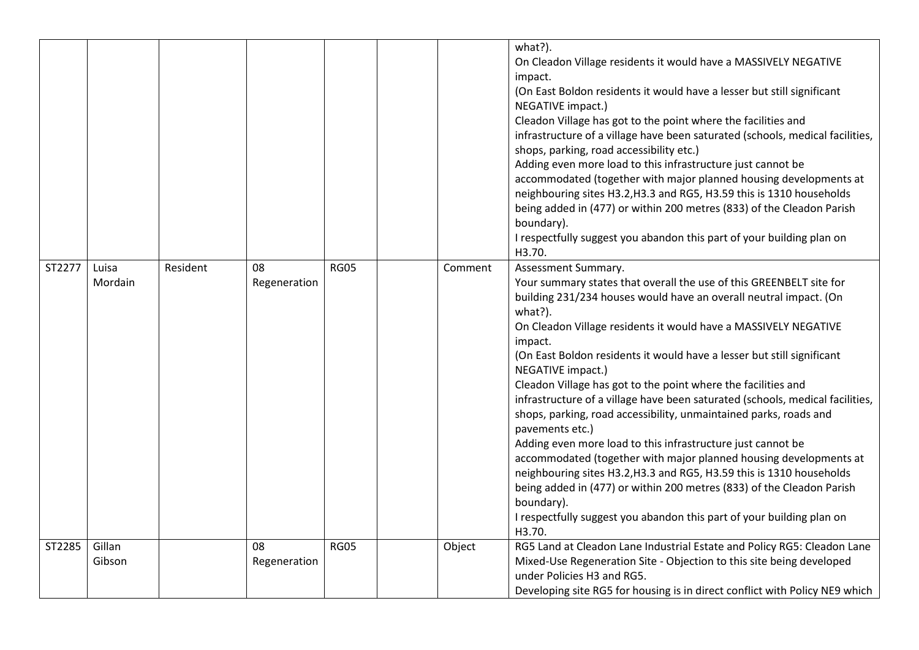|  |  |  |  |  |  |  |  |
|---|---|---|---|---|---|---|---|
|  |  |  |  |  |  |  | what?).<br>On Cleadon Village residents it would have a MASSIVELY NEGATIVE impact.<br>(On East Boldon residents it would have a lesser but still significant NEGATIVE impact.)<br>Cleadon Village has got to the point where the facilities and infrastructure of a village have been saturated (schools, medical facilities, shops, parking, road accessibility etc.)<br>Adding even more load to this infrastructure just cannot be accommodated (together with major planned housing developments at neighbouring sites H3.2,H3.3 and RG5, H3.59 this is 1310 households being added in (477) or within 200 metres (833) of the Cleadon Parish boundary).<br>I respectfully suggest you abandon this part of your building plan on H3.70. |
| ST2277 | Luisa Mordain | Resident | 08 Regeneration | RG05 |  | Comment | Assessment Summary.<br>Your summary states that overall the use of this GREENBELT site for building 231/234 houses would have an overall neutral impact. (On what?).<br>On Cleadon Village residents it would have a MASSIVELY NEGATIVE impact.<br>(On East Boldon residents it would have a lesser but still significant NEGATIVE impact.)<br>Cleadon Village has got to the point where the facilities and infrastructure of a village have been saturated (schools, medical facilities, shops, parking, road accessibility, unmaintained parks, roads and pavements etc.)<br>Adding even more load to this infrastructure just cannot be accommodated (together with major planned housing developments at neighbouring sites H3.2,H3.3 and RG5, H3.59 this is 1310 households being added in (477) or within 200 metres (833) of the Cleadon Parish boundary).<br>I respectfully suggest you abandon this part of your building plan on H3.70. |
| ST2285 | Gillan Gibson |  | 08 Regeneration | RG05 |  | Object | RG5 Land at Cleadon Lane Industrial Estate and Policy RG5: Cleadon Lane Mixed-Use Regeneration Site - Objection to this site being developed under Policies H3 and RG5.<br>Developing site RG5 for housing is in direct conflict with Policy NE9 which |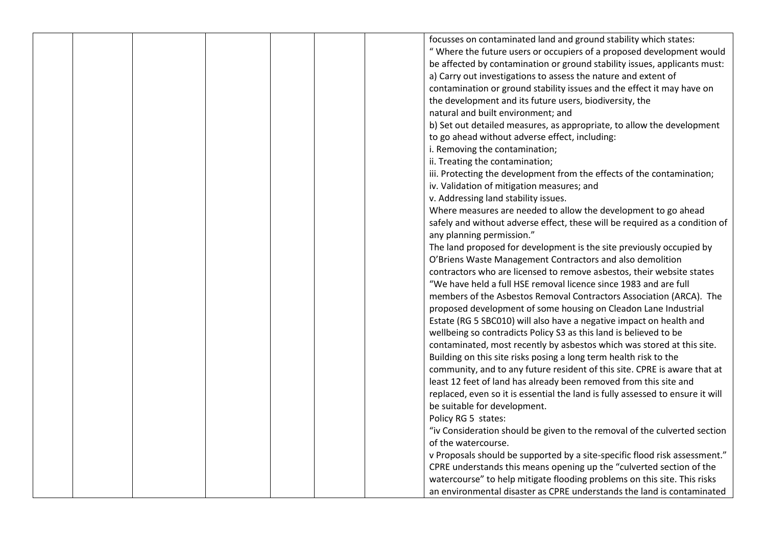| | | | | | | | |
|---|---|---|---|---|---|---|---|
| | | | | | | | focusses on contaminated land and ground stability which states: " Where the future users or occupiers of a proposed development would be affected by contamination or ground stability issues, applicants must: a) Carry out investigations to assess the nature and extent of contamination or ground stability issues and the effect it may have on the development and its future users, biodiversity, the natural and built environment; and b) Set out detailed measures, as appropriate, to allow the development to go ahead without adverse effect, including: i. Removing the contamination; ii. Treating the contamination; iii. Protecting the development from the effects of the contamination; iv. Validation of mitigation measures; and v. Addressing land stability issues. Where measures are needed to allow the development to go ahead safely and without adverse effect, these will be required as a condition of any planning permission." The land proposed for development is the site previously occupied by O'Briens Waste Management Contractors and also demolition contractors who are licensed to remove asbestos, their website states "We have held a full HSE removal licence since 1983 and are full members of the Asbestos Removal Contractors Association (ARCA). The proposed development of some housing on Cleadon Lane Industrial Estate (RG 5 SBC010) will also have a negative impact on health and wellbeing so contradicts Policy S3 as this land is believed to be contaminated, most recently by asbestos which was stored at this site. Building on this site risks posing a long term health risk to the community, and to any future resident of this site. CPRE is aware that at least 12 feet of land has already been removed from this site and replaced, even so it is essential the land is fully assessed to ensure it will be suitable for development. Policy RG 5 states: "iv Consideration should be given to the removal of the culverted section of the watercourse. v Proposals should be supported by a site-specific flood risk assessment." CPRE understands this means opening up the "culverted section of the watercourse" to help mitigate flooding problems on this site. This risks an environmental disaster as CPRE understands the land is contaminated |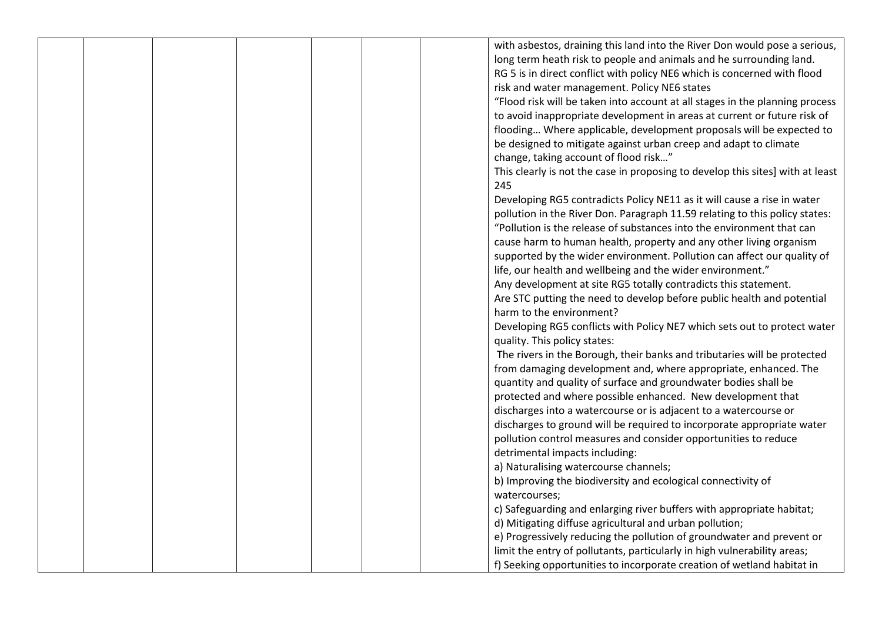|  |  |  |  |  |  |  | with asbestos, draining this land into the River Don would pose a serious, long term heath risk to people and animals and he surrounding land.<br>RG 5 is in direct conflict with policy NE6 which is concerned with flood risk and water management. Policy NE6 states<br>"Flood risk will be taken into account at all stages in the planning process to avoid inappropriate development in areas at current or future risk of flooding… Where applicable, development proposals will be expected to be designed to mitigate against urban creep and adapt to climate change, taking account of flood risk…"<br>This clearly is not the case in proposing to develop this sites] with at least 245<br>Developing RG5 contradicts Policy NE11 as it will cause a rise in water pollution in the River Don. Paragraph 11.59 relating to this policy states:<br>"Pollution is the release of substances into the environment that can cause harm to human health, property and any other living organism supported by the wider environment. Pollution can affect our quality of life, our health and wellbeing and the wider environment."<br>Any development at site RG5 totally contradicts this statement.<br>Are STC putting the need to develop before public health and potential harm to the environment?<br>Developing RG5 conflicts with Policy NE7 which sets out to protect water quality. This policy states:<br>The rivers in the Borough, their banks and tributaries will be protected from damaging development and, where appropriate, enhanced. The quantity and quality of surface and groundwater bodies shall be protected and where possible enhanced. New development that discharges into a watercourse or is adjacent to a watercourse or discharges to ground will be required to incorporate appropriate water pollution control measures and consider opportunities to reduce detrimental impacts including:<br>a) Naturalising watercourse channels;<br>b) Improving the biodiversity and ecological connectivity of watercourses;<br>c) Safeguarding and enlarging river buffers with appropriate habitat;<br>d) Mitigating diffuse agricultural and urban pollution;<br>e) Progressively reducing the pollution of groundwater and prevent or limit the entry of pollutants, particularly in high vulnerability areas;<br>f) Seeking opportunities to incorporate creation of wetland habitat in |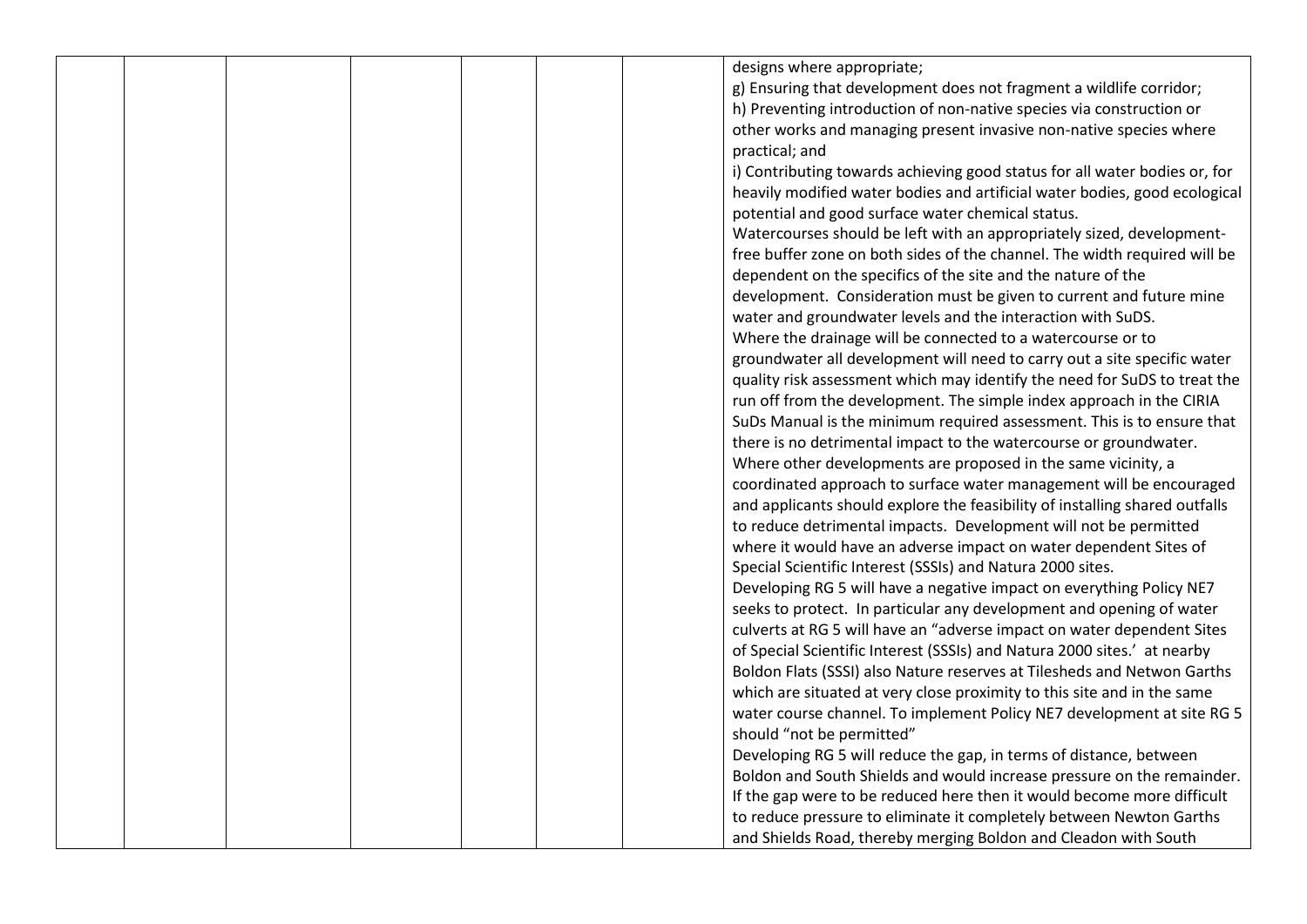| | | | | | | | |
|---|---|---|---|---|---|---|---|
| | | | | | | | designs where appropriate;<br>g) Ensuring that development does not fragment a wildlife corridor;<br>h) Preventing introduction of non-native species via construction or other works and managing present invasive non-native species where practical; and<br>i) Contributing towards achieving good status for all water bodies or, for heavily modified water bodies and artificial water bodies, good ecological potential and good surface water chemical status.<br>Watercourses should be left with an appropriately sized, development-free buffer zone on both sides of the channel. The width required will be dependent on the specifics of the site and the nature of the development. Consideration must be given to current and future mine water and groundwater levels and the interaction with SuDS.<br>Where the drainage will be connected to a watercourse or to groundwater all development will need to carry out a site specific water quality risk assessment which may identify the need for SuDS to treat the run off from the development. The simple index approach in the CIRIA SuDs Manual is the minimum required assessment. This is to ensure that there is no detrimental impact to the watercourse or groundwater.<br>Where other developments are proposed in the same vicinity, a coordinated approach to surface water management will be encouraged and applicants should explore the feasibility of installing shared outfalls to reduce detrimental impacts. Development will not be permitted where it would have an adverse impact on water dependent Sites of Special Scientific Interest (SSSIs) and Natura 2000 sites.<br>Developing RG 5 will have a negative impact on everything Policy NE7 seeks to protect. In particular any development and opening of water culverts at RG 5 will have an "adverse impact on water dependent Sites of Special Scientific Interest (SSSIs) and Natura 2000 sites.' at nearby Boldon Flats (SSSI) also Nature reserves at Tilesheds and Netwon Garths which are situated at very close proximity to this site and in the same water course channel. To implement Policy NE7 development at site RG 5 should "not be permitted"<br>Developing RG 5 will reduce the gap, in terms of distance, between Boldon and South Shields and would increase pressure on the remainder. If the gap were to be reduced here then it would become more difficult to reduce pressure to eliminate it completely between Newton Garths and Shields Road, thereby merging Boldon and Cleadon with South |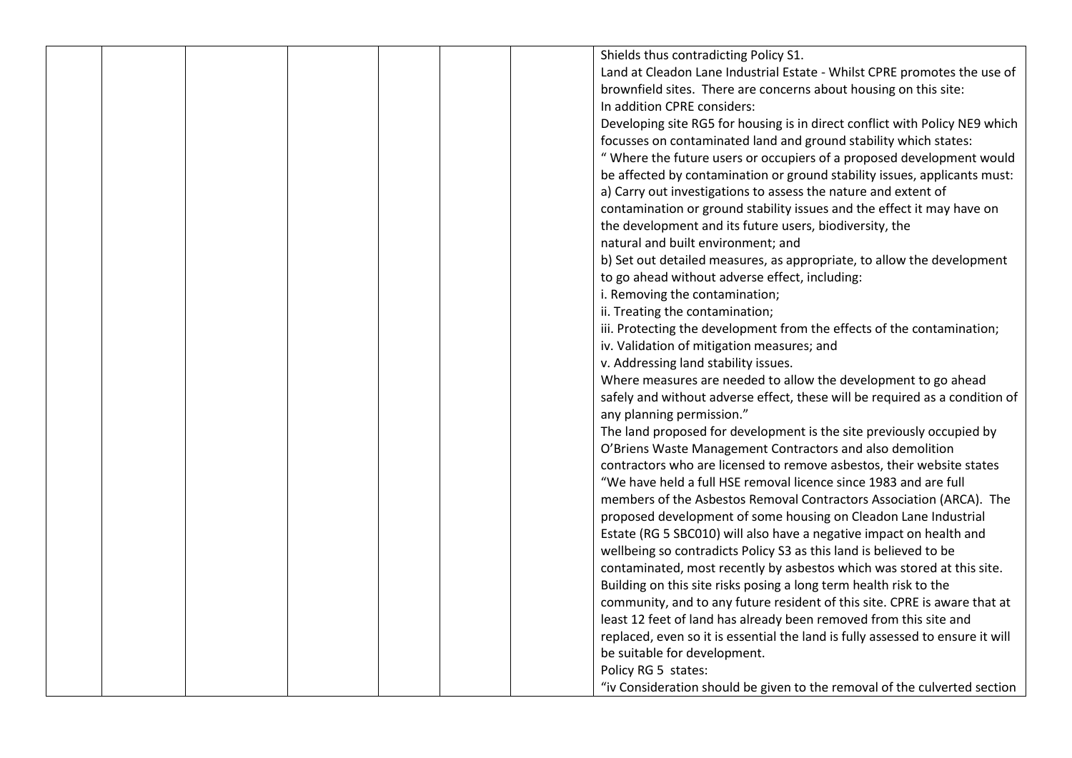|  |  |  |  |  |  |  | Shields thus contradicting Policy S1.<br>Land at Cleadon Lane Industrial Estate - Whilst CPRE promotes the use of brownfield sites. There are concerns about housing on this site:<br>In addition CPRE considers:<br>Developing site RG5 for housing is in direct conflict with Policy NE9 which focusses on contaminated land and ground stability which states:<br>" Where the future users or occupiers of a proposed development would be affected by contamination or ground stability issues, applicants must:<br>a) Carry out investigations to assess the nature and extent of contamination or ground stability issues and the effect it may have on the development and its future users, biodiversity, the natural and built environment; and<br>b) Set out detailed measures, as appropriate, to allow the development to go ahead without adverse effect, including:<br>i. Removing the contamination;<br>ii. Treating the contamination;<br>iii. Protecting the development from the effects of the contamination;<br>iv. Validation of mitigation measures; and<br>v. Addressing land stability issues.<br>Where measures are needed to allow the development to go ahead safely and without adverse effect, these will be required as a condition of any planning permission."<br>The land proposed for development is the site previously occupied by O'Briens Waste Management Contractors and also demolition contractors who are licensed to remove asbestos, their website states "We have held a full HSE removal licence since 1983 and are full members of the Asbestos Removal Contractors Association (ARCA). The proposed development of some housing on Cleadon Lane Industrial Estate (RG 5 SBC010) will also have a negative impact on health and wellbeing so contradicts Policy S3 as this land is believed to be contaminated, most recently by asbestos which was stored at this site. Building on this site risks posing a long term health risk to the community, and to any future resident of this site. CPRE is aware that at least 12 feet of land has already been removed from this site and replaced, even so it is essential the land is fully assessed to ensure it will be suitable for development.<br>Policy RG 5 states:<br>"iv Consideration should be given to the removal of the culverted section |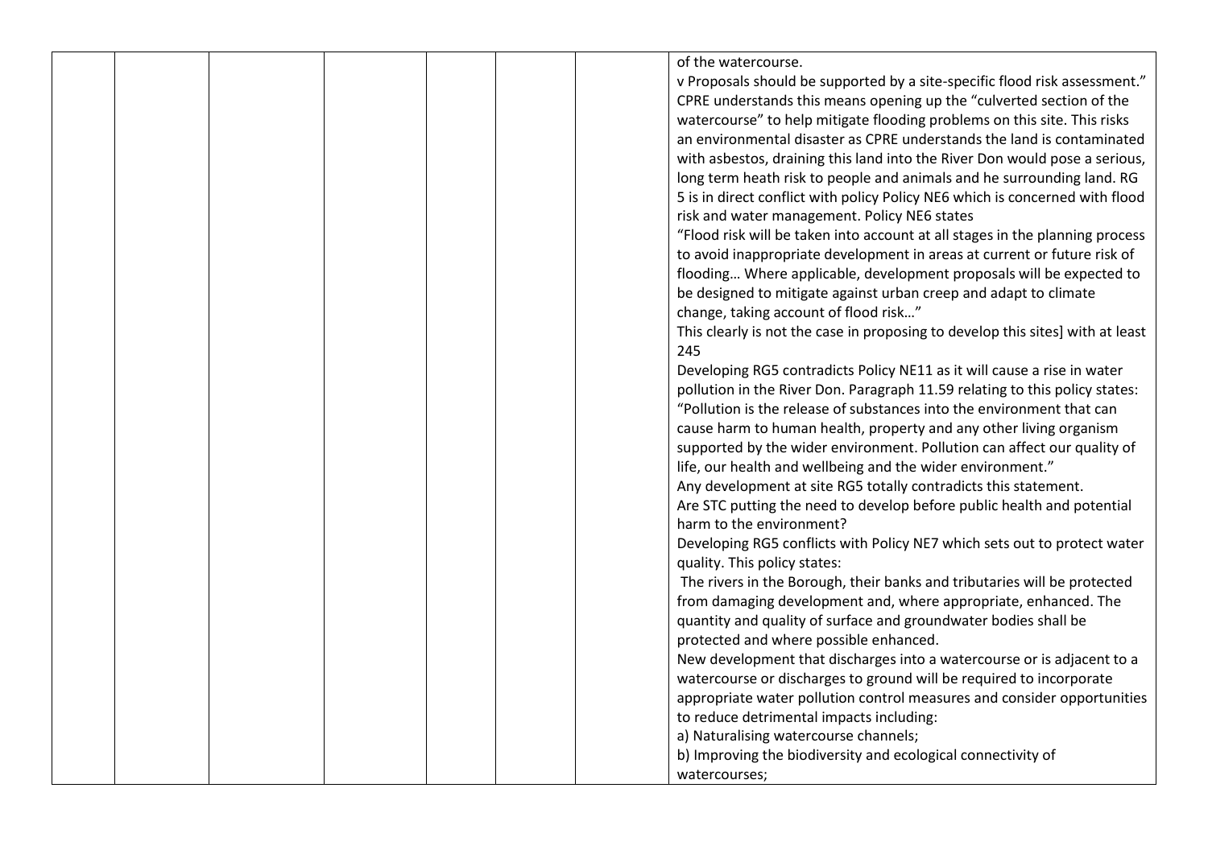|  |  |  |  |  |  |  | of the watercourse.<br>v Proposals should be supported by a site-specific flood risk assessment."<br>CPRE understands this means opening up the "culverted section of the watercourse" to help mitigate flooding problems on this site. This risks an environmental disaster as CPRE understands the land is contaminated with asbestos, draining this land into the River Don would pose a serious, long term heath risk to people and animals and he surrounding land. RG 5 is in direct conflict with policy Policy NE6 which is concerned with flood risk and water management. Policy NE6 states<br>"Flood risk will be taken into account at all stages in the planning process to avoid inappropriate development in areas at current or future risk of flooding… Where applicable, development proposals will be expected to be designed to mitigate against urban creep and adapt to climate change, taking account of flood risk…"<br>This clearly is not the case in proposing to develop this sites] with at least 245<br>Developing RG5 contradicts Policy NE11 as it will cause a rise in water pollution in the River Don. Paragraph 11.59 relating to this policy states: "Pollution is the release of substances into the environment that can cause harm to human health, property and any other living organism supported by the wider environment. Pollution can affect our quality of life, our health and wellbeing and the wider environment."<br>Any development at site RG5 totally contradicts this statement.<br>Are STC putting the need to develop before public health and potential harm to the environment?<br>Developing RG5 conflicts with Policy NE7 which sets out to protect water quality. This policy states:<br>The rivers in the Borough, their banks and tributaries will be protected from damaging development and, where appropriate, enhanced. The quantity and quality of surface and groundwater bodies shall be protected and where possible enhanced.<br>New development that discharges into a watercourse or is adjacent to a watercourse or discharges to ground will be required to incorporate appropriate water pollution control measures and consider opportunities to reduce detrimental impacts including:<br>a) Naturalising watercourse channels;<br>b) Improving the biodiversity and ecological connectivity of watercourses; |
|---|---|---|---|---|---|---|---|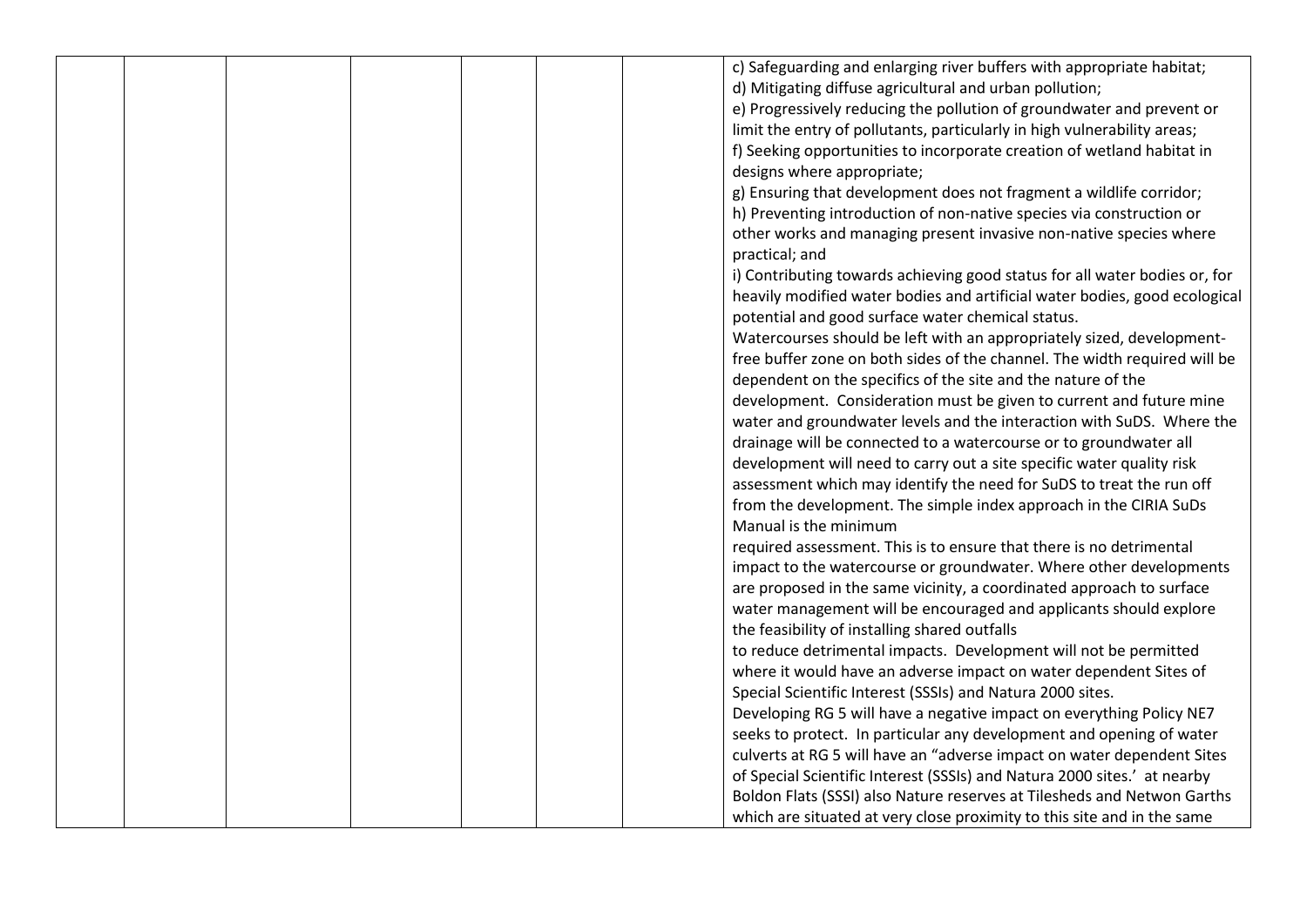|  |  |  |  |  |  |  | c) Safeguarding and enlarging river buffers with appropriate habitat;<br>d) Mitigating diffuse agricultural and urban pollution;<br>e) Progressively reducing the pollution of groundwater and prevent or limit the entry of pollutants, particularly in high vulnerability areas;<br>f) Seeking opportunities to incorporate creation of wetland habitat in designs where appropriate;<br>g) Ensuring that development does not fragment a wildlife corridor;<br>h) Preventing introduction of non-native species via construction or other works and managing present invasive non-native species where practical; and<br>i) Contributing towards achieving good status for all water bodies or, for heavily modified water bodies and artificial water bodies, good ecological potential and good surface water chemical status.<br>Watercourses should be left with an appropriately sized, development-free buffer zone on both sides of the channel. The width required will be dependent on the specifics of the site and the nature of the development. Consideration must be given to current and future mine water and groundwater levels and the interaction with SuDS. Where the drainage will be connected to a watercourse or to groundwater all development will need to carry out a site specific water quality risk assessment which may identify the need for SuDS to treat the run off from the development. The simple index approach in the CIRIA SuDs Manual is the minimum required assessment. This is to ensure that there is no detrimental impact to the watercourse or groundwater. Where other developments are proposed in the same vicinity, a coordinated approach to surface water management will be encouraged and applicants should explore the feasibility of installing shared outfalls to reduce detrimental impacts. Development will not be permitted where it would have an adverse impact on water dependent Sites of Special Scientific Interest (SSSIs) and Natura 2000 sites.<br>Developing RG 5 will have a negative impact on everything Policy NE7 seeks to protect. In particular any development and opening of water culverts at RG 5 will have an "adverse impact on water dependent Sites of Special Scientific Interest (SSSIs) and Natura 2000 sites.' at nearby Boldon Flats (SSSI) also Nature reserves at Tilesheds and Netwon Garths which are situated at very close proximity to this site and in the same |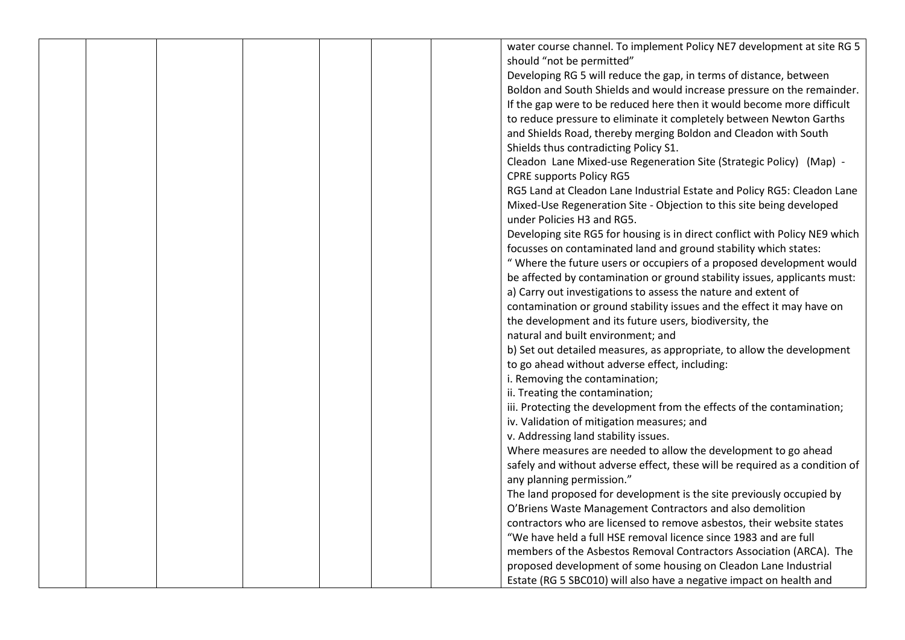| | | | | | | | |
|---|---|---|---|---|---|---|---|
| | | | | | | | water course channel. To implement Policy NE7 development at site RG 5 should "not be permitted"<br>Developing RG 5 will reduce the gap, in terms of distance, between Boldon and South Shields and would increase pressure on the remainder. If the gap were to be reduced here then it would become more difficult to reduce pressure to eliminate it completely between Newton Garths and Shields Road, thereby merging Boldon and Cleadon with South Shields thus contradicting Policy S1.<br>Cleadon Lane Mixed-use Regeneration Site (Strategic Policy) (Map) - CPRE supports Policy RG5<br>RG5 Land at Cleadon Lane Industrial Estate and Policy RG5: Cleadon Lane Mixed-Use Regeneration Site - Objection to this site being developed under Policies H3 and RG5.<br>Developing site RG5 for housing is in direct conflict with Policy NE9 which focusses on contaminated land and ground stability which states:<br>" Where the future users or occupiers of a proposed development would be affected by contamination or ground stability issues, applicants must:<br>a) Carry out investigations to assess the nature and extent of contamination or ground stability issues and the effect it may have on the development and its future users, biodiversity, the natural and built environment; and<br>b) Set out detailed measures, as appropriate, to allow the development to go ahead without adverse effect, including:<br>i. Removing the contamination;<br>ii. Treating the contamination;<br>iii. Protecting the development from the effects of the contamination;<br>iv. Validation of mitigation measures; and<br>v. Addressing land stability issues.<br>Where measures are needed to allow the development to go ahead safely and without adverse effect, these will be required as a condition of any planning permission."<br>The land proposed for development is the site previously occupied by O'Briens Waste Management Contractors and also demolition contractors who are licensed to remove asbestos, their website states "We have held a full HSE removal licence since 1983 and are full members of the Asbestos Removal Contractors Association (ARCA). The proposed development of some housing on Cleadon Lane Industrial Estate (RG 5 SBC010) will also have a negative impact on health and |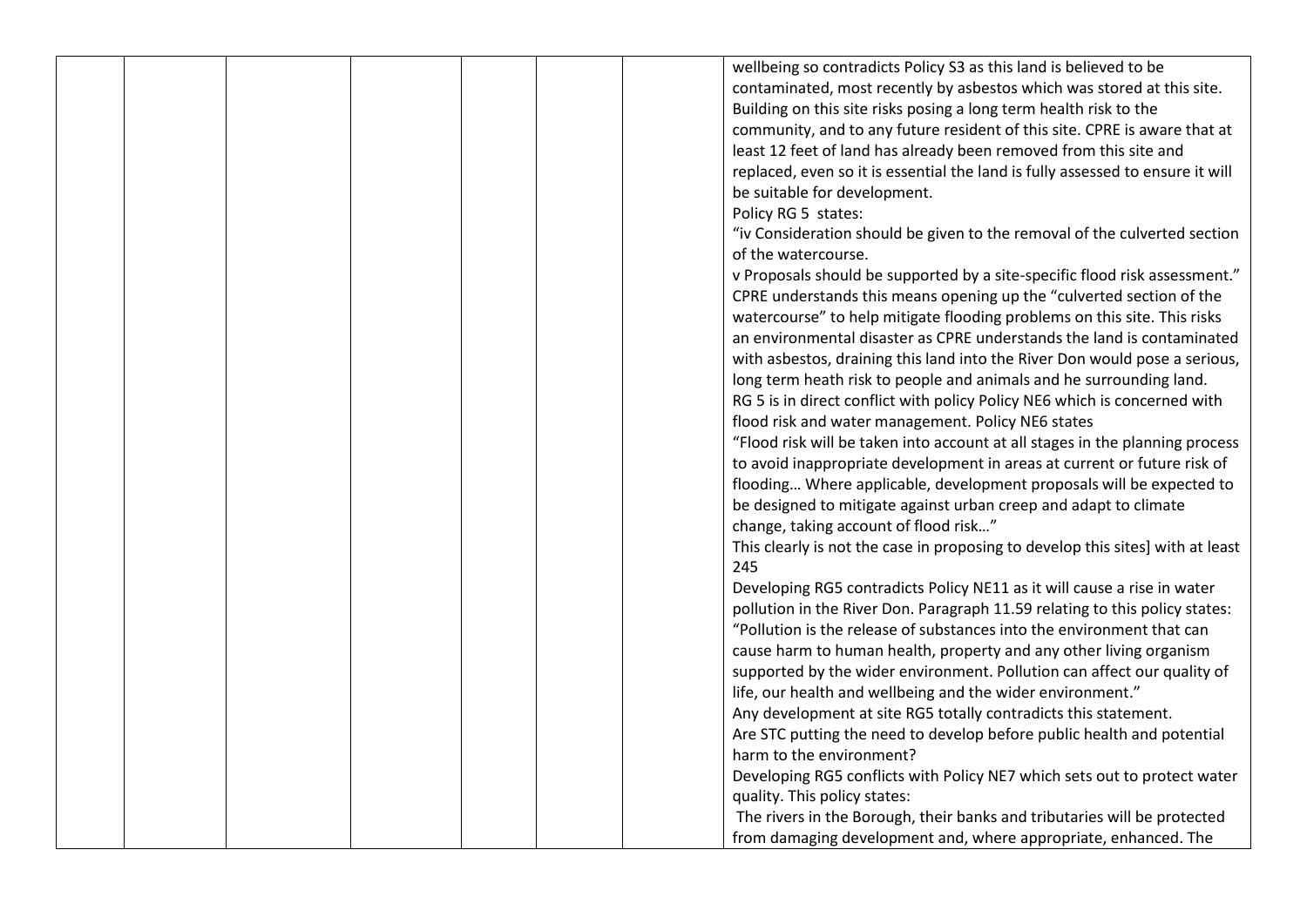| | | | | | | | |
|---|---|---|---|---|---|---|---|
| | | | | | | | wellbeing so contradicts Policy S3 as this land is believed to be contaminated, most recently by asbestos which was stored at this site. Building on this site risks posing a long term health risk to the community, and to any future resident of this site. CPRE is aware that at least 12 feet of land has already been removed from this site and replaced, even so it is essential the land is fully assessed to ensure it will be suitable for development.<br>Policy RG 5 states:<br>"iv Consideration should be given to the removal of the culverted section of the watercourse.<br>v Proposals should be supported by a site-specific flood risk assessment."<br>CPRE understands this means opening up the "culverted section of the watercourse" to help mitigate flooding problems on this site. This risks an environmental disaster as CPRE understands the land is contaminated with asbestos, draining this land into the River Don would pose a serious, long term heath risk to people and animals and he surrounding land.<br>RG 5 is in direct conflict with policy Policy NE6 which is concerned with flood risk and water management. Policy NE6 states<br>"Flood risk will be taken into account at all stages in the planning process to avoid inappropriate development in areas at current or future risk of flooding… Where applicable, development proposals will be expected to be designed to mitigate against urban creep and adapt to climate change, taking account of flood risk…"<br>This clearly is not the case in proposing to develop this sites] with at least 245<br>Developing RG5 contradicts Policy NE11 as it will cause a rise in water pollution in the River Don. Paragraph 11.59 relating to this policy states:<br>"Pollution is the release of substances into the environment that can cause harm to human health, property and any other living organism supported by the wider environment. Pollution can affect our quality of life, our health and wellbeing and the wider environment."<br>Any development at site RG5 totally contradicts this statement.<br>Are STC putting the need to develop before public health and potential harm to the environment?<br>Developing RG5 conflicts with Policy NE7 which sets out to protect water quality. This policy states:<br>The rivers in the Borough, their banks and tributaries will be protected from damaging development and, where appropriate, enhanced. The |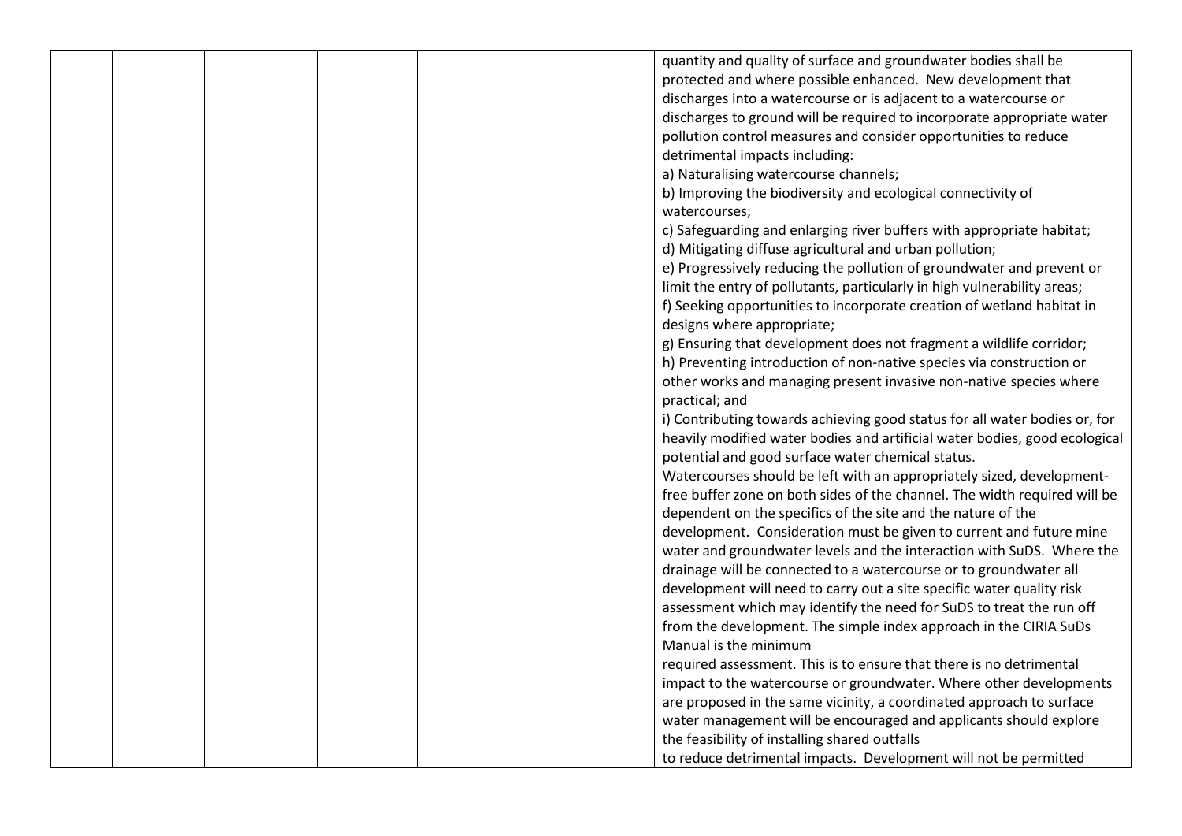|  |  |  |  |  |  |  | quantity and quality of surface and groundwater bodies shall be protected and where possible enhanced. New development that discharges into a watercourse or is adjacent to a watercourse or discharges to ground will be required to incorporate appropriate water pollution control measures and consider opportunities to reduce detrimental impacts including:<br>a) Naturalising watercourse channels;<br>b) Improving the biodiversity and ecological connectivity of watercourses;<br>c) Safeguarding and enlarging river buffers with appropriate habitat;<br>d) Mitigating diffuse agricultural and urban pollution;<br>e) Progressively reducing the pollution of groundwater and prevent or limit the entry of pollutants, particularly in high vulnerability areas;<br>f) Seeking opportunities to incorporate creation of wetland habitat in designs where appropriate;<br>g) Ensuring that development does not fragment a wildlife corridor;<br>h) Preventing introduction of non-native species via construction or other works and managing present invasive non-native species where practical; and<br>i) Contributing towards achieving good status for all water bodies or, for heavily modified water bodies and artificial water bodies, good ecological potential and good surface water chemical status.<br>Watercourses should be left with an appropriately sized, development-free buffer zone on both sides of the channel. The width required will be dependent on the specifics of the site and the nature of the development. Consideration must be given to current and future mine water and groundwater levels and the interaction with SuDS. Where the drainage will be connected to a watercourse or to groundwater all development will need to carry out a site specific water quality risk assessment which may identify the need for SuDS to treat the run off from the development. The simple index approach in the CIRIA SuDs Manual is the minimum required assessment. This is to ensure that there is no detrimental impact to the watercourse or groundwater. Where other developments are proposed in the same vicinity, a coordinated approach to surface water management will be encouraged and applicants should explore the feasibility of installing shared outfalls to reduce detrimental impacts. Development will not be permitted |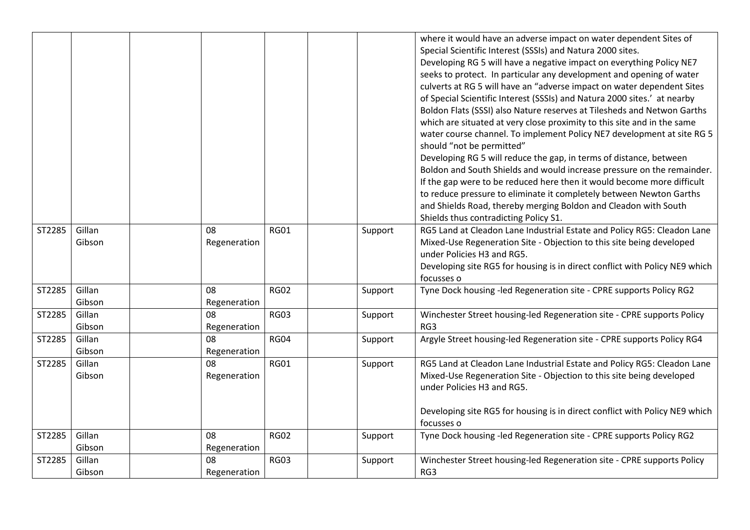|  |  |  |  |  |  |  |  |
|---|---|---|---|---|---|---|---|
|  |  |  |  |  |  |  | where it would have an adverse impact on water dependent Sites of Special Scientific Interest (SSSIs) and Natura 2000 sites.<br>Developing RG 5 will have a negative impact on everything Policy NE7 seeks to protect. In particular any development and opening of water culverts at RG 5 will have an "adverse impact on water dependent Sites of Special Scientific Interest (SSSIs) and Natura 2000 sites.' at nearby Boldon Flats (SSSI) also Nature reserves at Tilesheds and Netwon Garths which are situated at very close proximity to this site and in the same water course channel. To implement Policy NE7 development at site RG 5 should "not be permitted"<br>Developing RG 5 will reduce the gap, in terms of distance, between Boldon and South Shields and would increase pressure on the remainder. If the gap were to be reduced here then it would become more difficult to reduce pressure to eliminate it completely between Newton Garths and Shields Road, thereby merging Boldon and Cleadon with South Shields thus contradicting Policy S1. |
| ST2285 | Gillan Gibson |  | 08 Regeneration | RG01 |  | Support | RG5 Land at Cleadon Lane Industrial Estate and Policy RG5: Cleadon Lane Mixed-Use Regeneration Site - Objection to this site being developed under Policies H3 and RG5.<br>Developing site RG5 for housing is in direct conflict with Policy NE9 which focusses o |
| ST2285 | Gillan Gibson |  | 08 Regeneration | RG02 |  | Support | Tyne Dock housing -led Regeneration site - CPRE supports Policy RG2 |
| ST2285 | Gillan Gibson |  | 08 Regeneration | RG03 |  | Support | Winchester Street housing-led Regeneration site - CPRE supports Policy RG3 |
| ST2285 | Gillan Gibson |  | 08 Regeneration | RG04 |  | Support | Argyle Street housing-led Regeneration site - CPRE supports Policy RG4 |
| ST2285 | Gillan Gibson |  | 08 Regeneration | RG01 |  | Support | RG5 Land at Cleadon Lane Industrial Estate and Policy RG5: Cleadon Lane Mixed-Use Regeneration Site - Objection to this site being developed under Policies H3 and RG5.<br><br>Developing site RG5 for housing is in direct conflict with Policy NE9 which focusses o |
| ST2285 | Gillan Gibson |  | 08 Regeneration | RG02 |  | Support | Tyne Dock housing -led Regeneration site - CPRE supports Policy RG2 |
| ST2285 | Gillan Gibson |  | 08 Regeneration | RG03 |  | Support | Winchester Street housing-led Regeneration site - CPRE supports Policy RG3 |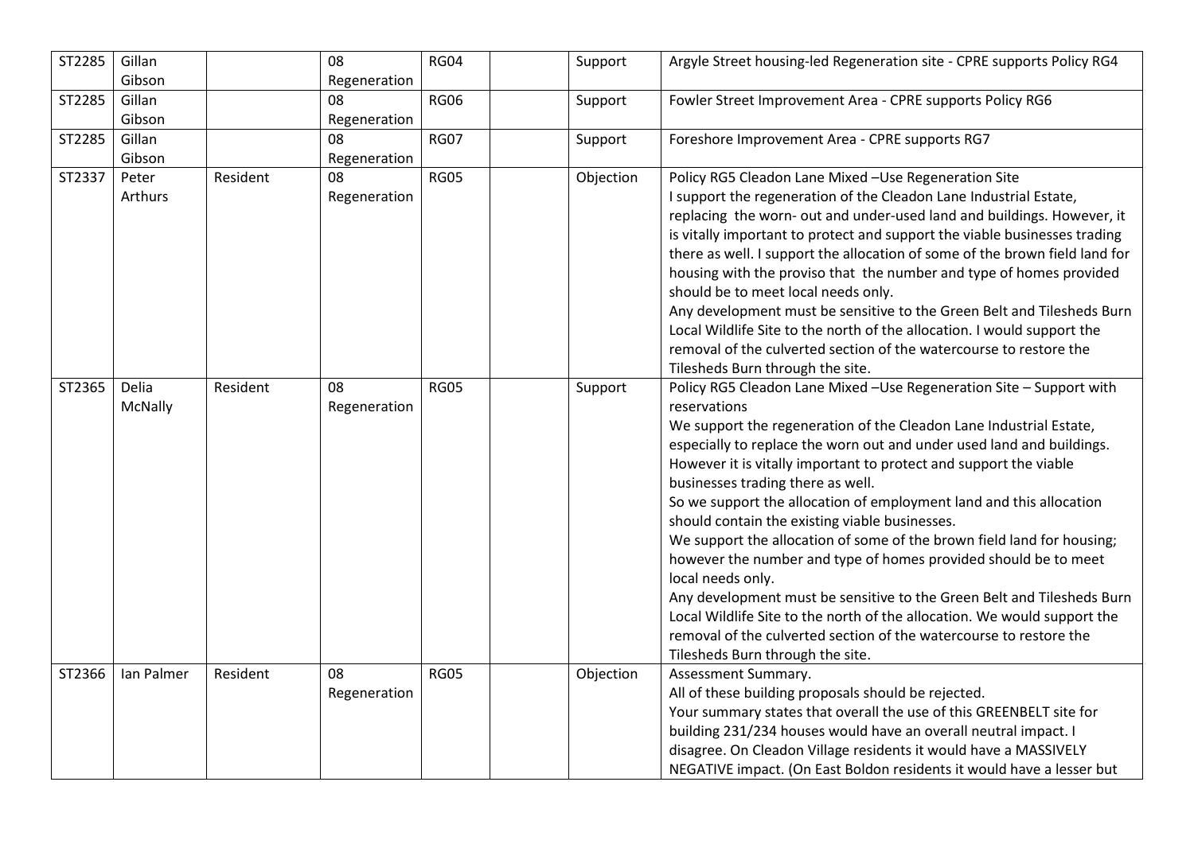| ST2285 | Gillan Gibson | | 08 Regeneration | RG04 | | Support | Argyle Street housing-led Regeneration site - CPRE supports Policy RG4 |
|---|---|---|---|---|---|---|---|
| ST2285 | Gillan Gibson | | 08 Regeneration | RG06 | | Support | Fowler Street Improvement Area - CPRE supports Policy RG6 |
| ST2285 | Gillan Gibson | | 08 Regeneration | RG07 | | Support | Foreshore Improvement Area - CPRE supports RG7 |
| ST2337 | Peter Arthurs | Resident | 08 Regeneration | RG05 | | Objection | Policy RG5 Cleadon Lane Mixed –Use Regeneration Site<br>I support the regeneration of the Cleadon Lane Industrial Estate, replacing the worn- out and under-used land and buildings. However, it is vitally important to protect and support the viable businesses trading there as well. I support the allocation of some of the brown field land for housing with the proviso that the number and type of homes provided should be to meet local needs only.<br>Any development must be sensitive to the Green Belt and Tilesheds Burn Local Wildlife Site to the north of the allocation. I would support the removal of the culverted section of the watercourse to restore the Tilesheds Burn through the site. |
| ST2365 | Delia McNally | Resident | 08 Regeneration | RG05 | | Support | Policy RG5 Cleadon Lane Mixed –Use Regeneration Site – Support with reservations<br>We support the regeneration of the Cleadon Lane Industrial Estate, especially to replace the worn out and under used land and buildings. However it is vitally important to protect and support the viable businesses trading there as well.<br>So we support the allocation of employment land and this allocation should contain the existing viable businesses.<br>We support the allocation of some of the brown field land for housing; however the number and type of homes provided should be to meet local needs only.<br>Any development must be sensitive to the Green Belt and Tilesheds Burn Local Wildlife Site to the north of the allocation. We would support the removal of the culverted section of the watercourse to restore the Tilesheds Burn through the site. |
| ST2366 | Ian Palmer | Resident | 08 Regeneration | RG05 | | Objection | Assessment Summary.<br>All of these building proposals should be rejected.<br>Your summary states that overall the use of this GREENBELT site for building 231/234 houses would have an overall neutral impact. I disagree. On Cleadon Village residents it would have a MASSIVELY NEGATIVE impact. (On East Boldon residents it would have a lesser but |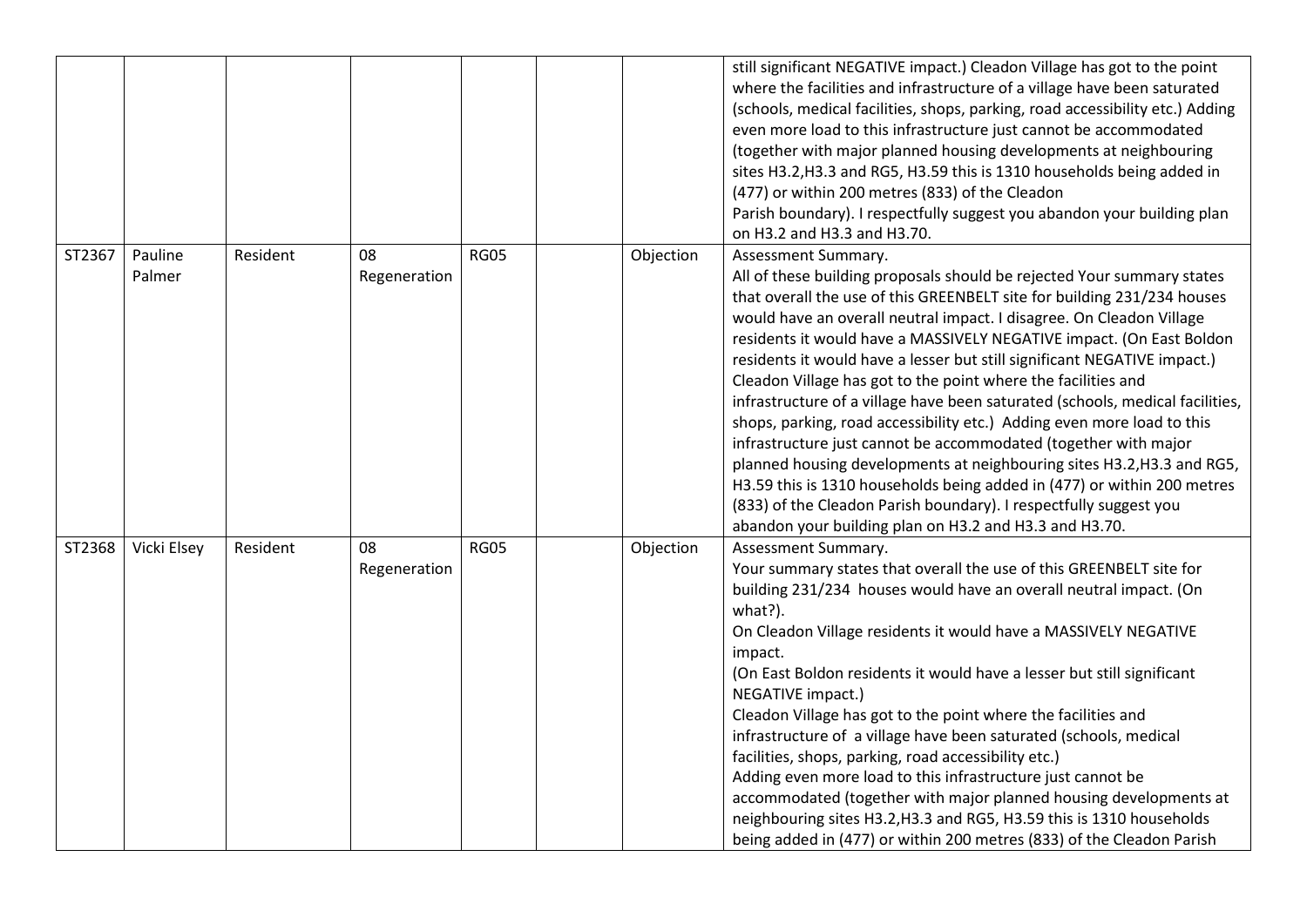| | | | | | | | |
|---|---|---|---|---|---|---|---|
| | | | | | | | still significant NEGATIVE impact.) Cleadon Village has got to the point where the facilities and infrastructure of a village have been saturated (schools, medical facilities, shops, parking, road accessibility etc.) Adding even more load to this infrastructure just cannot be accommodated (together with major planned housing developments at neighbouring sites H3.2,H3.3 and RG5, H3.59 this is 1310 households being added in (477) or within 200 metres (833) of the Cleadon Parish boundary). I respectfully suggest you abandon your building plan on H3.2 and H3.3 and H3.70. |
| ST2367 | Pauline Palmer | Resident | 08 Regeneration | RG05 | | Objection | Assessment Summary.<br>All of these building proposals should be rejected Your summary states that overall the use of this GREENBELT site for building 231/234 houses would have an overall neutral impact. I disagree. On Cleadon Village residents it would have a MASSIVELY NEGATIVE impact. (On East Boldon residents it would have a lesser but still significant NEGATIVE impact.) Cleadon Village has got to the point where the facilities and infrastructure of a village have been saturated (schools, medical facilities, shops, parking, road accessibility etc.) Adding even more load to this infrastructure just cannot be accommodated (together with major planned housing developments at neighbouring sites H3.2,H3.3 and RG5, H3.59 this is 1310 households being added in (477) or within 200 metres (833) of the Cleadon Parish boundary). I respectfully suggest you abandon your building plan on H3.2 and H3.3 and H3.70. |
| ST2368 | Vicki Elsey | Resident | 08 Regeneration | RG05 | | Objection | Assessment Summary.<br>Your summary states that overall the use of this GREENBELT site for building 231/234 houses would have an overall neutral impact. (On what?).<br>On Cleadon Village residents it would have a MASSIVELY NEGATIVE impact.<br>(On East Boldon residents it would have a lesser but still significant NEGATIVE impact.)<br>Cleadon Village has got to the point where the facilities and infrastructure of a village have been saturated (schools, medical facilities, shops, parking, road accessibility etc.)<br>Adding even more load to this infrastructure just cannot be accommodated (together with major planned housing developments at neighbouring sites H3.2,H3.3 and RG5, H3.59 this is 1310 households being added in (477) or within 200 metres (833) of the Cleadon Parish |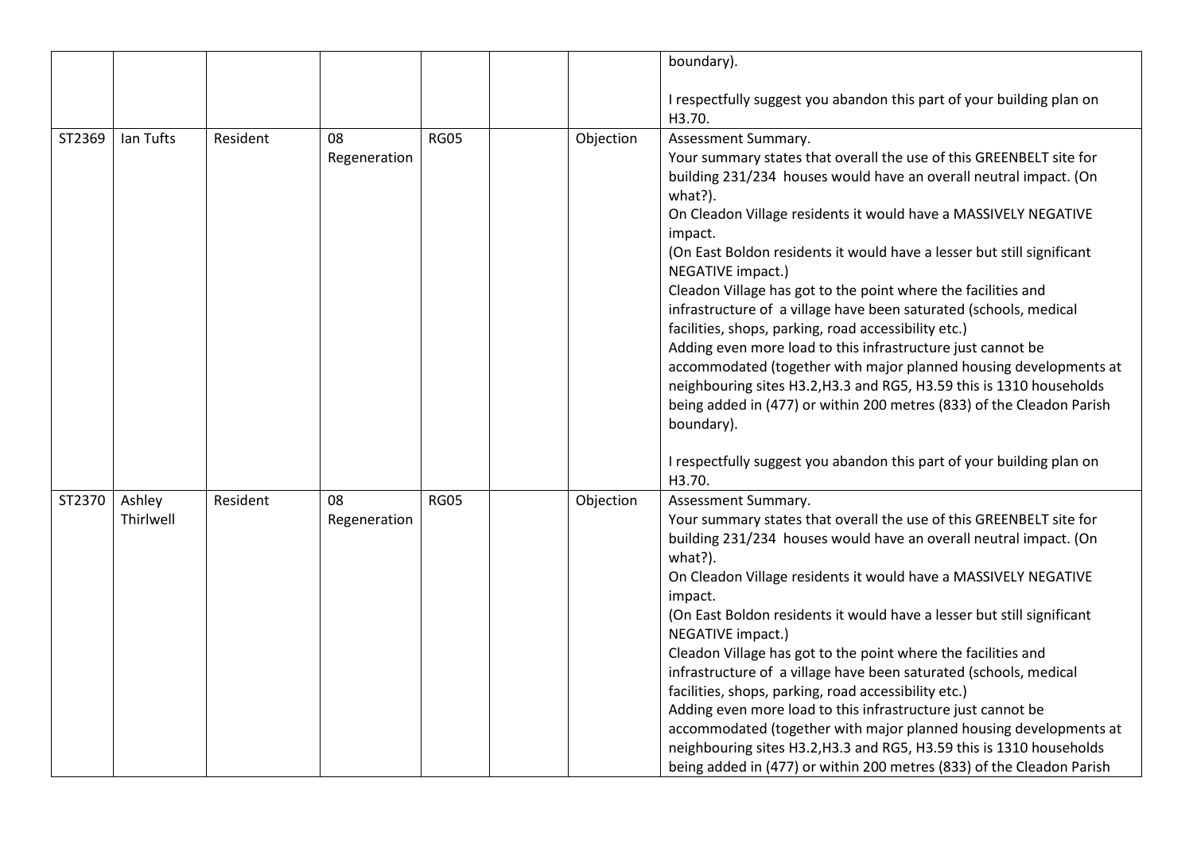|  |  |  |  |  |  |  |  |
|---|---|---|---|---|---|---|---|
|  |  |  |  |  |  |  | boundary).<br><br>I respectfully suggest you abandon this part of your building plan on H3.70. |
| ST2369 | Ian Tufts | Resident | 08 Regeneration | RG05 |  | Objection | Assessment Summary.<br>Your summary states that overall the use of this GREENBELT site for building 231/234 houses would have an overall neutral impact. (On what?).<br>On Cleadon Village residents it would have a MASSIVELY NEGATIVE impact.<br>(On East Boldon residents it would have a lesser but still significant NEGATIVE impact.)<br>Cleadon Village has got to the point where the facilities and infrastructure of a village have been saturated (schools, medical facilities, shops, parking, road accessibility etc.)<br>Adding even more load to this infrastructure just cannot be accommodated (together with major planned housing developments at neighbouring sites H3.2,H3.3 and RG5, H3.59 this is 1310 households being added in (477) or within 200 metres (833) of the Cleadon Parish boundary).<br><br>I respectfully suggest you abandon this part of your building plan on H3.70. |
| ST2370 | Ashley Thirlwell | Resident | 08 Regeneration | RG05 |  | Objection | Assessment Summary.<br>Your summary states that overall the use of this GREENBELT site for building 231/234 houses would have an overall neutral impact. (On what?).<br>On Cleadon Village residents it would have a MASSIVELY NEGATIVE impact.<br>(On East Boldon residents it would have a lesser but still significant NEGATIVE impact.)<br>Cleadon Village has got to the point where the facilities and infrastructure of a village have been saturated (schools, medical facilities, shops, parking, road accessibility etc.)<br>Adding even more load to this infrastructure just cannot be accommodated (together with major planned housing developments at neighbouring sites H3.2,H3.3 and RG5, H3.59 this is 1310 households being added in (477) or within 200 metres (833) of the Cleadon Parish |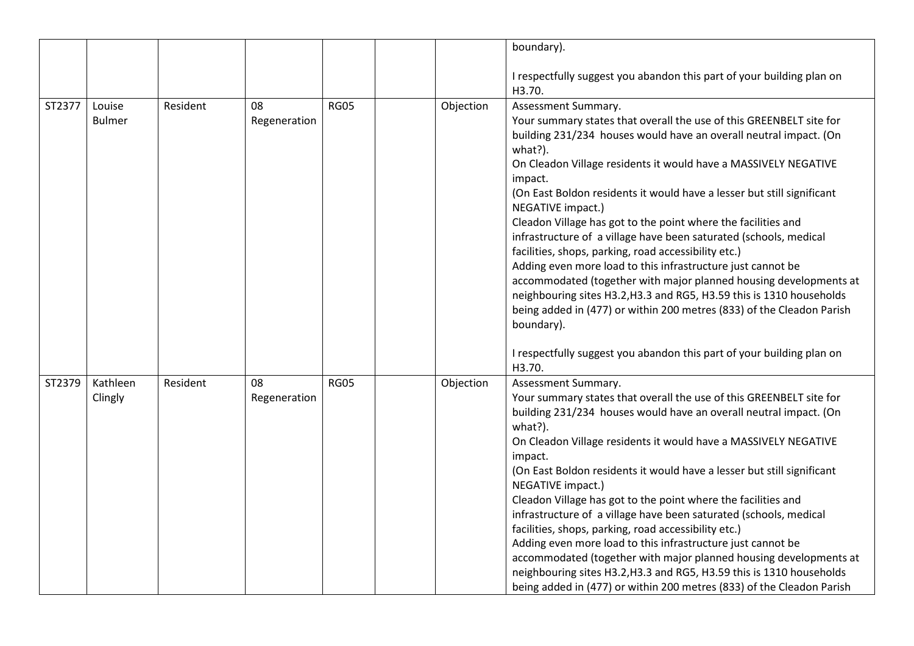| | | | | | | | |
|---|---|---|---|---|---|---|---|
| | | | | | | | boundary).<br><br>I respectfully suggest you abandon this part of your building plan on H3.70. |
| ST2377 | Louise Bulmer | Resident | 08 Regeneration | RG05 | | Objection | Assessment Summary.<br>Your summary states that overall the use of this GREENBELT site for building 231/234 houses would have an overall neutral impact. (On what?).<br>On Cleadon Village residents it would have a MASSIVELY NEGATIVE impact.<br>(On East Boldon residents it would have a lesser but still significant NEGATIVE impact.)<br>Cleadon Village has got to the point where the facilities and infrastructure of a village have been saturated (schools, medical facilities, shops, parking, road accessibility etc.)<br>Adding even more load to this infrastructure just cannot be accommodated (together with major planned housing developments at neighbouring sites H3.2,H3.3 and RG5, H3.59 this is 1310 households being added in (477) or within 200 metres (833) of the Cleadon Parish boundary).<br><br>I respectfully suggest you abandon this part of your building plan on H3.70. |
| ST2379 | Kathleen Clingly | Resident | 08 Regeneration | RG05 | | Objection | Assessment Summary.<br>Your summary states that overall the use of this GREENBELT site for building 231/234 houses would have an overall neutral impact. (On what?).<br>On Cleadon Village residents it would have a MASSIVELY NEGATIVE impact.<br>(On East Boldon residents it would have a lesser but still significant NEGATIVE impact.)<br>Cleadon Village has got to the point where the facilities and infrastructure of a village have been saturated (schools, medical facilities, shops, parking, road accessibility etc.)<br>Adding even more load to this infrastructure just cannot be accommodated (together with major planned housing developments at neighbouring sites H3.2,H3.3 and RG5, H3.59 this is 1310 households being added in (477) or within 200 metres (833) of the Cleadon Parish |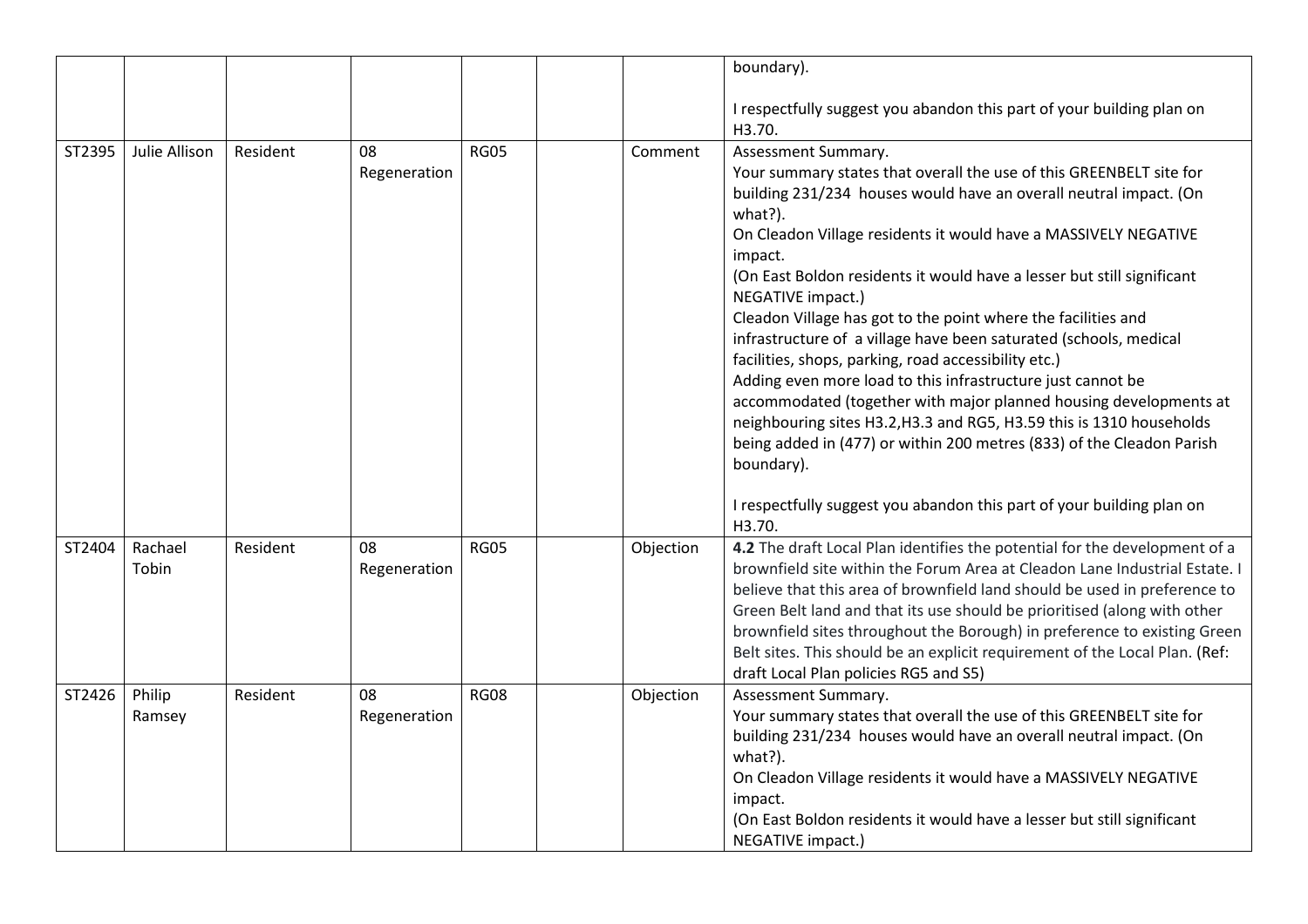| | | | | | | | |
|---|---|---|---|---|---|---|---|
| | | | | | | | boundary).<br><br>I respectfully suggest you abandon this part of your building plan on H3.70. |
| ST2395 | Julie Allison | Resident | 08 Regeneration | RG05 | | Comment | Assessment Summary.<br>Your summary states that overall the use of this GREENBELT site for building 231/234 houses would have an overall neutral impact. (On what?).<br>On Cleadon Village residents it would have a MASSIVELY NEGATIVE impact.<br>(On East Boldon residents it would have a lesser but still significant NEGATIVE impact.)<br>Cleadon Village has got to the point where the facilities and infrastructure of a village have been saturated (schools, medical facilities, shops, parking, road accessibility etc.)<br>Adding even more load to this infrastructure just cannot be accommodated (together with major planned housing developments at neighbouring sites H3.2,H3.3 and RG5, H3.59 this is 1310 households being added in (477) or within 200 metres (833) of the Cleadon Parish boundary).<br><br>I respectfully suggest you abandon this part of your building plan on H3.70. |
| ST2404 | Rachael Tobin | Resident | 08 Regeneration | RG05 | | Objection | **4.2** The draft Local Plan identifies the potential for the development of a brownfield site within the Forum Area at Cleadon Lane Industrial Estate. I believe that this area of brownfield land should be used in preference to Green Belt land and that its use should be prioritised (along with other brownfield sites throughout the Borough) in preference to existing Green Belt sites. This should be an explicit requirement of the Local Plan. (Ref: draft Local Plan policies RG5 and S5) |
| ST2426 | Philip Ramsey | Resident | 08 Regeneration | RG08 | | Objection | Assessment Summary.<br>Your summary states that overall the use of this GREENBELT site for building 231/234 houses would have an overall neutral impact. (On what?).<br>On Cleadon Village residents it would have a MASSIVELY NEGATIVE impact.<br>(On East Boldon residents it would have a lesser but still significant NEGATIVE impact.) |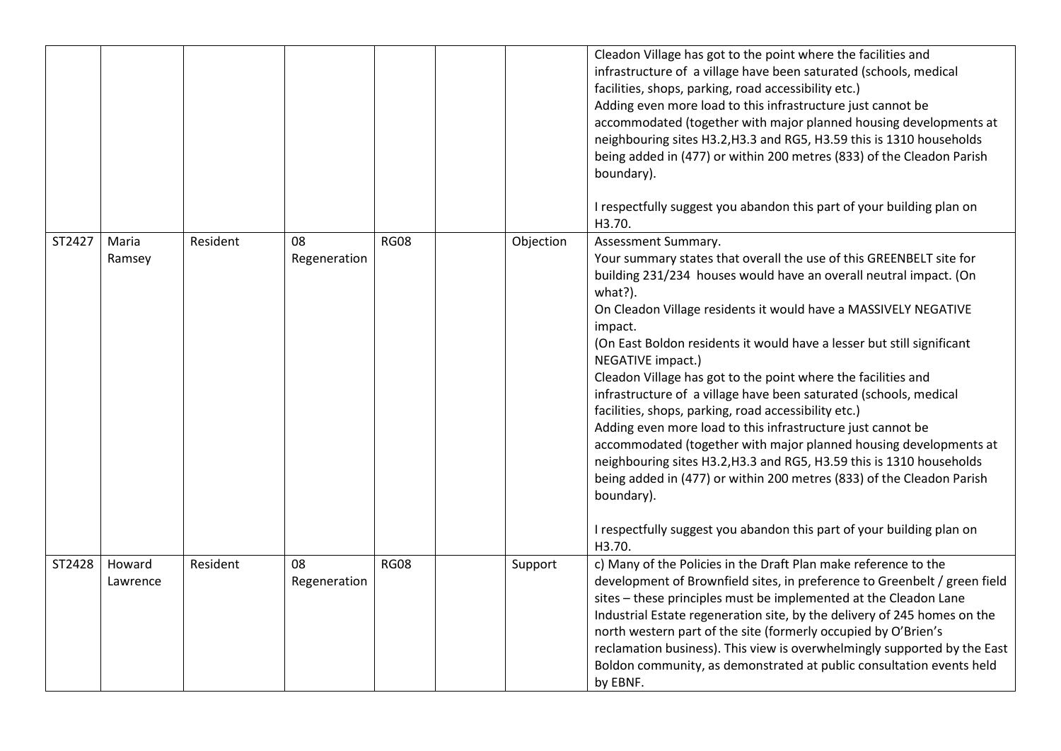|  |  |  |  |  |  |  |  |
| --- | --- | --- | --- | --- | --- | --- | --- |
|  |  |  |  |  |  |  | Cleadon Village has got to the point where the facilities and infrastructure of a village have been saturated (schools, medical facilities, shops, parking, road accessibility etc.)<br>Adding even more load to this infrastructure just cannot be accommodated (together with major planned housing developments at neighbouring sites H3.2,H3.3 and RG5, H3.59 this is 1310 households being added in (477) or within 200 metres (833) of the Cleadon Parish boundary).<br><br>I respectfully suggest you abandon this part of your building plan on H3.70. |
| ST2427 | Maria Ramsey | Resident | 08 Regeneration | RG08 |  | Objection | Assessment Summary.<br>Your summary states that overall the use of this GREENBELT site for building 231/234 houses would have an overall neutral impact. (On what?).<br>On Cleadon Village residents it would have a MASSIVELY NEGATIVE impact.<br>(On East Boldon residents it would have a lesser but still significant NEGATIVE impact.)<br>Cleadon Village has got to the point where the facilities and infrastructure of a village have been saturated (schools, medical facilities, shops, parking, road accessibility etc.)<br>Adding even more load to this infrastructure just cannot be accommodated (together with major planned housing developments at neighbouring sites H3.2,H3.3 and RG5, H3.59 this is 1310 households being added in (477) or within 200 metres (833) of the Cleadon Parish boundary).<br><br>I respectfully suggest you abandon this part of your building plan on H3.70. |
| ST2428 | Howard Lawrence | Resident | 08 Regeneration | RG08 |  | Support | c) Many of the Policies in the Draft Plan make reference to the development of Brownfield sites, in preference to Greenbelt / green field sites – these principles must be implemented at the Cleadon Lane Industrial Estate regeneration site, by the delivery of 245 homes on the north western part of the site (formerly occupied by O'Brien's reclamation business). This view is overwhelmingly supported by the East Boldon community, as demonstrated at public consultation events held by EBNF. |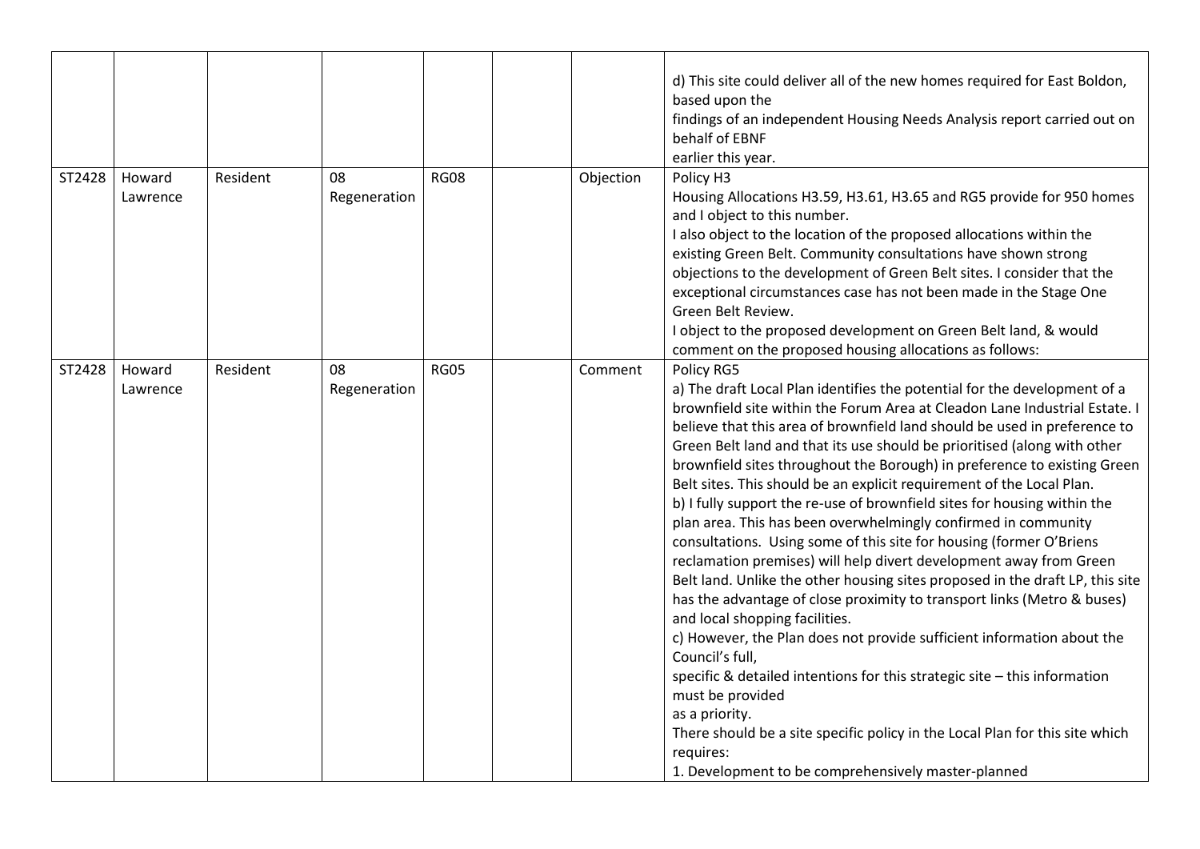| | | | | | | | |
|---|---|---|---|---|---|---|---|
| | | | | | | | d) This site could deliver all of the new homes required for East Boldon, based upon the findings of an independent Housing Needs Analysis report carried out on behalf of EBNF earlier this year. |
| ST2428 | Howard Lawrence | Resident | 08 Regeneration | RG08 | | Objection | Policy H3<br>Housing Allocations H3.59, H3.61, H3.65 and RG5 provide for 950 homes and I object to this number.<br>I also object to the location of the proposed allocations within the existing Green Belt. Community consultations have shown strong objections to the development of Green Belt sites. I consider that the exceptional circumstances case has not been made in the Stage One Green Belt Review.<br>I object to the proposed development on Green Belt land, & would comment on the proposed housing allocations as follows: |
| ST2428 | Howard Lawrence | Resident | 08 Regeneration | RG05 | | Comment | Policy RG5<br>a) The draft Local Plan identifies the potential for the development of a brownfield site within the Forum Area at Cleadon Lane Industrial Estate. I believe that this area of brownfield land should be used in preference to Green Belt land and that its use should be prioritised (along with other brownfield sites throughout the Borough) in preference to existing Green Belt sites. This should be an explicit requirement of the Local Plan.<br>b) I fully support the re-use of brownfield sites for housing within the plan area. This has been overwhelmingly confirmed in community consultations. Using some of this site for housing (former O'Briens reclamation premises) will help divert development away from Green Belt land. Unlike the other housing sites proposed in the draft LP, this site has the advantage of close proximity to transport links (Metro & buses) and local shopping facilities.<br>c) However, the Plan does not provide sufficient information about the Council's full, specific & detailed intentions for this strategic site – this information must be provided as a priority.<br>There should be a site specific policy in the Local Plan for this site which requires:<br>1. Development to be comprehensively master-planned |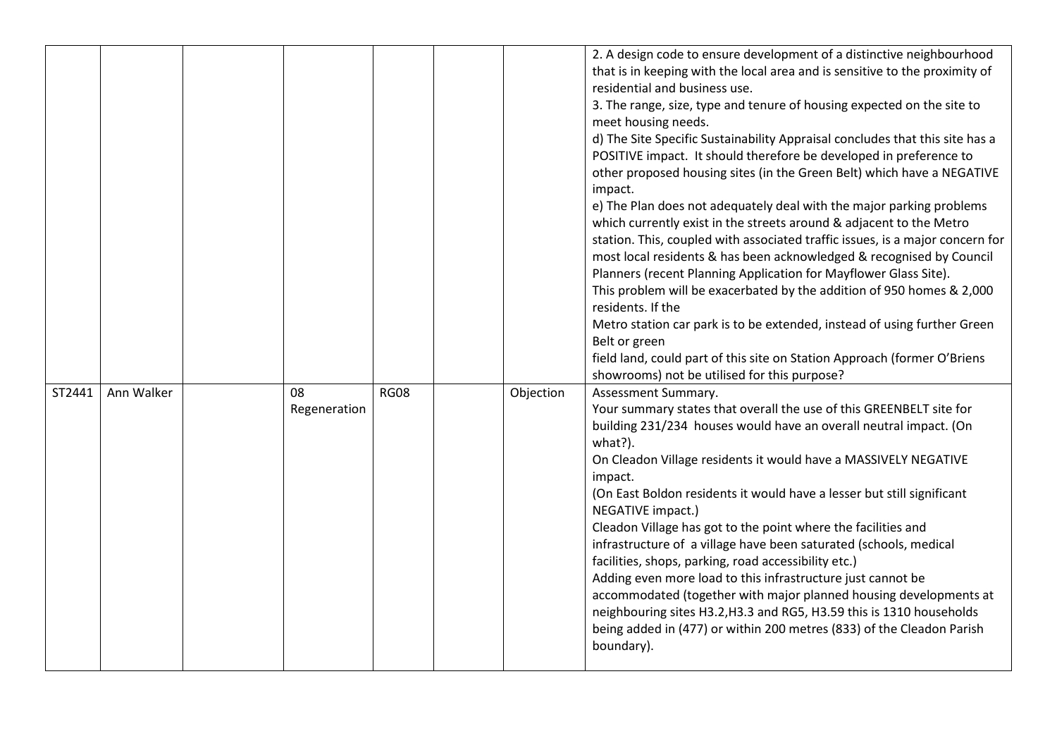| | | | | | | | |
|---|---|---|---|---|---|---|---|
| | | | | | | | 2. A design code to ensure development of a distinctive neighbourhood that is in keeping with the local area and is sensitive to the proximity of residential and business use.<br>3. The range, size, type and tenure of housing expected on the site to meet housing needs.<br>d) The Site Specific Sustainability Appraisal concludes that this site has a POSITIVE impact. It should therefore be developed in preference to other proposed housing sites (in the Green Belt) which have a NEGATIVE impact.<br>e) The Plan does not adequately deal with the major parking problems which currently exist in the streets around & adjacent to the Metro station. This, coupled with associated traffic issues, is a major concern for most local residents & has been acknowledged & recognised by Council Planners (recent Planning Application for Mayflower Glass Site).<br>This problem will be exacerbated by the addition of 950 homes & 2,000 residents. If the<br>Metro station car park is to be extended, instead of using further Green Belt or green<br>field land, could part of this site on Station Approach (former O'Briens showrooms) not be utilised for this purpose? |
| ST2441 | Ann Walker | | 08 Regeneration | RG08 | | Objection | Assessment Summary.<br>Your summary states that overall the use of this GREENBELT site for building 231/234 houses would have an overall neutral impact. (On what?).<br>On Cleadon Village residents it would have a MASSIVELY NEGATIVE impact.<br>(On East Boldon residents it would have a lesser but still significant NEGATIVE impact.)<br>Cleadon Village has got to the point where the facilities and infrastructure of a village have been saturated (schools, medical facilities, shops, parking, road accessibility etc.)<br>Adding even more load to this infrastructure just cannot be accommodated (together with major planned housing developments at neighbouring sites H3.2,H3.3 and RG5, H3.59 this is 1310 households being added in (477) or within 200 metres (833) of the Cleadon Parish boundary). |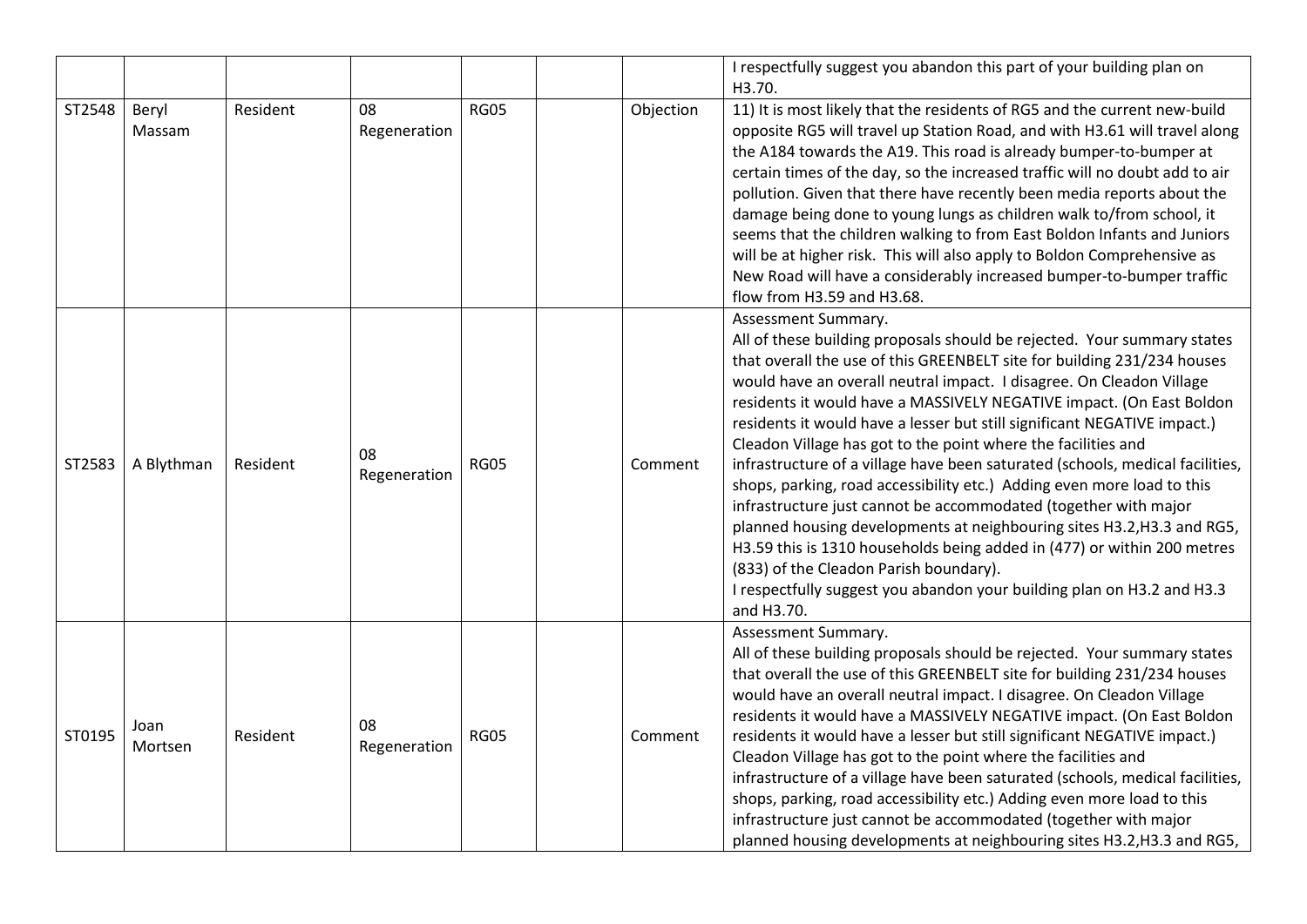| | | | | | | | |
|---|---|---|---|---|---|---|---|
| | | | | | | | I respectfully suggest you abandon this part of your building plan on H3.70. |
| ST2548 | Beryl Massam | Resident | 08 Regeneration | RG05 | | Objection | 11) It is most likely that the residents of RG5 and the current new-build opposite RG5 will travel up Station Road, and with H3.61 will travel along the A184 towards the A19. This road is already bumper-to-bumper at certain times of the day, so the increased traffic will no doubt add to air pollution. Given that there have recently been media reports about the damage being done to young lungs as children walk to/from school, it seems that the children walking to from East Boldon Infants and Juniors will be at higher risk. This will also apply to Boldon Comprehensive as New Road will have a considerably increased bumper-to-bumper traffic flow from H3.59 and H3.68. |
| ST2583 | A Blythman | Resident | 08 Regeneration | RG05 | | Comment | Assessment Summary.<br>All of these building proposals should be rejected. Your summary states that overall the use of this GREENBELT site for building 231/234 houses would have an overall neutral impact. I disagree. On Cleadon Village residents it would have a MASSIVELY NEGATIVE impact. (On East Boldon residents it would have a lesser but still significant NEGATIVE impact.) Cleadon Village has got to the point where the facilities and infrastructure of a village have been saturated (schools, medical facilities, shops, parking, road accessibility etc.) Adding even more load to this infrastructure just cannot be accommodated (together with major planned housing developments at neighbouring sites H3.2,H3.3 and RG5, H3.59 this is 1310 households being added in (477) or within 200 metres (833) of the Cleadon Parish boundary).<br>I respectfully suggest you abandon your building plan on H3.2 and H3.3 and H3.70. |
| ST0195 | Joan Mortsen | Resident | 08 Regeneration | RG05 | | Comment | Assessment Summary.<br>All of these building proposals should be rejected. Your summary states that overall the use of this GREENBELT site for building 231/234 houses would have an overall neutral impact. I disagree. On Cleadon Village residents it would have a MASSIVELY NEGATIVE impact. (On East Boldon residents it would have a lesser but still significant NEGATIVE impact.) Cleadon Village has got to the point where the facilities and infrastructure of a village have been saturated (schools, medical facilities, shops, parking, road accessibility etc.) Adding even more load to this infrastructure just cannot be accommodated (together with major planned housing developments at neighbouring sites H3.2,H3.3 and RG5, |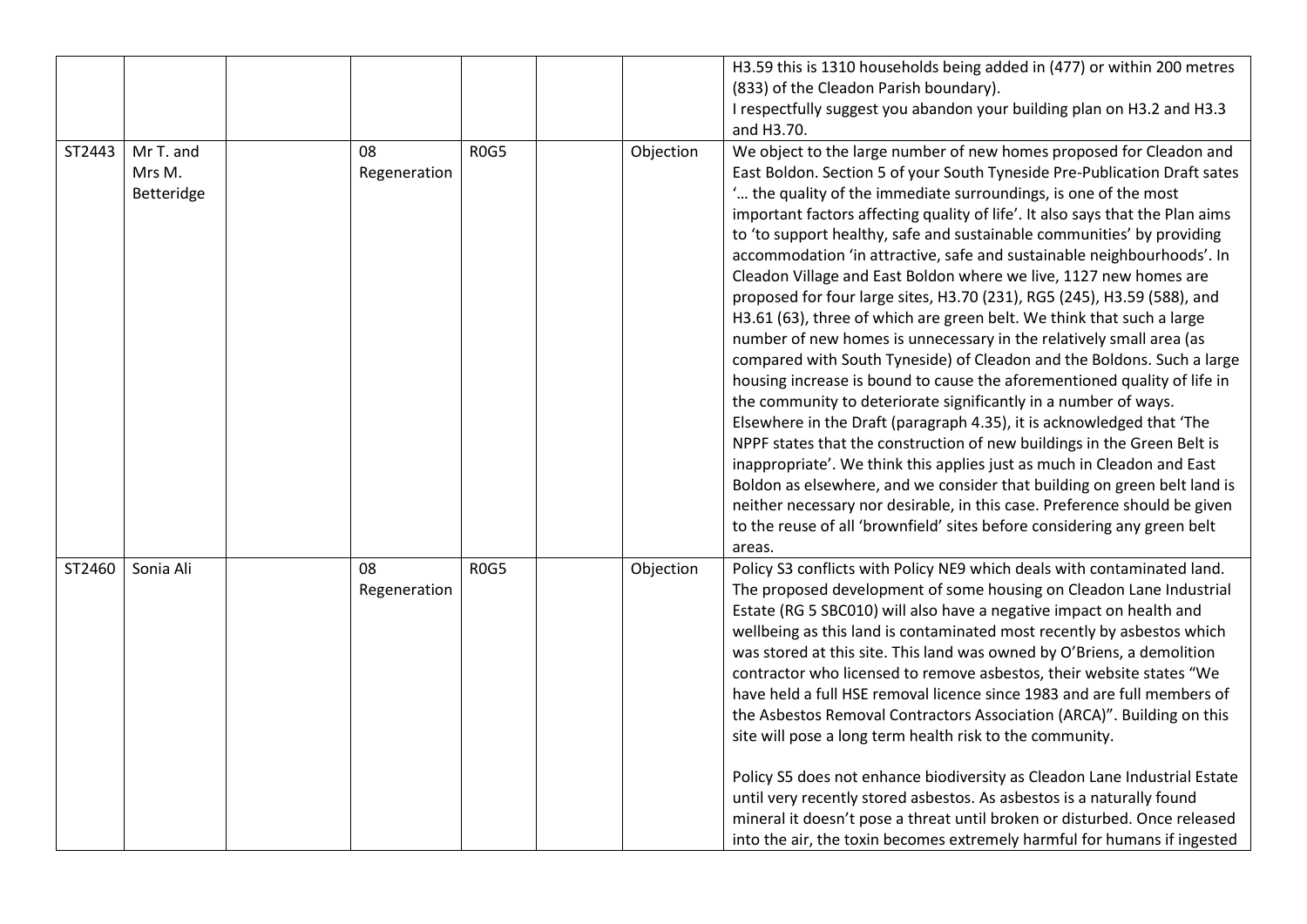|  |  |  |  |  |  |  |  |
|---|---|---|---|---|---|---|---|
|  |  |  |  |  |  |  | H3.59 this is 1310 households being added in (477) or within 200 metres (833) of the Cleadon Parish boundary).<br>I respectfully suggest you abandon your building plan on H3.2 and H3.3 and H3.70. |
| ST2443 | Mr T. and Mrs M. Betteridge |  | 08 Regeneration | R0G5 |  | Objection | We object to the large number of new homes proposed for Cleadon and East Boldon. Section 5 of your South Tyneside Pre-Publication Draft sates '… the quality of the immediate surroundings, is one of the most important factors affecting quality of life'. It also says that the Plan aims to 'to support healthy, safe and sustainable communities' by providing accommodation 'in attractive, safe and sustainable neighbourhoods'. In Cleadon Village and East Boldon where we live, 1127 new homes are proposed for four large sites, H3.70 (231), RG5 (245), H3.59 (588), and H3.61 (63), three of which are green belt. We think that such a large number of new homes is unnecessary in the relatively small area (as compared with South Tyneside) of Cleadon and the Boldons. Such a large housing increase is bound to cause the aforementioned quality of life in the community to deteriorate significantly in a number of ways. Elsewhere in the Draft (paragraph 4.35), it is acknowledged that 'The NPPF states that the construction of new buildings in the Green Belt is inappropriate'. We think this applies just as much in Cleadon and East Boldon as elsewhere, and we consider that building on green belt land is neither necessary nor desirable, in this case. Preference should be given to the reuse of all 'brownfield' sites before considering any green belt areas. |
| ST2460 | Sonia Ali |  | 08 Regeneration | R0G5 |  | Objection | Policy S3 conflicts with Policy NE9 which deals with contaminated land. The proposed development of some housing on Cleadon Lane Industrial Estate (RG 5 SBC010) will also have a negative impact on health and wellbeing as this land is contaminated most recently by asbestos which was stored at this site. This land was owned by O'Briens, a demolition contractor who licensed to remove asbestos, their website states "We have held a full HSE removal licence since 1983 and are full members of the Asbestos Removal Contractors Association (ARCA)". Building on this site will pose a long term health risk to the community.<br><br>Policy S5 does not enhance biodiversity as Cleadon Lane Industrial Estate until very recently stored asbestos. As asbestos is a naturally found mineral it doesn't pose a threat until broken or disturbed. Once released into the air, the toxin becomes extremely harmful for humans if ingested |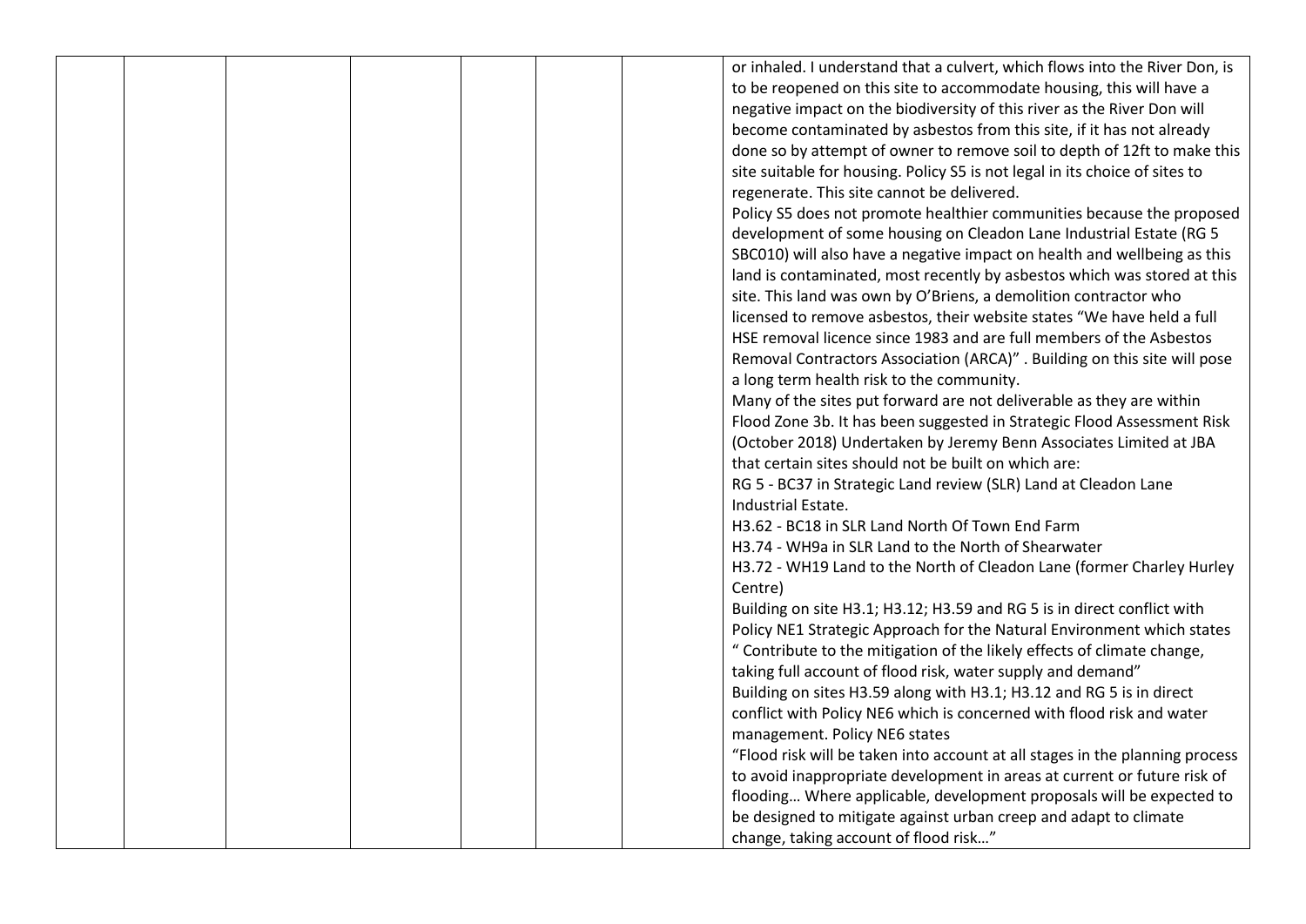|  |  |  |  |  |  |  | or inhaled. I understand that a culvert, which flows into the River Don, is to be reopened on this site to accommodate housing, this will have a negative impact on the biodiversity of this river as the River Don will become contaminated by asbestos from this site, if it has not already done so by attempt of owner to remove soil to depth of 12ft to make this site suitable for housing. Policy S5 is not legal in its choice of sites to regenerate. This site cannot be delivered.<br>Policy S5 does not promote healthier communities because the proposed development of some housing on Cleadon Lane Industrial Estate (RG 5 SBC010) will also have a negative impact on health and wellbeing as this land is contaminated, most recently by asbestos which was stored at this site. This land was own by O'Briens, a demolition contractor who licensed to remove asbestos, their website states "We have held a full HSE removal licence since 1983 and are full members of the Asbestos Removal Contractors Association (ARCA)" . Building on this site will pose a long term health risk to the community.<br>Many of the sites put forward are not deliverable as they are within Flood Zone 3b. It has been suggested in Strategic Flood Assessment Risk (October 2018) Undertaken by Jeremy Benn Associates Limited at JBA that certain sites should not be built on which are:<br>RG 5 - BC37 in Strategic Land review (SLR) Land at Cleadon Lane Industrial Estate.<br>H3.62 - BC18 in SLR Land North Of Town End Farm<br>H3.74 - WH9a in SLR Land to the North of Shearwater<br>H3.72 - WH19 Land to the North of Cleadon Lane (former Charley Hurley Centre)<br>Building on site H3.1; H3.12; H3.59 and RG 5 is in direct conflict with Policy NE1 Strategic Approach for the Natural Environment which states " Contribute to the mitigation of the likely effects of climate change, taking full account of flood risk, water supply and demand"<br>Building on sites H3.59 along with H3.1; H3.12 and RG 5 is in direct conflict with Policy NE6 which is concerned with flood risk and water management. Policy NE6 states<br>"Flood risk will be taken into account at all stages in the planning process to avoid inappropriate development in areas at current or future risk of flooding… Where applicable, development proposals will be expected to be designed to mitigate against urban creep and adapt to climate change, taking account of flood risk…" |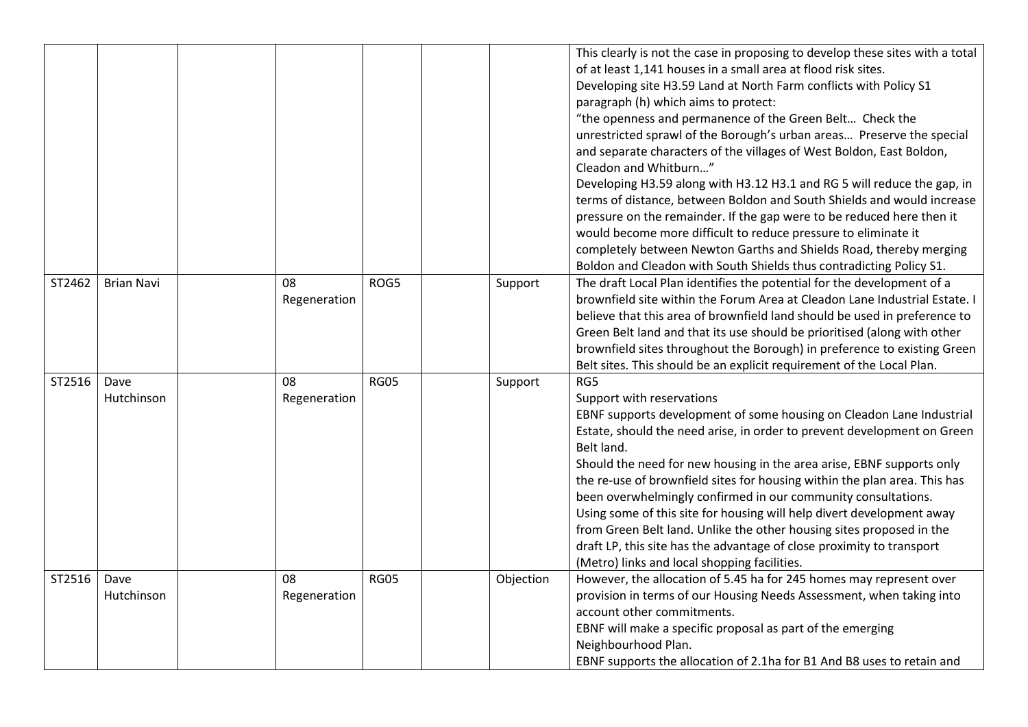|  |  |  |  |  |  |  |  |
|---|---|---|---|---|---|---|---|
|  |  |  |  |  |  |  | This clearly is not the case in proposing to develop these sites with a total of at least 1,141 houses in a small area at flood risk sites.<br>Developing site H3.59 Land at North Farm conflicts with Policy S1 paragraph (h) which aims to protect:<br>"the openness and permanence of the Green Belt… Check the unrestricted sprawl of the Borough's urban areas… Preserve the special and separate characters of the villages of West Boldon, East Boldon, Cleadon and Whitburn…"<br>Developing H3.59 along with H3.12 H3.1 and RG 5 will reduce the gap, in terms of distance, between Boldon and South Shields and would increase pressure on the remainder. If the gap were to be reduced here then it would become more difficult to reduce pressure to eliminate it completely between Newton Garths and Shields Road, thereby merging Boldon and Cleadon with South Shields thus contradicting Policy S1. |
| ST2462 | Brian Navi |  | 08 Regeneration | ROG5 |  | Support | The draft Local Plan identifies the potential for the development of a brownfield site within the Forum Area at Cleadon Lane Industrial Estate. I believe that this area of brownfield land should be used in preference to Green Belt land and that its use should be prioritised (along with other brownfield sites throughout the Borough) in preference to existing Green Belt sites. This should be an explicit requirement of the Local Plan. |
| ST2516 | Dave Hutchinson |  | 08 Regeneration | RG05 |  | Support | RG5<br>Support with reservations<br>EBNF supports development of some housing on Cleadon Lane Industrial Estate, should the need arise, in order to prevent development on Green Belt land.<br>Should the need for new housing in the area arise, EBNF supports only the re-use of brownfield sites for housing within the plan area. This has been overwhelmingly confirmed in our community consultations.<br>Using some of this site for housing will help divert development away from Green Belt land. Unlike the other housing sites proposed in the draft LP, this site has the advantage of close proximity to transport (Metro) links and local shopping facilities. |
| ST2516 | Dave Hutchinson |  | 08 Regeneration | RG05 |  | Objection | However, the allocation of 5.45 ha for 245 homes may represent over provision in terms of our Housing Needs Assessment, when taking into account other commitments.<br>EBNF will make a specific proposal as part of the emerging Neighbourhood Plan.<br>EBNF supports the allocation of 2.1ha for B1 And B8 uses to retain and |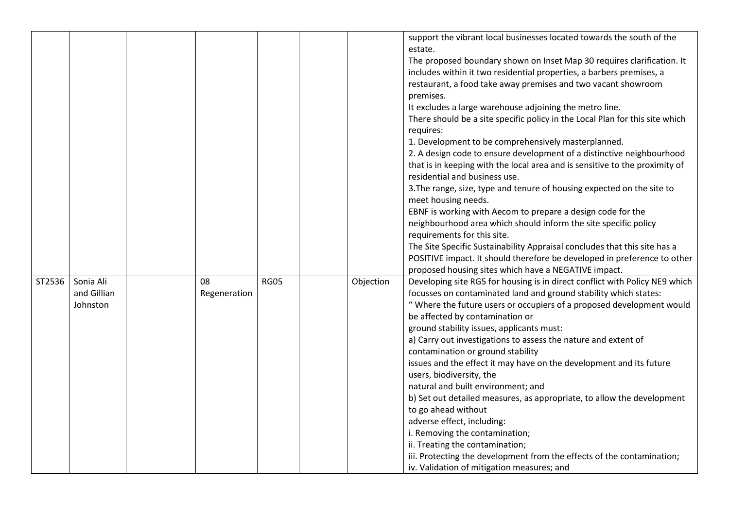| | | | | | | | |
|---|---|---|---|---|---|---|---|
| | | | | | | | support the vibrant local businesses located towards the south of the estate.<br>The proposed boundary shown on Inset Map 30 requires clarification. It includes within it two residential properties, a barbers premises, a restaurant, a food take away premises and two vacant showroom premises.<br>It excludes a large warehouse adjoining the metro line.<br>There should be a site specific policy in the Local Plan for this site which requires:<br>1. Development to be comprehensively masterplanned.<br>2. A design code to ensure development of a distinctive neighbourhood that is in keeping with the local area and is sensitive to the proximity of residential and business use.<br>3.The range, size, type and tenure of housing expected on the site to meet housing needs.<br>EBNF is working with Aecom to prepare a design code for the neighbourhood area which should inform the site specific policy requirements for this site.<br>The Site Specific Sustainability Appraisal concludes that this site has a POSITIVE impact. It should therefore be developed in preference to other proposed housing sites which have a NEGATIVE impact. |
| ST2536 | Sonia Ali and Gillian Johnston | | 08 Regeneration | RG05 | | Objection | Developing site RG5 for housing is in direct conflict with Policy NE9 which focusses on contaminated land and ground stability which states:<br>" Where the future users or occupiers of a proposed development would be affected by contamination or<br>ground stability issues, applicants must:<br>a) Carry out investigations to assess the nature and extent of contamination or ground stability<br>issues and the effect it may have on the development and its future users, biodiversity, the<br>natural and built environment; and<br>b) Set out detailed measures, as appropriate, to allow the development to go ahead without<br>adverse effect, including:<br>i. Removing the contamination;<br>ii. Treating the contamination;<br>iii. Protecting the development from the effects of the contamination;<br>iv. Validation of mitigation measures; and |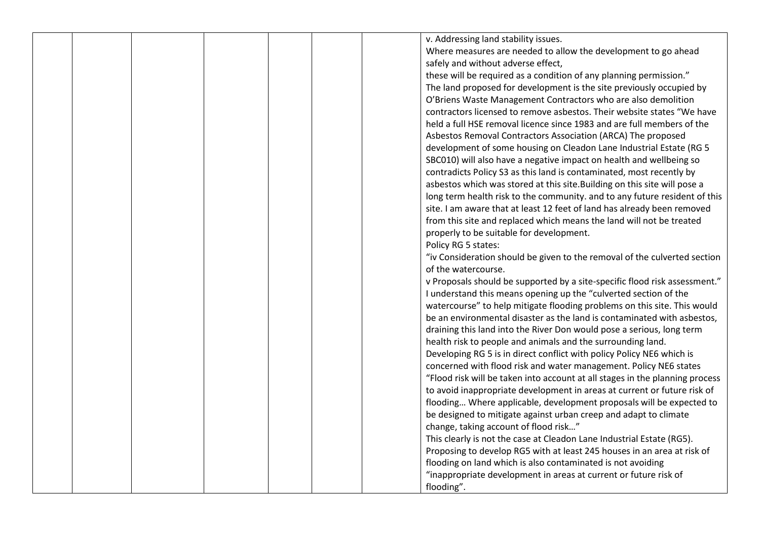| | | | | | | | v. Addressing land stability issues.<br>Where measures are needed to allow the development to go ahead safely and without adverse effect,<br>these will be required as a condition of any planning permission."<br>The land proposed for development is the site previously occupied by O'Briens Waste Management Contractors who are also demolition contractors licensed to remove asbestos. Their website states "We have held a full HSE removal licence since 1983 and are full members of the Asbestos Removal Contractors Association (ARCA) The proposed development of some housing on Cleadon Lane Industrial Estate (RG 5 SBC010) will also have a negative impact on health and wellbeing so contradicts Policy S3 as this land is contaminated, most recently by asbestos which was stored at this site.Building on this site will pose a long term health risk to the community. and to any future resident of this site. I am aware that at least 12 feet of land has already been removed from this site and replaced which means the land will not be treated properly to be suitable for development.<br>Policy RG 5 states:<br>"iv Consideration should be given to the removal of the culverted section of the watercourse.<br>v Proposals should be supported by a site-specific flood risk assessment."<br>I understand this means opening up the "culverted section of the watercourse" to help mitigate flooding problems on this site. This would be an environmental disaster as the land is contaminated with asbestos, draining this land into the River Don would pose a serious, long term health risk to people and animals and the surrounding land.<br>Developing RG 5 is in direct conflict with policy Policy NE6 which is concerned with flood risk and water management. Policy NE6 states "Flood risk will be taken into account at all stages in the planning process to avoid inappropriate development in areas at current or future risk of flooding… Where applicable, development proposals will be expected to be designed to mitigate against urban creep and adapt to climate change, taking account of flood risk…"<br>This clearly is not the case at Cleadon Lane Industrial Estate (RG5). Proposing to develop RG5 with at least 245 houses in an area at risk of flooding on land which is also contaminated is not avoiding "inappropriate development in areas at current or future risk of flooding". |
|---|---|---|---|---|---|---|---|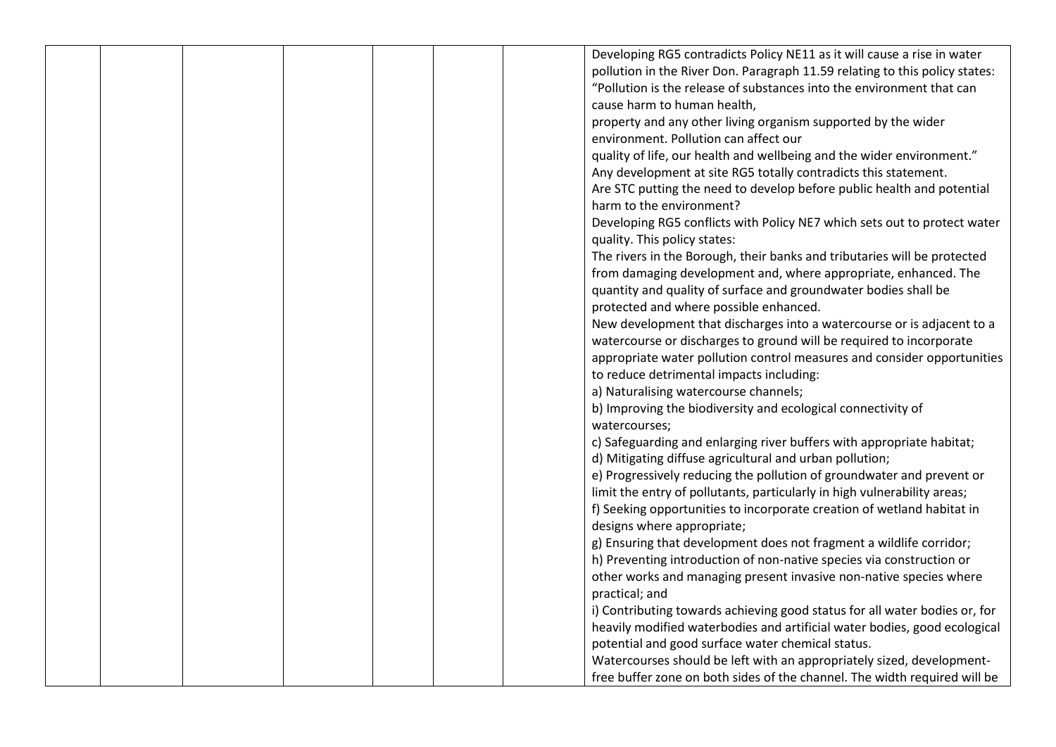| | | | | | | | |
|---|---|---|---|---|---|---|---|
| | | | | | | | Developing RG5 contradicts Policy NE11 as it will cause a rise in water pollution in the River Don. Paragraph 11.59 relating to this policy states: "Pollution is the release of substances into the environment that can cause harm to human health, property and any other living organism supported by the wider environment. Pollution can affect our quality of life, our health and wellbeing and the wider environment." Any development at site RG5 totally contradicts this statement. Are STC putting the need to develop before public health and potential harm to the environment? Developing RG5 conflicts with Policy NE7 which sets out to protect water quality. This policy states: The rivers in the Borough, their banks and tributaries will be protected from damaging development and, where appropriate, enhanced. The quantity and quality of surface and groundwater bodies shall be protected and where possible enhanced. New development that discharges into a watercourse or is adjacent to a watercourse or discharges to ground will be required to incorporate appropriate water pollution control measures and consider opportunities to reduce detrimental impacts including: a) Naturalising watercourse channels; b) Improving the biodiversity and ecological connectivity of watercourses; c) Safeguarding and enlarging river buffers with appropriate habitat; d) Mitigating diffuse agricultural and urban pollution; e) Progressively reducing the pollution of groundwater and prevent or limit the entry of pollutants, particularly in high vulnerability areas; f) Seeking opportunities to incorporate creation of wetland habitat in designs where appropriate; g) Ensuring that development does not fragment a wildlife corridor; h) Preventing introduction of non-native species via construction or other works and managing present invasive non-native species where practical; and i) Contributing towards achieving good status for all water bodies or, for heavily modified waterbodies and artificial water bodies, good ecological potential and good surface water chemical status. Watercourses should be left with an appropriately sized, development-free buffer zone on both sides of the channel. The width required will be |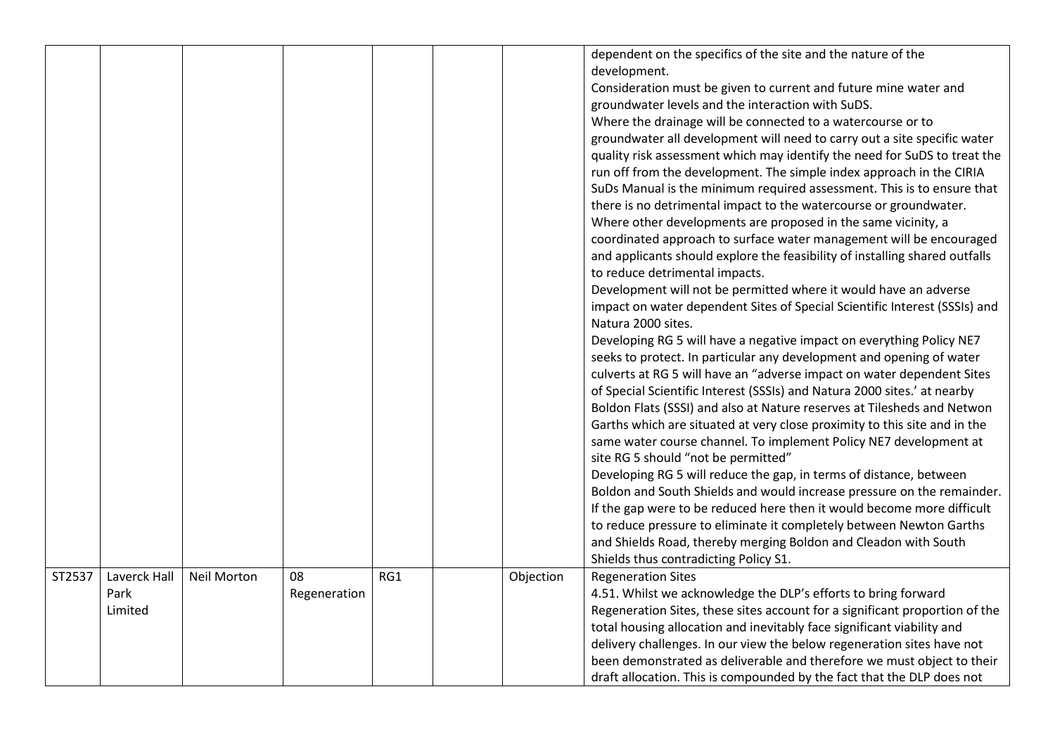|  |  |  |  |  |  |  |  |
|---|---|---|---|---|---|---|---|
|  |  |  |  |  |  |  | dependent on the specifics of the site and the nature of the development.<br>Consideration must be given to current and future mine water and groundwater levels and the interaction with SuDS.<br>Where the drainage will be connected to a watercourse or to groundwater all development will need to carry out a site specific water quality risk assessment which may identify the need for SuDS to treat the run off from the development. The simple index approach in the CIRIA SuDs Manual is the minimum required assessment. This is to ensure that there is no detrimental impact to the watercourse or groundwater.<br>Where other developments are proposed in the same vicinity, a coordinated approach to surface water management will be encouraged and applicants should explore the feasibility of installing shared outfalls to reduce detrimental impacts.<br>Development will not be permitted where it would have an adverse impact on water dependent Sites of Special Scientific Interest (SSSIs) and Natura 2000 sites.<br>Developing RG 5 will have a negative impact on everything Policy NE7 seeks to protect. In particular any development and opening of water culverts at RG 5 will have an "adverse impact on water dependent Sites of Special Scientific Interest (SSSIs) and Natura 2000 sites.' at nearby Boldon Flats (SSSI) and also at Nature reserves at Tilesheds and Netwon Garths which are situated at very close proximity to this site and in the same water course channel. To implement Policy NE7 development at site RG 5 should "not be permitted"<br>Developing RG 5 will reduce the gap, in terms of distance, between Boldon and South Shields and would increase pressure on the remainder. If the gap were to be reduced here then it would become more difficult to reduce pressure to eliminate it completely between Newton Garths and Shields Road, thereby merging Boldon and Cleadon with South Shields thus contradicting Policy S1. |
| ST2537 | Laverck Hall Park Limited | Neil Morton | 08 Regeneration | RG1 |  | Objection | Regeneration Sites<br>4.51. Whilst we acknowledge the DLP's efforts to bring forward Regeneration Sites, these sites account for a significant proportion of the total housing allocation and inevitably face significant viability and delivery challenges. In our view the below regeneration sites have not been demonstrated as deliverable and therefore we must object to their draft allocation. This is compounded by the fact that the DLP does not |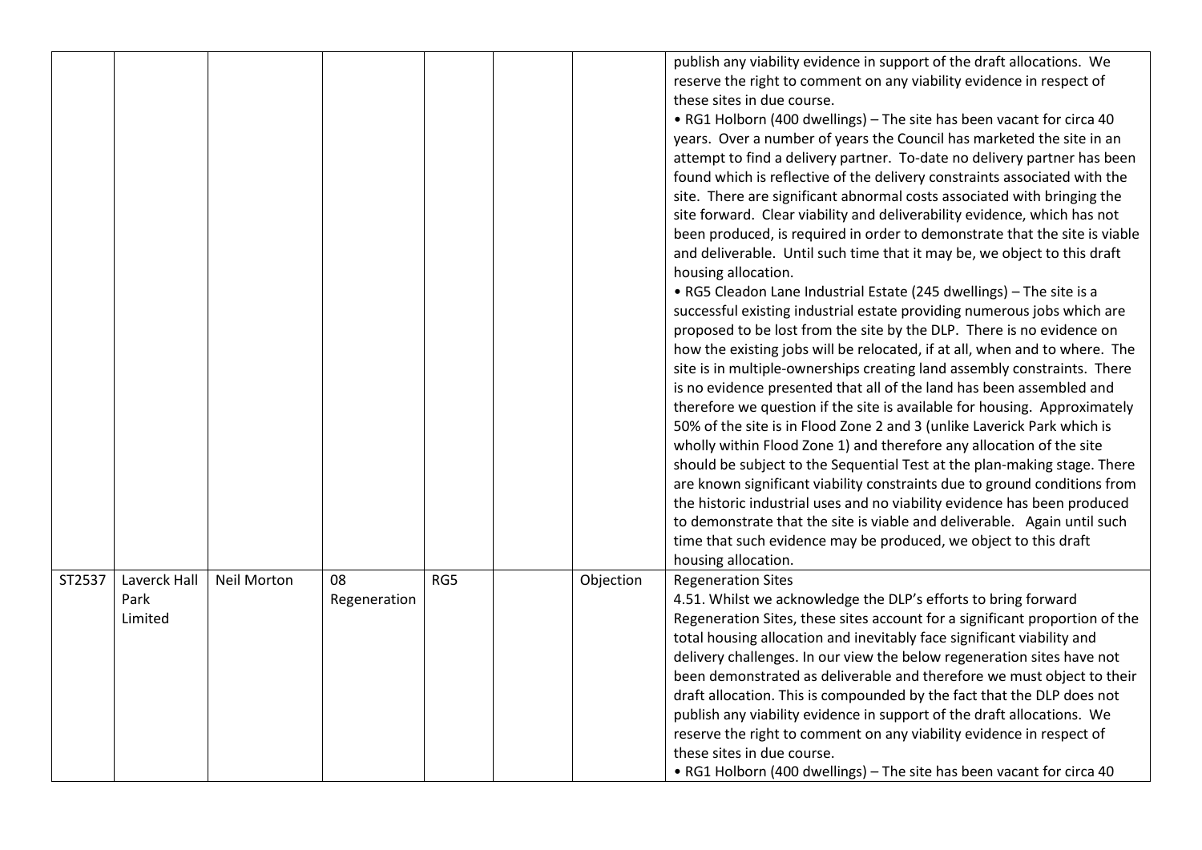|  |  |  |  |  |  |  | publish any viability evidence in support of the draft allocations. We reserve the right to comment on any viability evidence in respect of these sites in due course.<br>• RG1 Holborn (400 dwellings) – The site has been vacant for circa 40 years. Over a number of years the Council has marketed the site in an attempt to find a delivery partner. To-date no delivery partner has been found which is reflective of the delivery constraints associated with the site. There are significant abnormal costs associated with bringing the site forward. Clear viability and deliverability evidence, which has not been produced, is required in order to demonstrate that the site is viable and deliverable. Until such time that it may be, we object to this draft housing allocation.<br>• RG5 Cleadon Lane Industrial Estate (245 dwellings) – The site is a successful existing industrial estate providing numerous jobs which are proposed to be lost from the site by the DLP. There is no evidence on how the existing jobs will be relocated, if at all, when and to where. The site is in multiple-ownerships creating land assembly constraints. There is no evidence presented that all of the land has been assembled and therefore we question if the site is available for housing. Approximately 50% of the site is in Flood Zone 2 and 3 (unlike Laverick Park which is wholly within Flood Zone 1) and therefore any allocation of the site should be subject to the Sequential Test at the plan-making stage. There are known significant viability constraints due to ground conditions from the historic industrial uses and no viability evidence has been produced to demonstrate that the site is viable and deliverable. Again until such time that such evidence may be produced, we object to this draft housing allocation. |
|---|---|---|---|---|---|---|---|
| ST2537 | Laverck Hall Park Limited | Neil Morton | 08 Regeneration | RG5 |  | Objection | Regeneration Sites<br>4.51. Whilst we acknowledge the DLP's efforts to bring forward Regeneration Sites, these sites account for a significant proportion of the total housing allocation and inevitably face significant viability and delivery challenges. In our view the below regeneration sites have not been demonstrated as deliverable and therefore we must object to their draft allocation. This is compounded by the fact that the DLP does not publish any viability evidence in support of the draft allocations. We reserve the right to comment on any viability evidence in respect of these sites in due course.<br>• RG1 Holborn (400 dwellings) – The site has been vacant for circa 40 |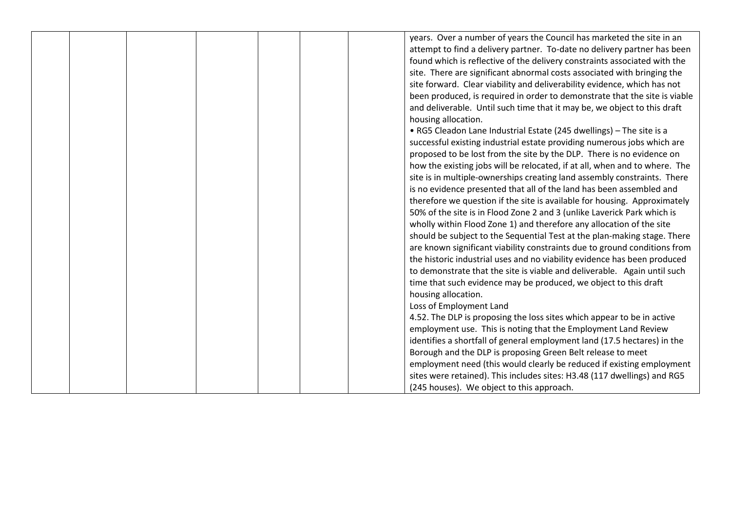| | | | | | | | |
|---|---|---|---|---|---|---|---|
| | | | | | | | years. Over a number of years the Council has marketed the site in an attempt to find a delivery partner. To-date no delivery partner has been found which is reflective of the delivery constraints associated with the site. There are significant abnormal costs associated with bringing the site forward. Clear viability and deliverability evidence, which has not been produced, is required in order to demonstrate that the site is viable and deliverable. Until such time that it may be, we object to this draft housing allocation.<br>• RG5 Cleadon Lane Industrial Estate (245 dwellings) – The site is a successful existing industrial estate providing numerous jobs which are proposed to be lost from the site by the DLP. There is no evidence on how the existing jobs will be relocated, if at all, when and to where. The site is in multiple-ownerships creating land assembly constraints. There is no evidence presented that all of the land has been assembled and therefore we question if the site is available for housing. Approximately 50% of the site is in Flood Zone 2 and 3 (unlike Laverick Park which is wholly within Flood Zone 1) and therefore any allocation of the site should be subject to the Sequential Test at the plan-making stage. There are known significant viability constraints due to ground conditions from the historic industrial uses and no viability evidence has been produced to demonstrate that the site is viable and deliverable. Again until such time that such evidence may be produced, we object to this draft housing allocation.<br>Loss of Employment Land<br>4.52. The DLP is proposing the loss sites which appear to be in active employment use. This is noting that the Employment Land Review identifies a shortfall of general employment land (17.5 hectares) in the Borough and the DLP is proposing Green Belt release to meet employment need (this would clearly be reduced if existing employment sites were retained). This includes sites: H3.48 (117 dwellings) and RG5 (245 houses). We object to this approach. |